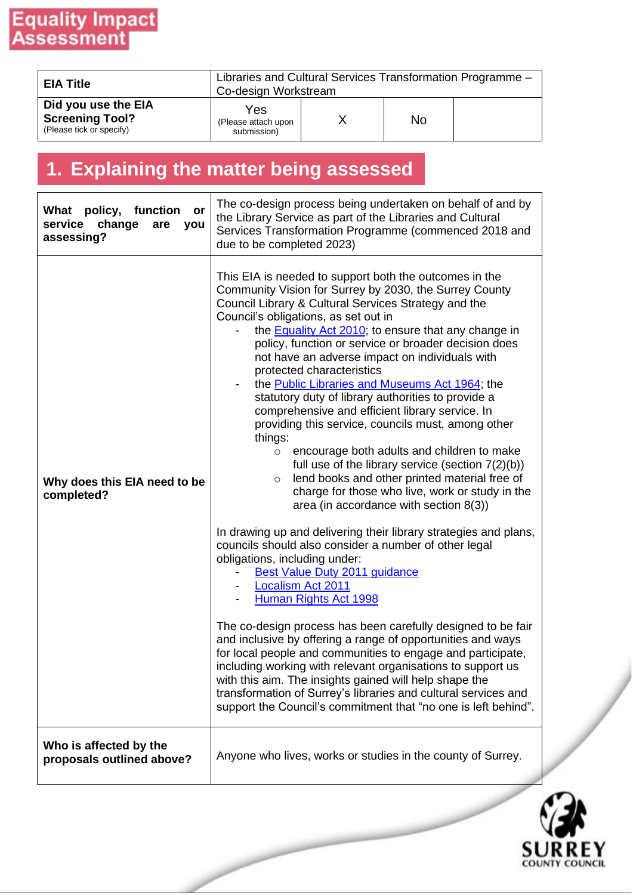# Equality Impact Assessment

| EIA Title | Libraries and Cultural Services Transformation Programme – Co-design Workstream | | | |
|---|---|---|---|---|
| **Did you use the EIA Screening Tool?** (Please tick or specify) | Yes (Please attach upon submission) | X | No | |

## 1. Explaining the matter being assessed

| | |
|---|---|
| **What policy, function or service change are you assessing?** | The co-design process being undertaken on behalf of and by the Library Service as part of the Libraries and Cultural Services Transformation Programme (commenced 2018 and due to be completed 2023) |
| **Why does this EIA need to be completed?** | This EIA is needed to support both the outcomes in the Community Vision for Surrey by 2030, the Surrey County Council Library & Cultural Services Strategy and the Council's obligations, as set out in<br>- the Equality Act 2010; to ensure that any change in policy, function or service or broader decision does not have an adverse impact on individuals with protected characteristics<br>- the Public Libraries and Museums Act 1964; the statutory duty of library authorities to provide a comprehensive and efficient library service. In providing this service, councils must, among other things:<br>&nbsp;&nbsp;&nbsp;&nbsp;○ encourage both adults and children to make full use of the library service (section 7(2)(b))<br>&nbsp;&nbsp;&nbsp;&nbsp;○ lend books and other printed material free of charge for those who live, work or study in the area (in accordance with section 8(3))<br><br>In drawing up and delivering their library strategies and plans, councils should also consider a number of other legal obligations, including under:<br>- Best Value Duty 2011 guidance<br>- Localism Act 2011<br>- Human Rights Act 1998<br><br>The co-design process has been carefully designed to be fair and inclusive by offering a range of opportunities and ways for local people and communities to engage and participate, including working with relevant organisations to support us with this aim. The insights gained will help shape the transformation of Surrey's libraries and cultural services and support the Council's commitment that "no one is left behind". |
| **Who is affected by the proposals outlined above?** | Anyone who lives, works or studies in the county of Surrey. |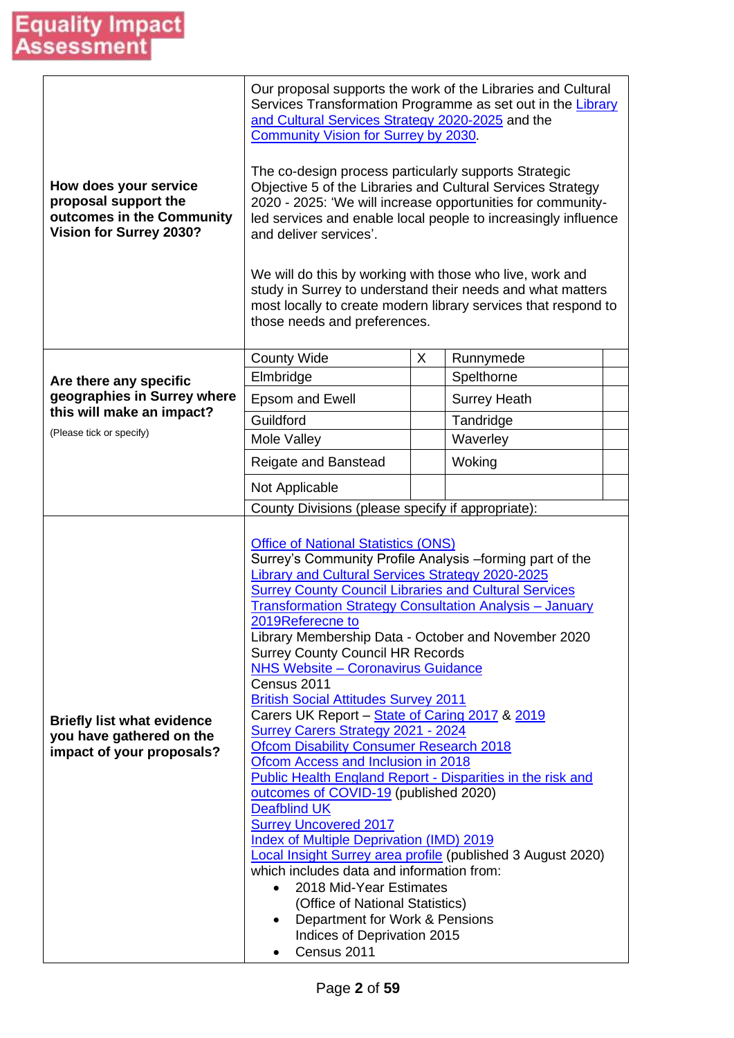# Equality Impact Assessment

<table>
<tr>
<td><b>How does your service proposal support the outcomes in the Community Vision for Surrey 2030?</b></td>
<td>Our proposal supports the work of the Libraries and Cultural Services Transformation Programme as set out in the Library and Cultural Services Strategy 2020-2025 and the Community Vision for Surrey by 2030.<br><br>The co-design process particularly supports Strategic Objective 5 of the Libraries and Cultural Services Strategy 2020 - 2025: 'We will increase opportunities for community-led services and enable local people to increasingly influence and deliver services'.<br><br>We will do this by working with those who live, work and study in Surrey to understand their needs and what matters most locally to create modern library services that respond to those needs and preferences.</td>
</tr>
<tr>
<td><b>Are there any specific geographies in Surrey where this will make an impact?</b><br><br>(Please tick or specify)</td>
<td>
<table>
<tr><td>County Wide</td><td>X</td><td>Runnymede</td><td></td></tr>
<tr><td>Elmbridge</td><td></td><td>Spelthorne</td><td></td></tr>
<tr><td>Epsom and Ewell</td><td></td><td>Surrey Heath</td><td></td></tr>
<tr><td>Guildford</td><td></td><td>Tandridge</td><td></td></tr>
<tr><td>Mole Valley</td><td></td><td>Waverley</td><td></td></tr>
<tr><td>Reigate and Banstead</td><td></td><td>Woking</td><td></td></tr>
<tr><td>Not Applicable</td><td></td><td></td><td></td></tr>
<tr><td colspan="4">County Divisions (please specify if appropriate):</td></tr>
</table>
</td>
</tr>
<tr>
<td><b>Briefly list what evidence you have gathered on the impact of your proposals?</b></td>
<td>Office of National Statistics (ONS)<br>Surrey's Community Profile Analysis –forming part of the Library and Cultural Services Strategy 2020-2025<br>Surrey County Council Libraries and Cultural Services Transformation Strategy Consultation Analysis – January 2019Referecne to<br>Library Membership Data - October and November 2020<br>Surrey County Council HR Records<br>NHS Website – Coronavirus Guidance<br>Census 2011<br>British Social Attitudes Survey 2011<br>Carers UK Report – State of Caring 2017 &amp; 2019<br>Surrey Carers Strategy 2021 - 2024<br>Ofcom Disability Consumer Research 2018<br>Ofcom Access and Inclusion in 2018<br>Public Health England Report - Disparities in the risk and outcomes of COVID-19 (published 2020)<br>Deafblind UK<br>Surrey Uncovered 2017<br>Index of Multiple Deprivation (IMD) 2019<br>Local Insight Surrey area profile (published 3 August 2020) which includes data and information from:
<ul>
<li>2018 Mid-Year Estimates (Office of National Statistics)</li>
<li>Department for Work &amp; Pensions Indices of Deprivation 2015</li>
<li>Census 2011</li>
</ul>
</td>
</tr>
</table>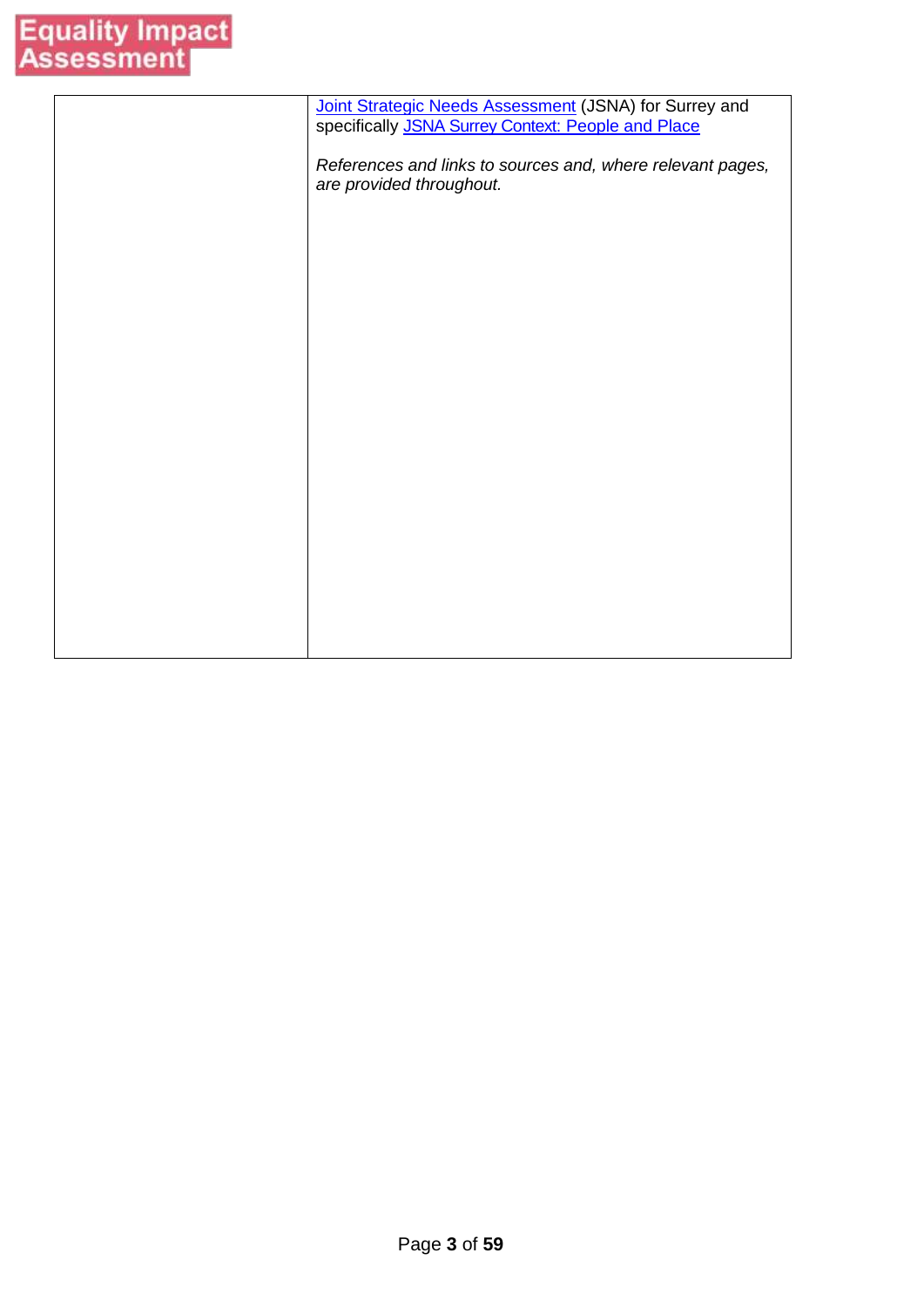|  | [Joint Strategic Needs Assessment]() (JSNA) for Surrey and specifically [JSNA Surrey Context: People and Place]()<br><br>*References and links to sources and, where relevant pages, are provided throughout.* |
|---|---|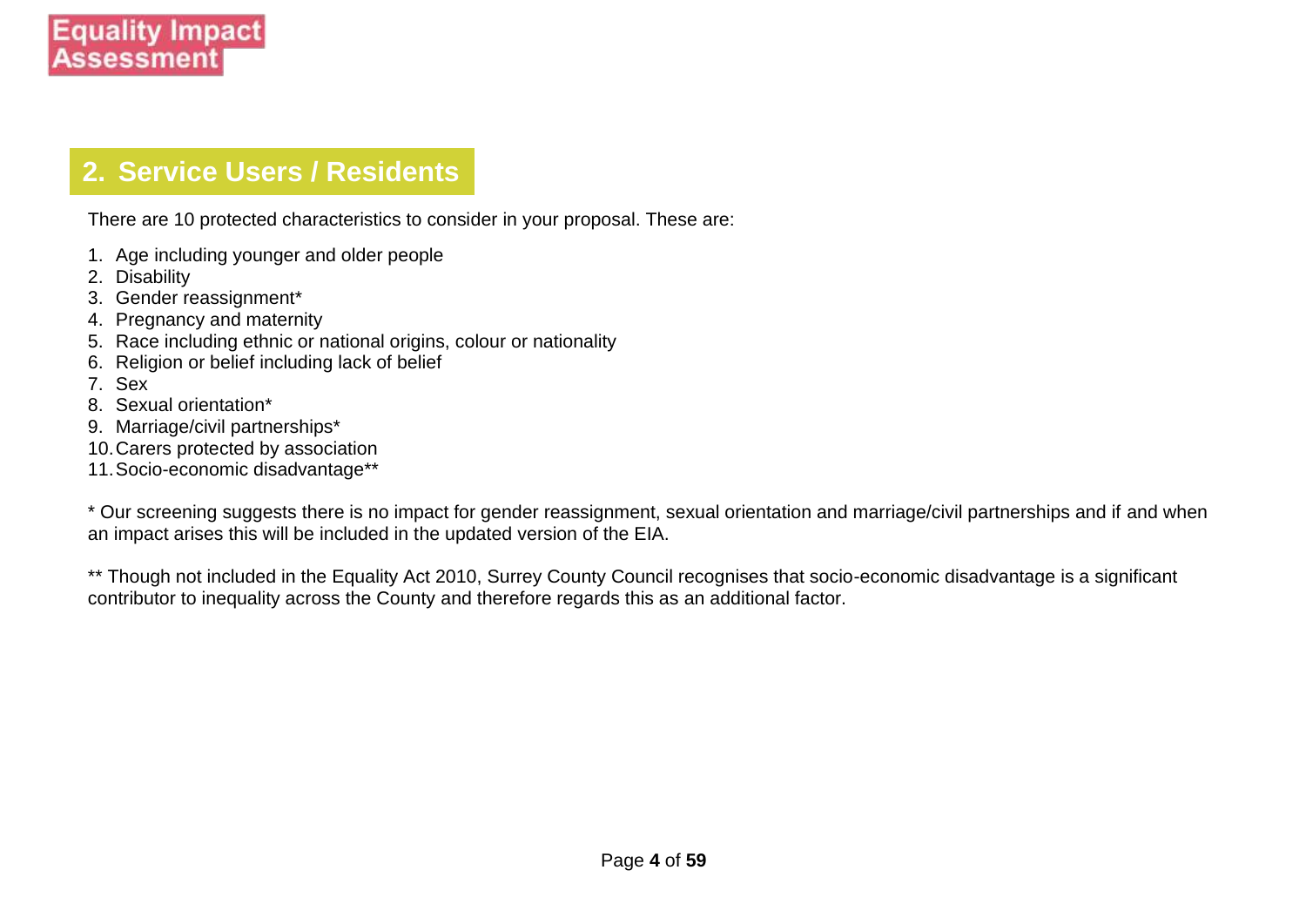Equality Impact Assessment

## 2. Service Users / Residents

There are 10 protected characteristics to consider in your proposal. These are:

1. Age including younger and older people
2. Disability
3. Gender reassignment*
4. Pregnancy and maternity
5. Race including ethnic or national origins, colour or nationality
6. Religion or belief including lack of belief
7. Sex
8. Sexual orientation*
9. Marriage/civil partnerships*
10. Carers protected by association
11. Socio-economic disadvantage**

* Our screening suggests there is no impact for gender reassignment, sexual orientation and marriage/civil partnerships and if and when an impact arises this will be included in the updated version of the EIA.

** Though not included in the Equality Act 2010, Surrey County Council recognises that socio-economic disadvantage is a significant contributor to inequality across the County and therefore regards this as an additional factor.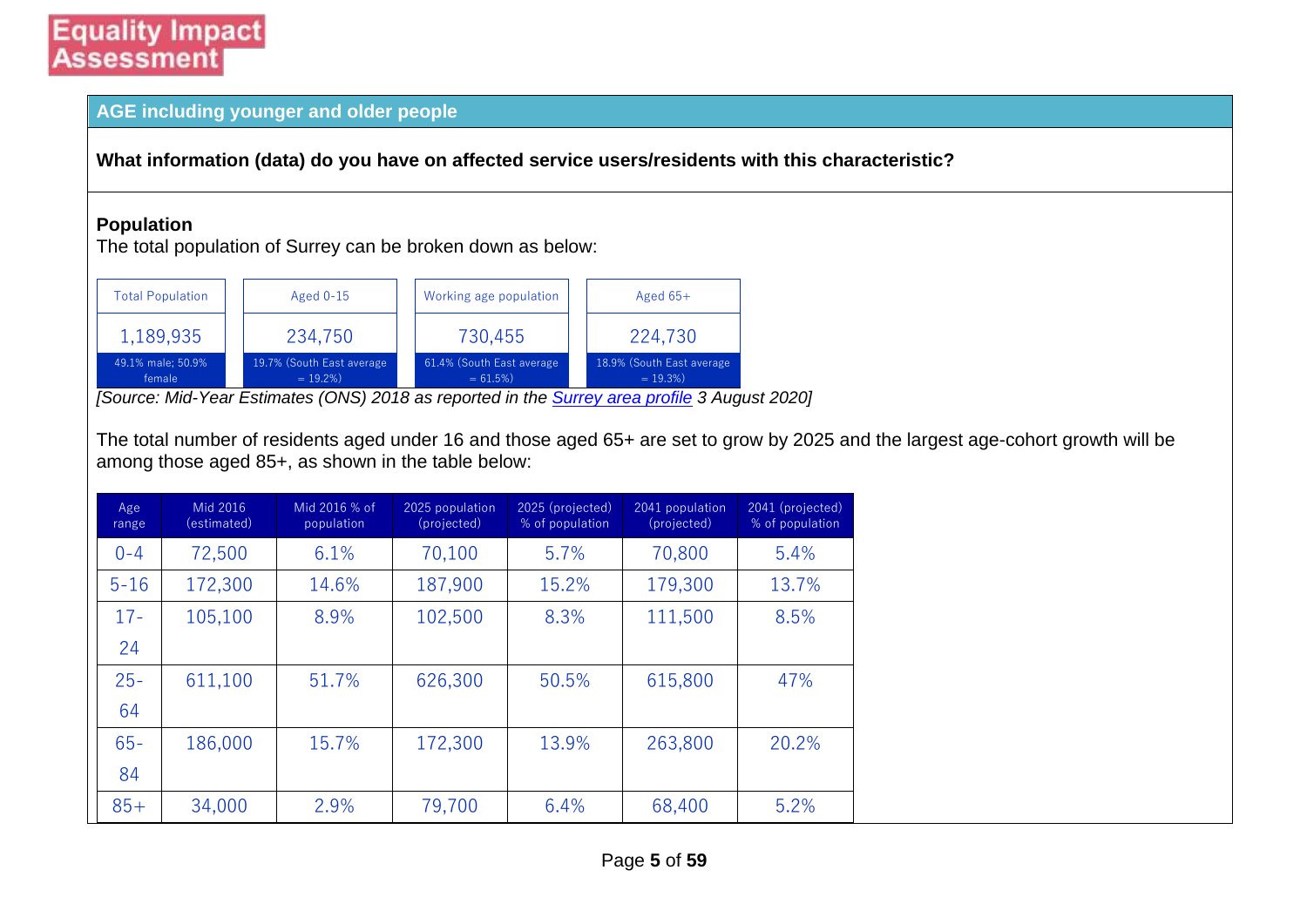Equality Impact Assessment

## AGE including younger and older people

**What information (data) do you have on affected service users/residents with this characteristic?**

**Population**

The total population of Surrey can be broken down as below:

| Total Population | Aged 0-15 | Working age population | Aged 65+ |
|---|---|---|---|
| 1,189,935 | 234,750 | 730,455 | 224,730 |
| 49.1% male; 50.9% female | 19.7% (South East average = 19.2%) | 61.4% (South East average = 61.5%) | 18.9% (South East average = 19.3%) |

*[Source: Mid-Year Estimates (ONS) 2018 as reported in the [Surrey area profile]() 3 August 2020]*

The total number of residents aged under 16 and those aged 65+ are set to grow by 2025 and the largest age-cohort growth will be among those aged 85+, as shown in the table below:

| Age range | Mid 2016 (estimated) | Mid 2016 % of population | 2025 population (projected) | 2025 (projected) % of population | 2041 population (projected) | 2041 (projected) % of population |
|---|---|---|---|---|---|---|
| 0-4 | 72,500 | 6.1% | 70,100 | 5.7% | 70,800 | 5.4% |
| 5-16 | 172,300 | 14.6% | 187,900 | 15.2% | 179,300 | 13.7% |
| 17-24 | 105,100 | 8.9% | 102,500 | 8.3% | 111,500 | 8.5% |
| 25-64 | 611,100 | 51.7% | 626,300 | 50.5% | 615,800 | 47% |
| 65-84 | 186,000 | 15.7% | 172,300 | 13.9% | 263,800 | 20.2% |
| 85+ | 34,000 | 2.9% | 79,700 | 6.4% | 68,400 | 5.2% |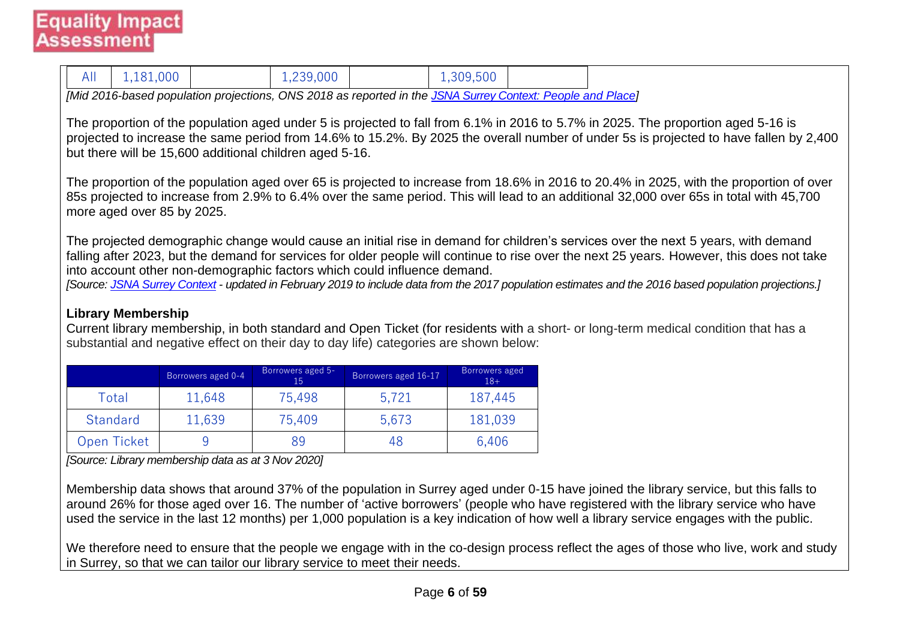| All | 1,181,000 | | 1,239,000 | | 1,309,500 | |
|---|---|---|---|---|---|---|

*[Mid 2016-based population projections, ONS 2018 as reported in the JSNA Surrey Context: People and Place]*

The proportion of the population aged under 5 is projected to fall from 6.1% in 2016 to 5.7% in 2025. The proportion aged 5-16 is projected to increase the same period from 14.6% to 15.2%. By 2025 the overall number of under 5s is projected to have fallen by 2,400 but there will be 15,600 additional children aged 5-16.

The proportion of the population aged over 65 is projected to increase from 18.6% in 2016 to 20.4% in 2025, with the proportion of over 85s projected to increase from 2.9% to 6.4% over the same period. This will lead to an additional 32,000 over 65s in total with 45,700 more aged over 85 by 2025.

The projected demographic change would cause an initial rise in demand for children's services over the next 5 years, with demand falling after 2023, but the demand for services for older people will continue to rise over the next 25 years. However, this does not take into account other non-demographic factors which could influence demand.

*[Source: JSNA Surrey Context - updated in February 2019 to include data from the 2017 population estimates and the 2016 based population projections.]*

**Library Membership**

Current library membership, in both standard and Open Ticket (for residents with a short- or long-term medical condition that has a substantial and negative effect on their day to day life) categories are shown below:

| | Borrowers aged 0-4 | Borrowers aged 5-15 | Borrowers aged 16-17 | Borrowers aged 18+ |
|---|---|---|---|---|
| Total | 11,648 | 75,498 | 5,721 | 187,445 |
| Standard | 11,639 | 75,409 | 5,673 | 181,039 |
| Open Ticket | 9 | 89 | 48 | 6,406 |

*[Source: Library membership data as at 3 Nov 2020]*

Membership data shows that around 37% of the population in Surrey aged under 0-15 have joined the library service, but this falls to around 26% for those aged over 16. The number of 'active borrowers' (people who have registered with the library service who have used the service in the last 12 months) per 1,000 population is a key indication of how well a library service engages with the public.

We therefore need to ensure that the people we engage with in the co-design process reflect the ages of those who live, work and study in Surrey, so that we can tailor our library service to meet their needs.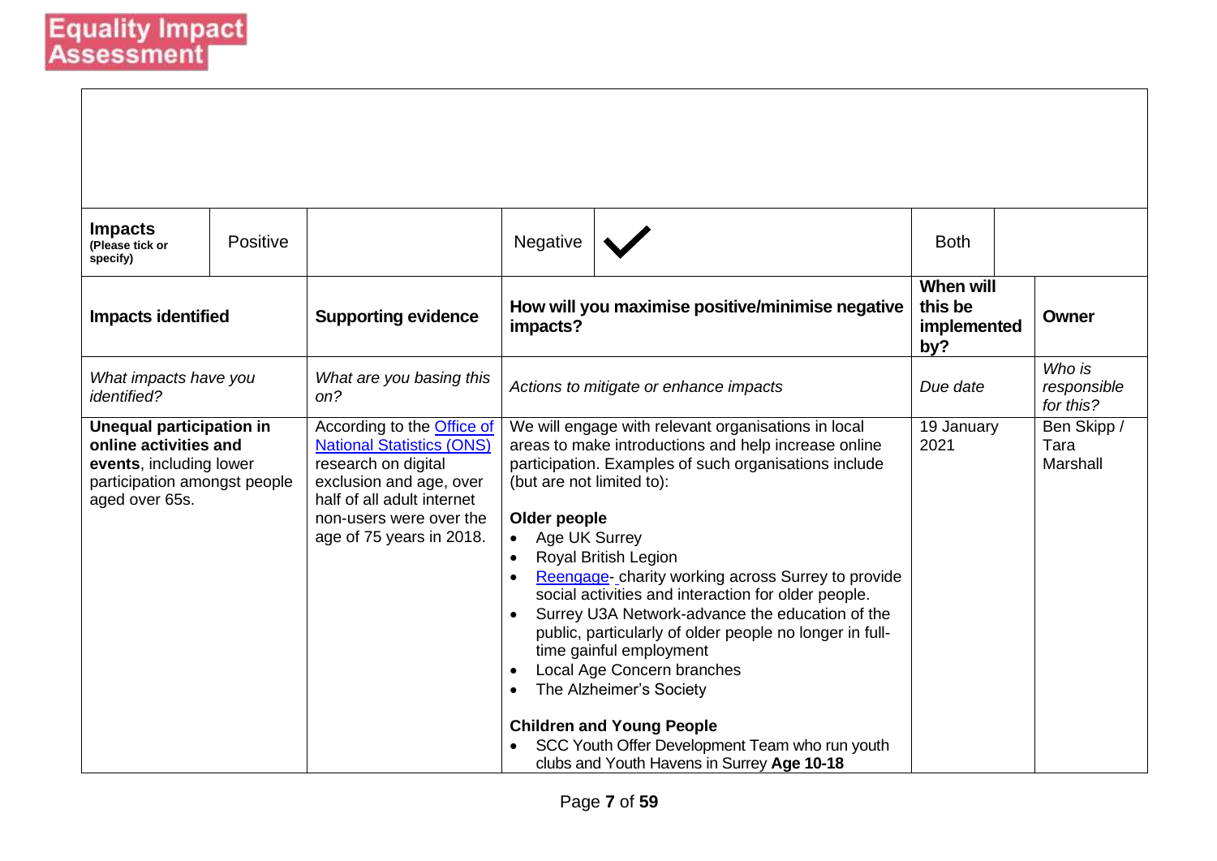# Equality Impact Assessment

| Impacts (Please tick or specify) | Positive | | Negative | ✓ | Both | |
|---|---|---|---|---|---|---|

| Impacts identified | Supporting evidence | How will you maximise positive/minimise negative impacts? | When will this be implemented by? | Owner |
|---|---|---|---|---|
| *What impacts have you identified?* | *What are you basing this on?* | *Actions to mitigate or enhance impacts* | *Due date* | *Who is responsible for this?* |
| **Unequal participation in online activities and events**, including lower participation amongst people aged over 65s. | According to the Office of National Statistics (ONS) research on digital exclusion and age, over half of all adult internet non-users were over the age of 75 years in 2018. | We will engage with relevant organisations in local areas to make introductions and help increase online participation. Examples of such organisations include (but are not limited to):<br><br>**Older people**<br>• Age UK Surrey<br>• Royal British Legion<br>• Reengage- charity working across Surrey to provide social activities and interaction for older people.<br>• Surrey U3A Network-advance the education of the public, particularly of older people no longer in full-time gainful employment<br>• Local Age Concern branches<br>• The Alzheimer's Society<br><br>**Children and Young People**<br>• SCC Youth Offer Development Team who run youth clubs and Youth Havens in Surrey **Age 10-18** | 19 January 2021 | Ben Skipp / Tara Marshall |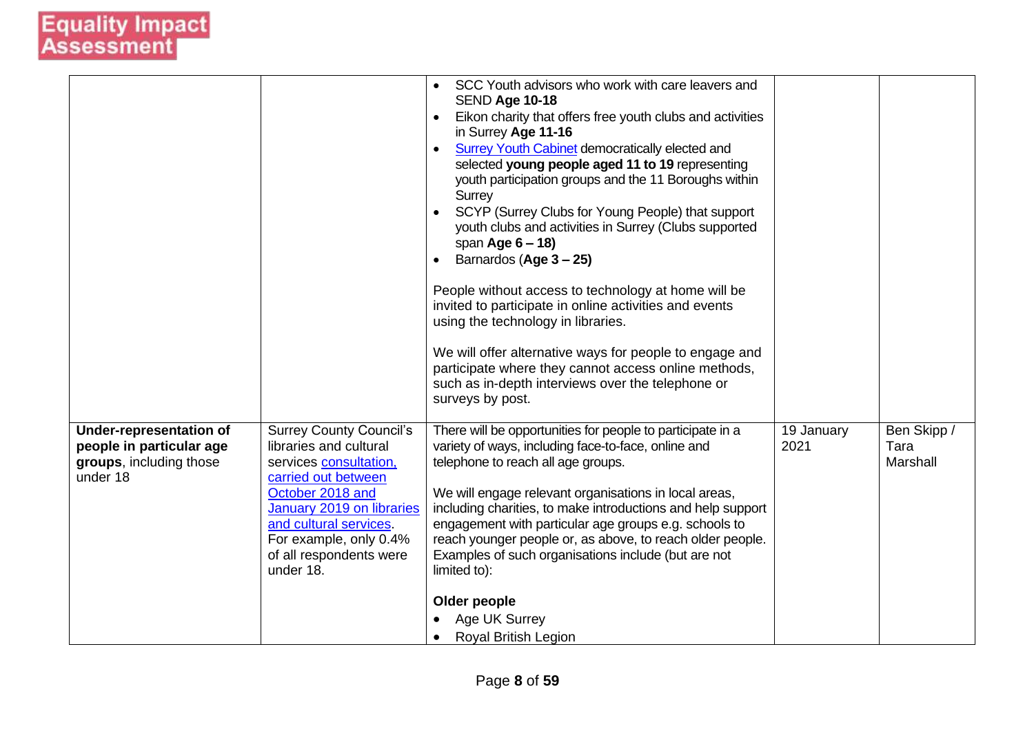|  |  |  |  |  |
|---|---|---|---|---|
|  |  | • SCC Youth advisors who work with care leavers and SEND **Age 10-18**<br>• Eikon charity that offers free youth clubs and activities in Surrey **Age 11-16**<br>• Surrey Youth Cabinet democratically elected and selected **young people aged 11 to 19** representing youth participation groups and the 11 Boroughs within Surrey<br>• SCYP (Surrey Clubs for Young People) that support youth clubs and activities in Surrey (Clubs supported span **Age 6 – 18)**<br>• Barnardos (**Age 3 – 25)**<br><br>People without access to technology at home will be invited to participate in online activities and events using the technology in libraries.<br><br>We will offer alternative ways for people to engage and participate where they cannot access online methods, such as in-depth interviews over the telephone or surveys by post. |  |  |
| **Under-representation of people in particular age groups**, including those under 18 | Surrey County Council's libraries and cultural services consultation, carried out between October 2018 and January 2019 on libraries and cultural services. For example, only 0.4% of all respondents were under 18. | There will be opportunities for people to participate in a variety of ways, including face-to-face, online and telephone to reach all age groups.<br><br>We will engage relevant organisations in local areas, including charities, to make introductions and help support engagement with particular age groups e.g. schools to reach younger people or, as above, to reach older people. Examples of such organisations include (but are not limited to):<br><br>**Older people**<br>• Age UK Surrey<br>• Royal British Legion | 19 January 2021 | Ben Skipp / Tara Marshall |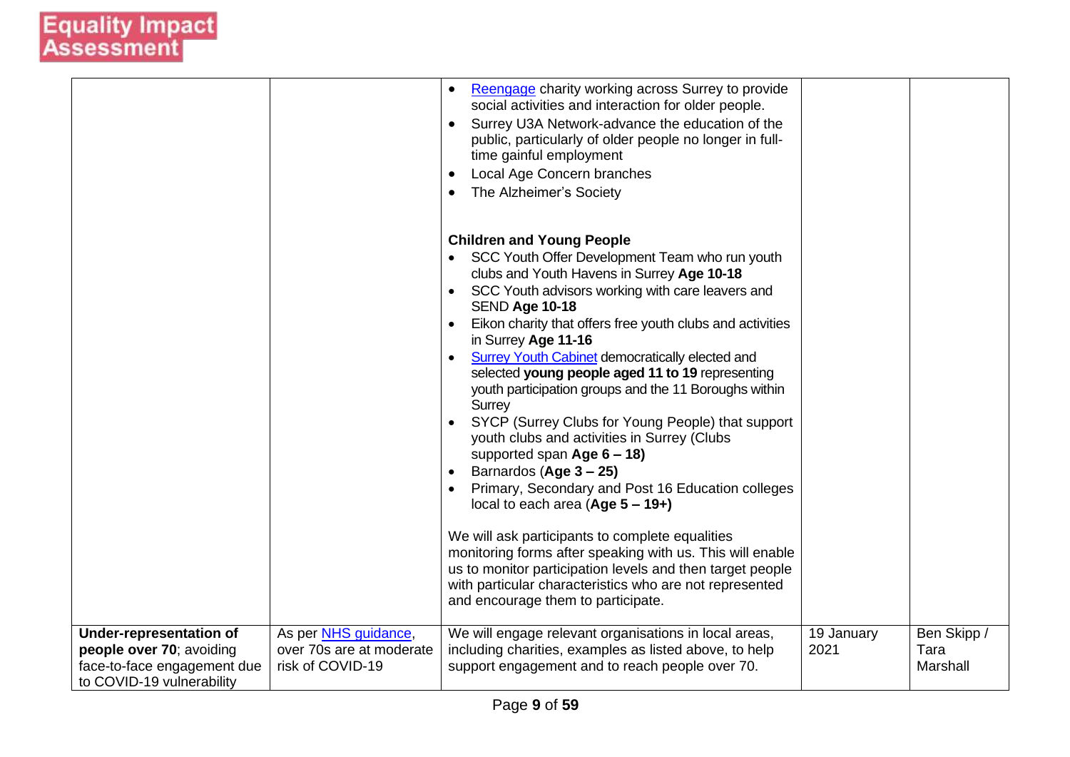| | | | | |
|---|---|---|---|---|
| | | • Reengage charity working across Surrey to provide social activities and interaction for older people.<br>• Surrey U3A Network-advance the education of the public, particularly of older people no longer in full-time gainful employment<br>• Local Age Concern branches<br>• The Alzheimer's Society<br><br>**Children and Young People**<br>• SCC Youth Offer Development Team who run youth clubs and Youth Havens in Surrey **Age 10-18**<br>• SCC Youth advisors working with care leavers and SEND **Age 10-18**<br>• Eikon charity that offers free youth clubs and activities in Surrey **Age 11-16**<br>• Surrey Youth Cabinet democratically elected and selected **young people aged 11 to 19** representing youth participation groups and the 11 Boroughs within Surrey<br>• SYCP (Surrey Clubs for Young People) that support youth clubs and activities in Surrey (Clubs supported span **Age 6 – 18)**<br>• Barnardos (**Age 3 – 25)**<br>• Primary, Secondary and Post 16 Education colleges local to each area (**Age 5 – 19+)**<br><br>We will ask participants to complete equalities monitoring forms after speaking with us. This will enable us to monitor participation levels and then target people with particular characteristics who are not represented and encourage them to participate. | | |
| **Under-representation of people over 70**; avoiding face-to-face engagement due to COVID-19 vulnerability | As per NHS guidance, over 70s are at moderate risk of COVID-19 | We will engage relevant organisations in local areas, including charities, examples as listed above, to help support engagement and to reach people over 70. | 19 January 2021 | Ben Skipp / Tara Marshall |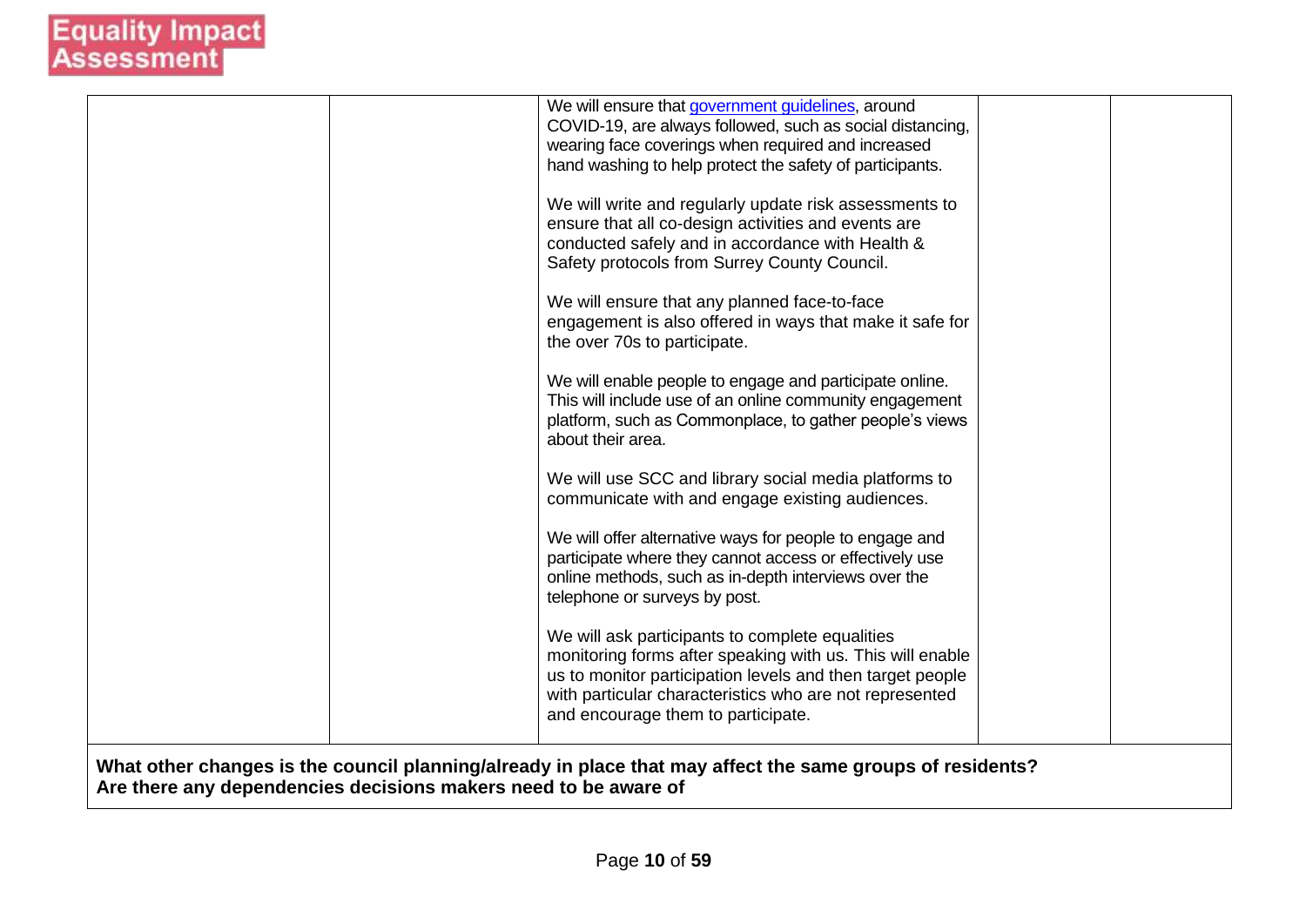| | | | | |
|---|---|---|---|---|
| | | We will ensure that [government guidelines](), around COVID-19, are always followed, such as social distancing, wearing face coverings when required and increased hand washing to help protect the safety of participants.<br><br>We will write and regularly update risk assessments to ensure that all co-design activities and events are conducted safely and in accordance with Health & Safety protocols from Surrey County Council.<br><br>We will ensure that any planned face-to-face engagement is also offered in ways that make it safe for the over 70s to participate.<br><br>We will enable people to engage and participate online. This will include use of an online community engagement platform, such as Commonplace, to gather people's views about their area.<br><br>We will use SCC and library social media platforms to communicate with and engage existing audiences.<br><br>We will offer alternative ways for people to engage and participate where they cannot access or effectively use online methods, such as in-depth interviews over the telephone or surveys by post.<br><br>We will ask participants to complete equalities monitoring forms after speaking with us. This will enable us to monitor participation levels and then target people with particular characteristics who are not represented and encourage them to participate. | | |

**What other changes is the council planning/already in place that may affect the same groups of residents? Are there any dependencies decisions makers need to be aware of**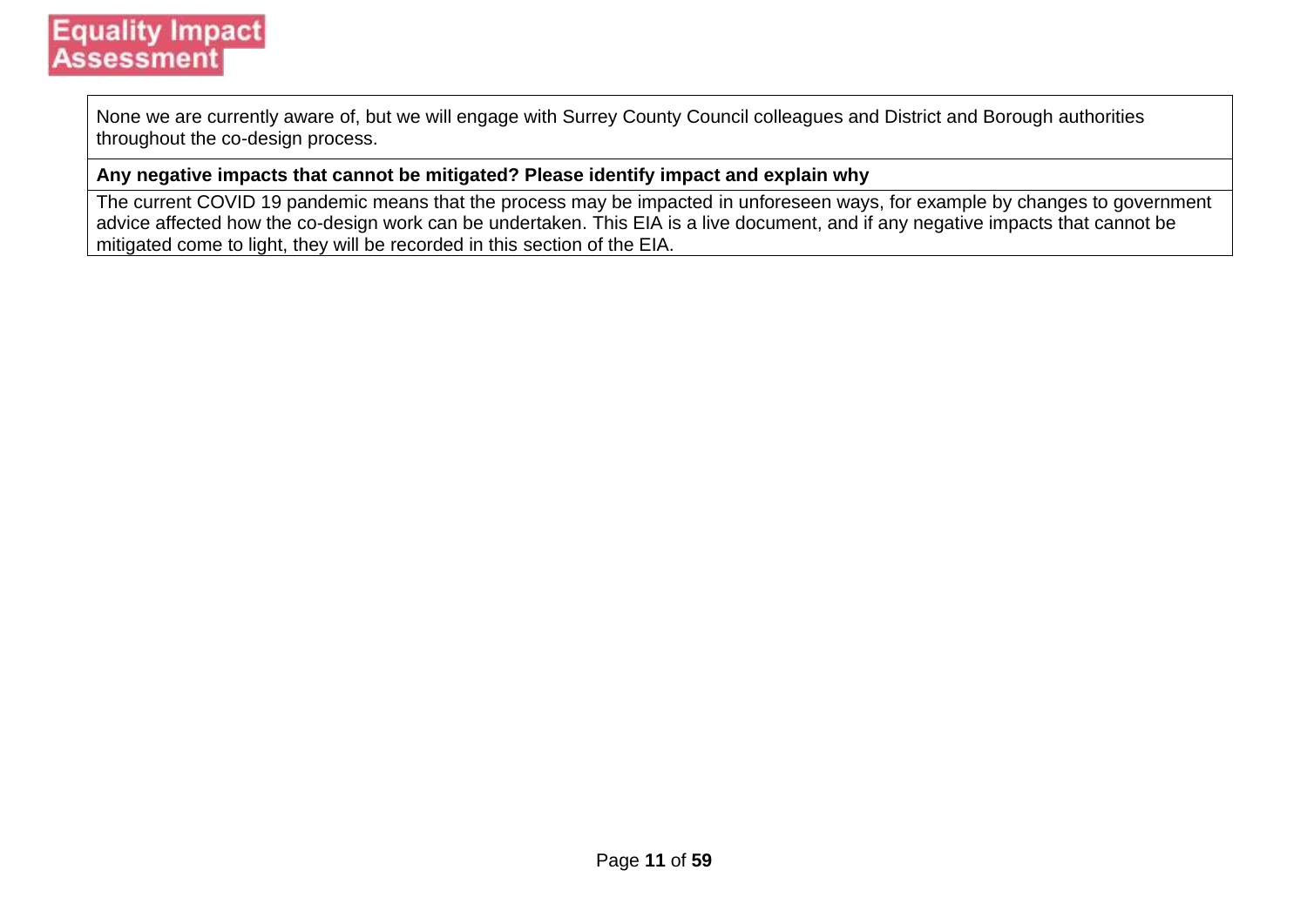| None we are currently aware of, but we will engage with Surrey County Council colleagues and District and Borough authorities throughout the co-design process. |
| --- |
| **Any negative impacts that cannot be mitigated? Please identify impact and explain why** |
| The current COVID 19 pandemic means that the process may be impacted in unforeseen ways, for example by changes to government advice affected how the co-design work can be undertaken. This EIA is a live document, and if any negative impacts that cannot be mitigated come to light, they will be recorded in this section of the EIA. |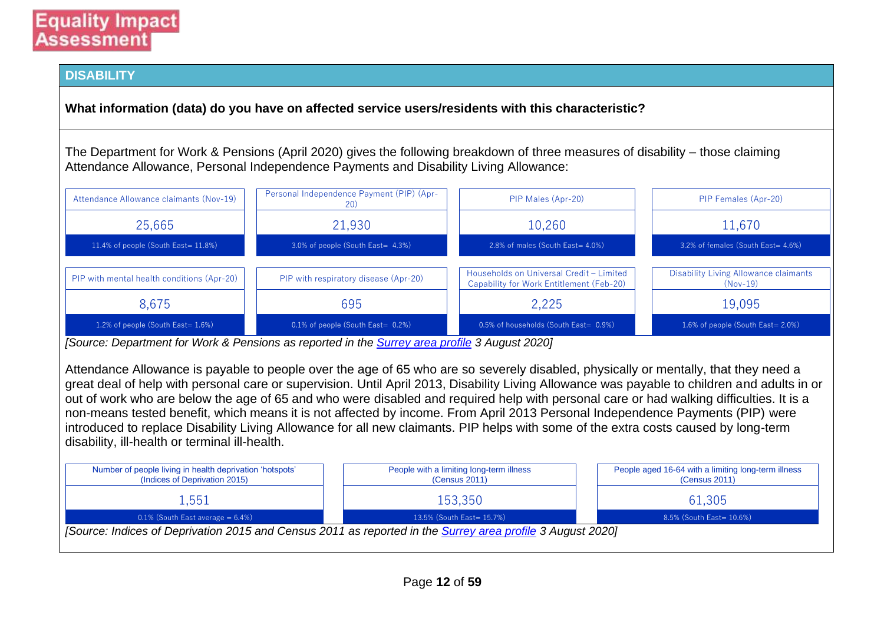## DISABILITY

**What information (data) do you have on affected service users/residents with this characteristic?**

The Department for Work & Pensions (April 2020) gives the following breakdown of three measures of disability – those claiming Attendance Allowance, Personal Independence Payments and Disability Living Allowance:

| Attendance Allowance claimants (Nov-19) | Personal Independence Payment (PIP) (Apr-20) | PIP Males (Apr-20) | PIP Females (Apr-20) |
|---|---|---|---|
| 25,665 | 21,930 | 10,260 | 11,670 |
| 11.4% of people (South East= 11.8%) | 3.0% of people (South East= 4.3%) | 2.8% of males (South East= 4.0%) | 3.2% of females (South East= 4.6%) |

| PIP with mental health conditions (Apr-20) | PIP with respiratory disease (Apr-20) | Households on Universal Credit – Limited Capability for Work Entitlement (Feb-20) | Disability Living Allowance claimants (Nov-19) |
|---|---|---|---|
| 8,675 | 695 | 2,225 | 19,095 |
| 1.2% of people (South East= 1.6%) | 0.1% of people (South East= 0.2%) | 0.5% of households (South East= 0.9%) | 1.6% of people (South East= 2.0%) |

*[Source: Department for Work & Pensions as reported in the Surrey area profile 3 August 2020]*

Attendance Allowance is payable to people over the age of 65 who are so severely disabled, physically or mentally, that they need a great deal of help with personal care or supervision. Until April 2013, Disability Living Allowance was payable to children and adults in or out of work who are below the age of 65 and who were disabled and required help with personal care or had walking difficulties. It is a non-means tested benefit, which means it is not affected by income. From April 2013 Personal Independence Payments (PIP) were introduced to replace Disability Living Allowance for all new claimants. PIP helps with some of the extra costs caused by long-term disability, ill-health or terminal ill-health.

| Number of people living in health deprivation 'hotspots' (Indices of Deprivation 2015) | People with a limiting long-term illness (Census 2011) | People aged 16-64 with a limiting long-term illness (Census 2011) |
|---|---|---|
| 1,551 | 153,350 | 61,305 |
| 0.1% (South East average = 6.4%) | 13.5% (South East= 15.7%) | 8.5% (South East= 10.6%) |

*[Source: Indices of Deprivation 2015 and Census 2011 as reported in the Surrey area profile 3 August 2020]*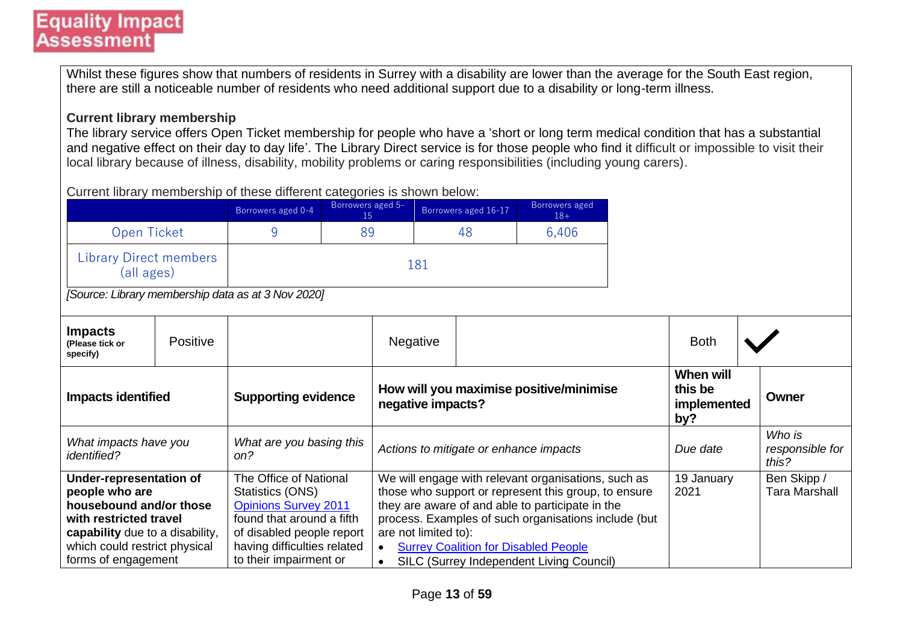Whilst these figures show that numbers of residents in Surrey with a disability are lower than the average for the South East region, there are still a noticeable number of residents who need additional support due to a disability or long-term illness.

**Current library membership**

The library service offers Open Ticket membership for people who have a 'short or long term medical condition that has a substantial and negative effect on their day to day life'. The Library Direct service is for those people who find it difficult or impossible to visit their local library because of illness, disability, mobility problems or caring responsibilities (including young carers).

Current library membership of these different categories is shown below:

| | Borrowers aged 0-4 | Borrowers aged 5-15 | Borrowers aged 16-17 | Borrowers aged 18+ |
|---|---|---|---|---|
| Open Ticket | 9 | 89 | 48 | 6,406 |
| Library Direct members (all ages) | 181 | | | |

*[Source: Library membership data as at 3 Nov 2020]*

| **Impacts** (Please tick or specify) | Positive | | Negative | | Both | ✓ |
|---|---|---|---|---|---|---|

| **Impacts identified** | **Supporting evidence** | **How will you maximise positive/minimise negative impacts?** | **When will this be implemented by?** | **Owner** |
|---|---|---|---|---|
| *What impacts have you identified?* | *What are you basing this on?* | *Actions to mitigate or enhance impacts* | *Due date* | *Who is responsible for this?* |
| **Under-representation of people who are housebound and/or those with restricted travel capability** due to a disability, which could restrict physical forms of engagement | The Office of National Statistics (ONS) Opinions Survey 2011 found that around a fifth of disabled people report having difficulties related to their impairment or | We will engage with relevant organisations, such as those who support or represent this group, to ensure they are aware of and able to participate in the process. Examples of such organisations include (but are not limited to): <br>• Surrey Coalition for Disabled People <br>• SILC (Surrey Independent Living Council) | 19 January 2021 | Ben Skipp / Tara Marshall |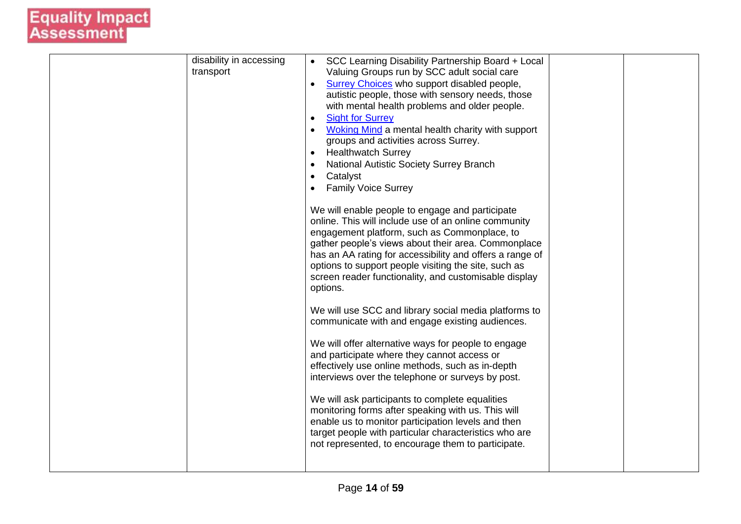| | | | | |
|---|---|---|---|---|
| | disability in accessing transport | • SCC Learning Disability Partnership Board + Local Valuing Groups run by SCC adult social care<br>• Surrey Choices who support disabled people, autistic people, those with sensory needs, those with mental health problems and older people.<br>• Sight for Surrey<br>• Woking Mind a mental health charity with support groups and activities across Surrey.<br>• Healthwatch Surrey<br>• National Autistic Society Surrey Branch<br>• Catalyst<br>• Family Voice Surrey<br><br>We will enable people to engage and participate online. This will include use of an online community engagement platform, such as Commonplace, to gather people's views about their area. Commonplace has an AA rating for accessibility and offers a range of options to support people visiting the site, such as screen reader functionality, and customisable display options.<br><br>We will use SCC and library social media platforms to communicate with and engage existing audiences.<br><br>We will offer alternative ways for people to engage and participate where they cannot access or effectively use online methods, such as in-depth interviews over the telephone or surveys by post.<br><br>We will ask participants to complete equalities monitoring forms after speaking with us. This will enable us to monitor participation levels and then target people with particular characteristics who are not represented, to encourage them to participate. | | |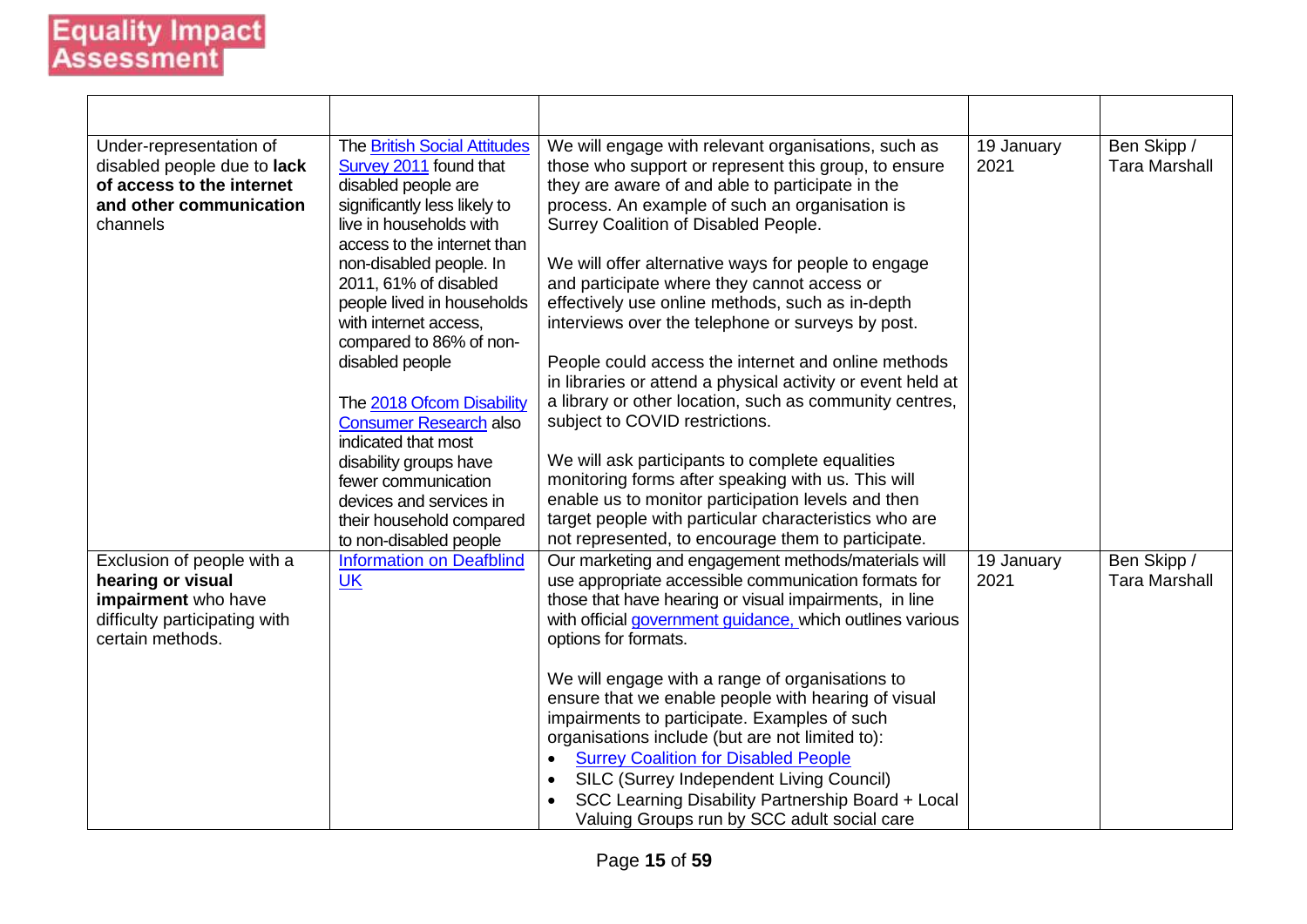| | | | | |
|---|---|---|---|---|
| Under-representation of disabled people due to **lack of access to the internet and other communication** channels | The British Social Attitudes Survey 2011 found that disabled people are significantly less likely to live in households with access to the internet than non-disabled people. In 2011, 61% of disabled people lived in households with internet access, compared to 86% of non-disabled people<br><br>The 2018 Ofcom Disability Consumer Research also indicated that most disability groups have fewer communication devices and services in their household compared to non-disabled people | We will engage with relevant organisations, such as those who support or represent this group, to ensure they are aware of and able to participate in the process. An example of such an organisation is Surrey Coalition of Disabled People.<br><br>We will offer alternative ways for people to engage and participate where they cannot access or effectively use online methods, such as in-depth interviews over the telephone or surveys by post.<br><br>People could access the internet and online methods in libraries or attend a physical activity or event held at a library or other location, such as community centres, subject to COVID restrictions.<br><br>We will ask participants to complete equalities monitoring forms after speaking with us. This will enable us to monitor participation levels and then target people with particular characteristics who are not represented, to encourage them to participate. | 19 January 2021 | Ben Skipp / Tara Marshall |
| Exclusion of people with a **hearing or visual impairment** who have difficulty participating with certain methods. | Information on Deafblind UK | Our marketing and engagement methods/materials will use appropriate accessible communication formats for those that have hearing or visual impairments, in line with official government guidance, which outlines various options for formats.<br><br>We will engage with a range of organisations to ensure that we enable people with hearing of visual impairments to participate. Examples of such organisations include (but are not limited to):<br>• Surrey Coalition for Disabled People<br>• SILC (Surrey Independent Living Council)<br>• SCC Learning Disability Partnership Board + Local Valuing Groups run by SCC adult social care | 19 January 2021 | Ben Skipp / Tara Marshall |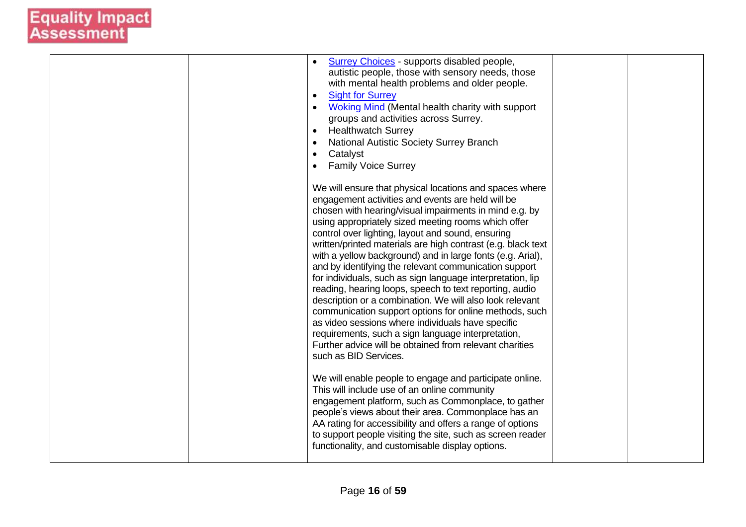| | | | | |
|---|---|---|---|---|
| | | • Surrey Choices - supports disabled people, autistic people, those with sensory needs, those with mental health problems and older people.<br>• Sight for Surrey<br>• Woking Mind (Mental health charity with support groups and activities across Surrey.<br>• Healthwatch Surrey<br>• National Autistic Society Surrey Branch<br>• Catalyst<br>• Family Voice Surrey<br><br>We will ensure that physical locations and spaces where engagement activities and events are held will be chosen with hearing/visual impairments in mind e.g. by using appropriately sized meeting rooms which offer control over lighting, layout and sound, ensuring written/printed materials are high contrast (e.g. black text with a yellow background) and in large fonts (e.g. Arial), and by identifying the relevant communication support for individuals, such as sign language interpretation, lip reading, hearing loops, speech to text reporting, audio description or a combination. We will also look relevant communication support options for online methods, such as video sessions where individuals have specific requirements, such a sign language interpretation, Further advice will be obtained from relevant charities such as BID Services.<br><br>We will enable people to engage and participate online. This will include use of an online community engagement platform, such as Commonplace, to gather people's views about their area. Commonplace has an AA rating for accessibility and offers a range of options to support people visiting the site, such as screen reader functionality, and customisable display options. | | |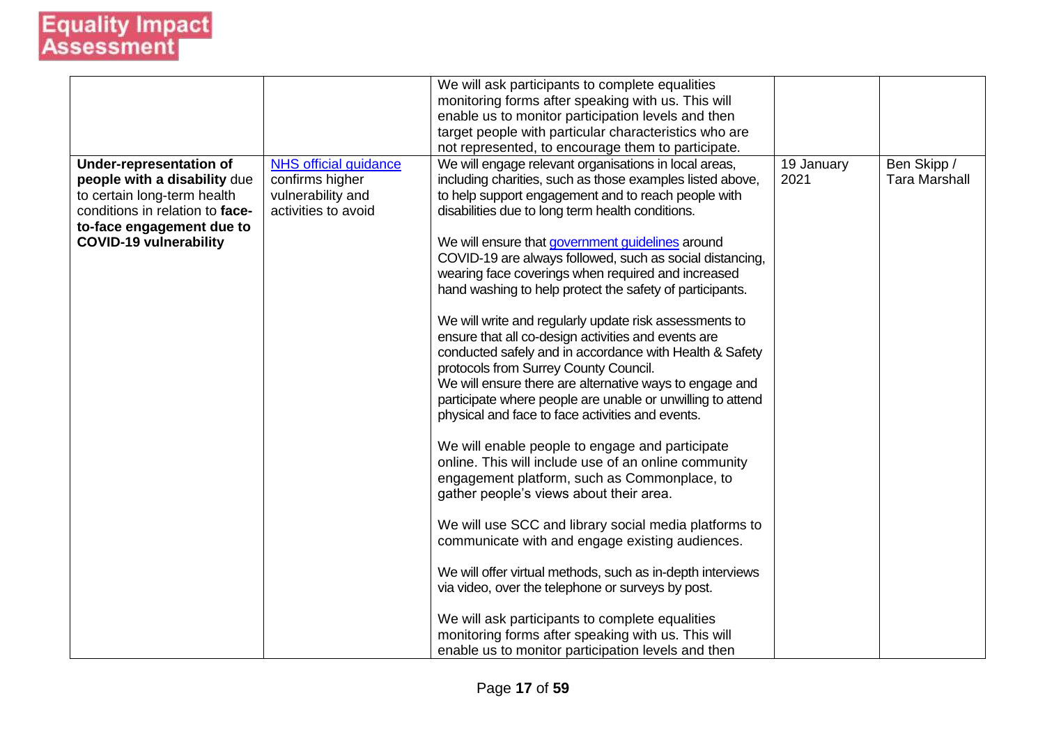| | | | | |
|---|---|---|---|---|
| | | We will ask participants to complete equalities monitoring forms after speaking with us. This will enable us to monitor participation levels and then target people with particular characteristics who are not represented, to encourage them to participate. | | |
| **Under-representation of people with a disability** due to certain long-term health conditions in relation to **face-to-face engagement due to COVID-19 vulnerability** | NHS official guidance confirms higher vulnerability and activities to avoid | We will engage relevant organisations in local areas, including charities, such as those examples listed above, to help support engagement and to reach people with disabilities due to long term health conditions.<br><br>We will ensure that government guidelines around COVID-19 are always followed, such as social distancing, wearing face coverings when required and increased hand washing to help protect the safety of participants.<br><br>We will write and regularly update risk assessments to ensure that all co-design activities and events are conducted safely and in accordance with Health & Safety protocols from Surrey County Council.<br>We will ensure there are alternative ways to engage and participate where people are unable or unwilling to attend physical and face to face activities and events.<br><br>We will enable people to engage and participate online. This will include use of an online community engagement platform, such as Commonplace, to gather people's views about their area.<br><br>We will use SCC and library social media platforms to communicate with and engage existing audiences.<br><br>We will offer virtual methods, such as in-depth interviews via video, over the telephone or surveys by post.<br><br>We will ask participants to complete equalities monitoring forms after speaking with us. This will enable us to monitor participation levels and then | 19 January 2021 | Ben Skipp / Tara Marshall |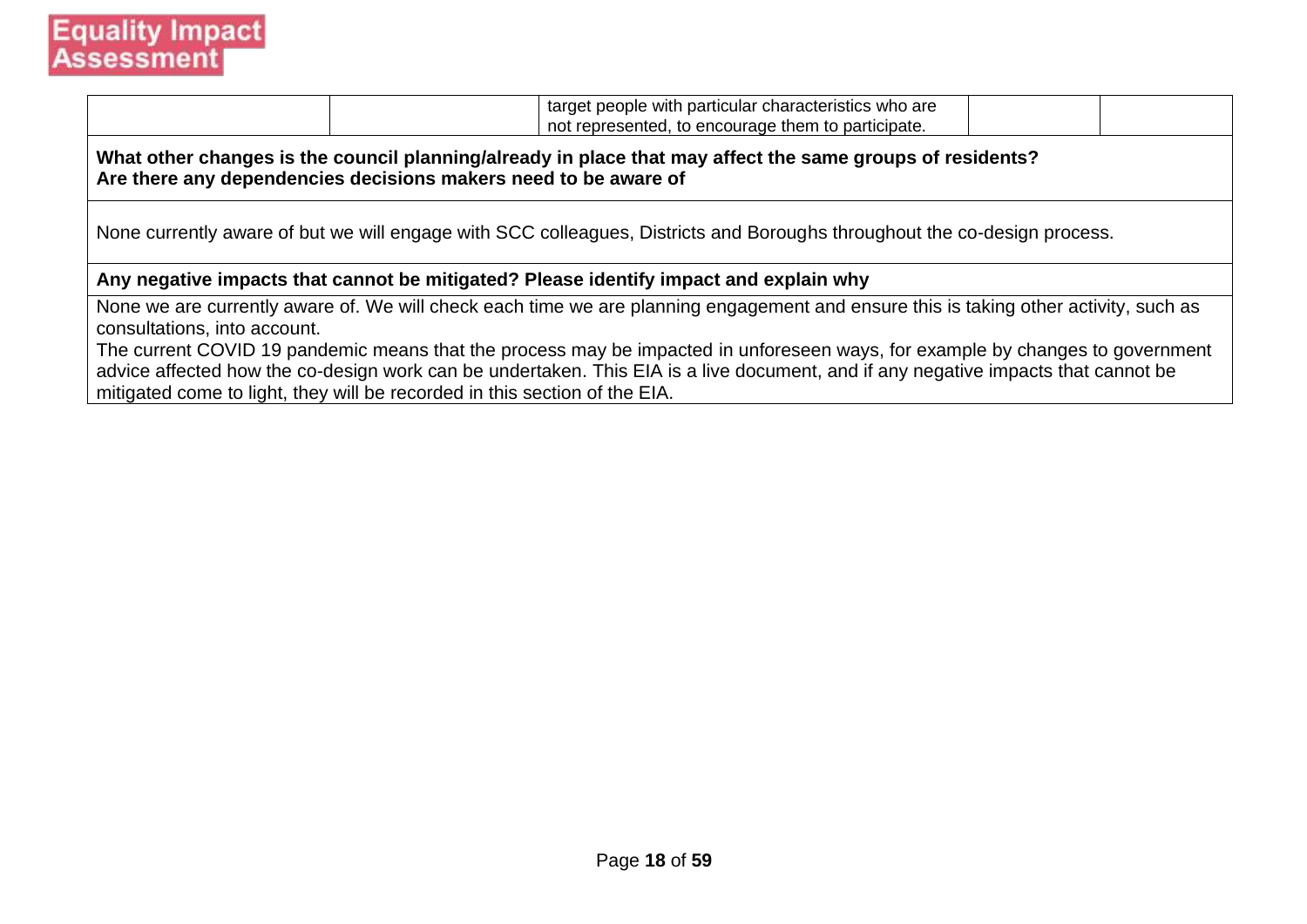| | | target people with particular characteristics who are not represented, to encourage them to participate. | | |
|---|---|---|---|---|

**What other changes is the council planning/already in place that may affect the same groups of residents? Are there any dependencies decisions makers need to be aware of**

None currently aware of but we will engage with SCC colleagues, Districts and Boroughs throughout the co-design process.

**Any negative impacts that cannot be mitigated? Please identify impact and explain why**

None we are currently aware of. We will check each time we are planning engagement and ensure this is taking other activity, such as consultations, into account.

The current COVID 19 pandemic means that the process may be impacted in unforeseen ways, for example by changes to government advice affected how the co-design work can be undertaken. This EIA is a live document, and if any negative impacts that cannot be mitigated come to light, they will be recorded in this section of the EIA.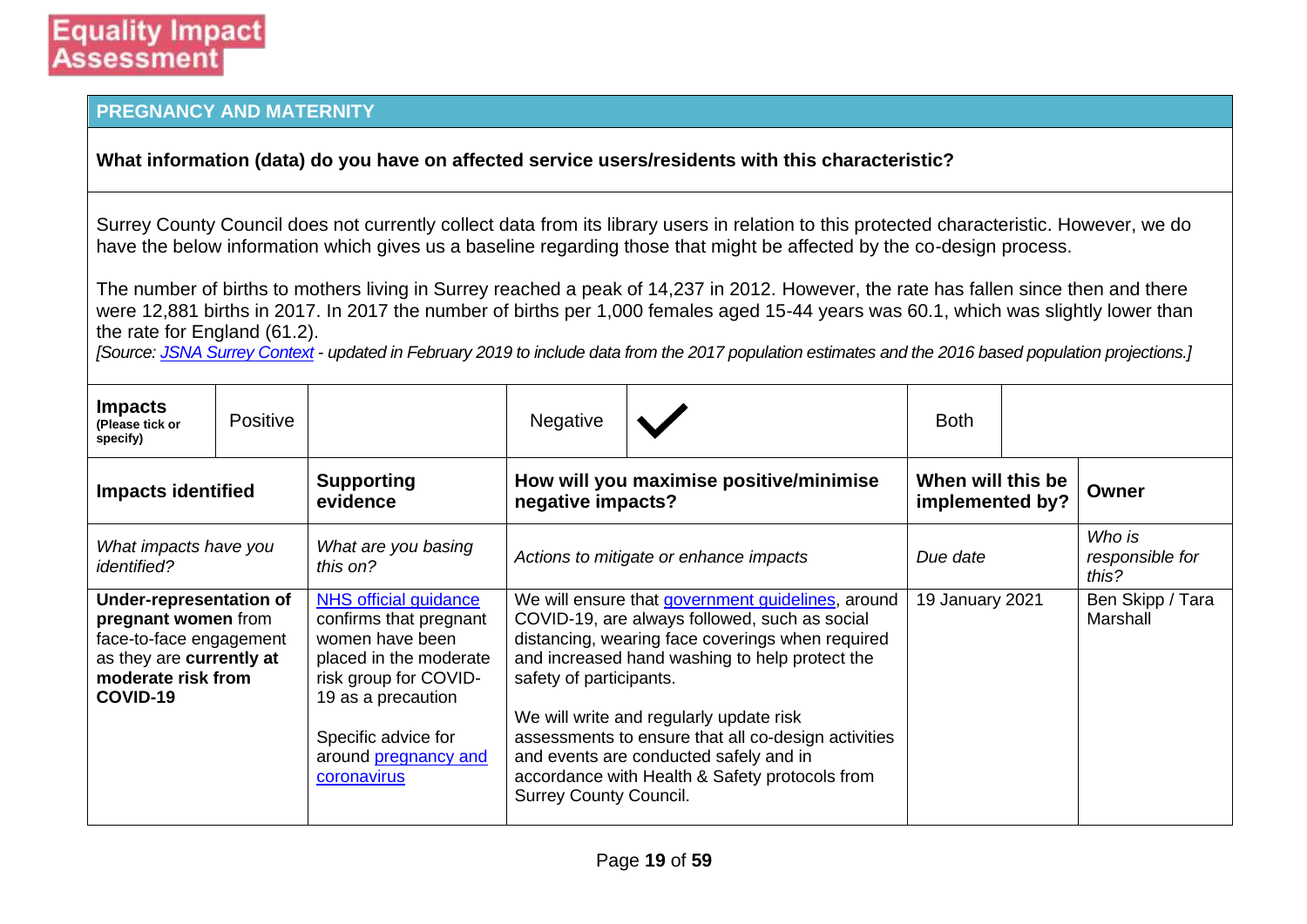## PREGNANCY AND MATERNITY

**What information (data) do you have on affected service users/residents with this characteristic?**

Surrey County Council does not currently collect data from its library users in relation to this protected characteristic. However, we do have the below information which gives us a baseline regarding those that might be affected by the co-design process.

The number of births to mothers living in Surrey reached a peak of 14,237 in 2012. However, the rate has fallen since then and there were 12,881 births in 2017. In 2017 the number of births per 1,000 females aged 15-44 years was 60.1, which was slightly lower than the rate for England (61.2).

*[Source: JSNA Surrey Context - updated in February 2019 to include data from the 2017 population estimates and the 2016 based population projections.]*

| **Impacts** (Please tick or specify) | Positive | | Negative | ✔ | Both | |
|---|---|---|---|---|---|---|

| **Impacts identified** | **Supporting evidence** | **How will you maximise positive/minimise negative impacts?** | **When will this be implemented by?** | **Owner** |
|---|---|---|---|---|
| *What impacts have you identified?* | *What are you basing this on?* | *Actions to mitigate or enhance impacts* | *Due date* | *Who is responsible for this?* |
| **Under-representation of pregnant women** from face-to-face engagement as they are **currently at moderate risk from COVID-19** | NHS official guidance confirms that pregnant women have been placed in the moderate risk group for COVID-19 as a precaution<br><br>Specific advice for around pregnancy and coronavirus | We will ensure that government guidelines, around COVID-19, are always followed, such as social distancing, wearing face coverings when required and increased hand washing to help protect the safety of participants.<br><br>We will write and regularly update risk assessments to ensure that all co-design activities and events are conducted safely and in accordance with Health & Safety protocols from Surrey County Council. | 19 January 2021 | Ben Skipp / Tara Marshall |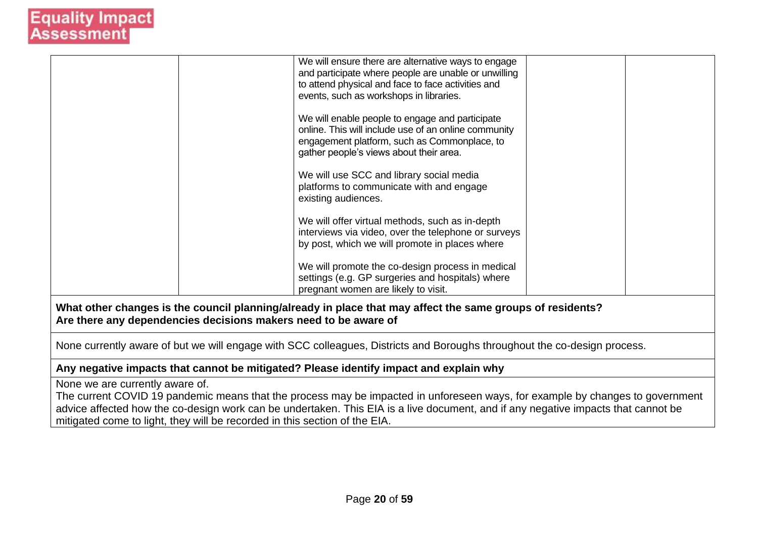| | | | | |
|---|---|---|---|---|
| | | We will ensure there are alternative ways to engage and participate where people are unable or unwilling to attend physical and face to face activities and events, such as workshops in libraries.<br><br>We will enable people to engage and participate online. This will include use of an online community engagement platform, such as Commonplace, to gather people's views about their area.<br><br>We will use SCC and library social media platforms to communicate with and engage existing audiences.<br><br>We will offer virtual methods, such as in-depth interviews via video, over the telephone or surveys by post, which we will promote in places where<br><br>We will promote the co-design process in medical settings (e.g. GP surgeries and hospitals) where pregnant women are likely to visit. | | |

**What other changes is the council planning/already in place that may affect the same groups of residents? Are there any dependencies decisions makers need to be aware of**

None currently aware of but we will engage with SCC colleagues, Districts and Boroughs throughout the co-design process.

**Any negative impacts that cannot be mitigated? Please identify impact and explain why**

None we are currently aware of.
The current COVID 19 pandemic means that the process may be impacted in unforeseen ways, for example by changes to government advice affected how the co-design work can be undertaken. This EIA is a live document, and if any negative impacts that cannot be mitigated come to light, they will be recorded in this section of the EIA.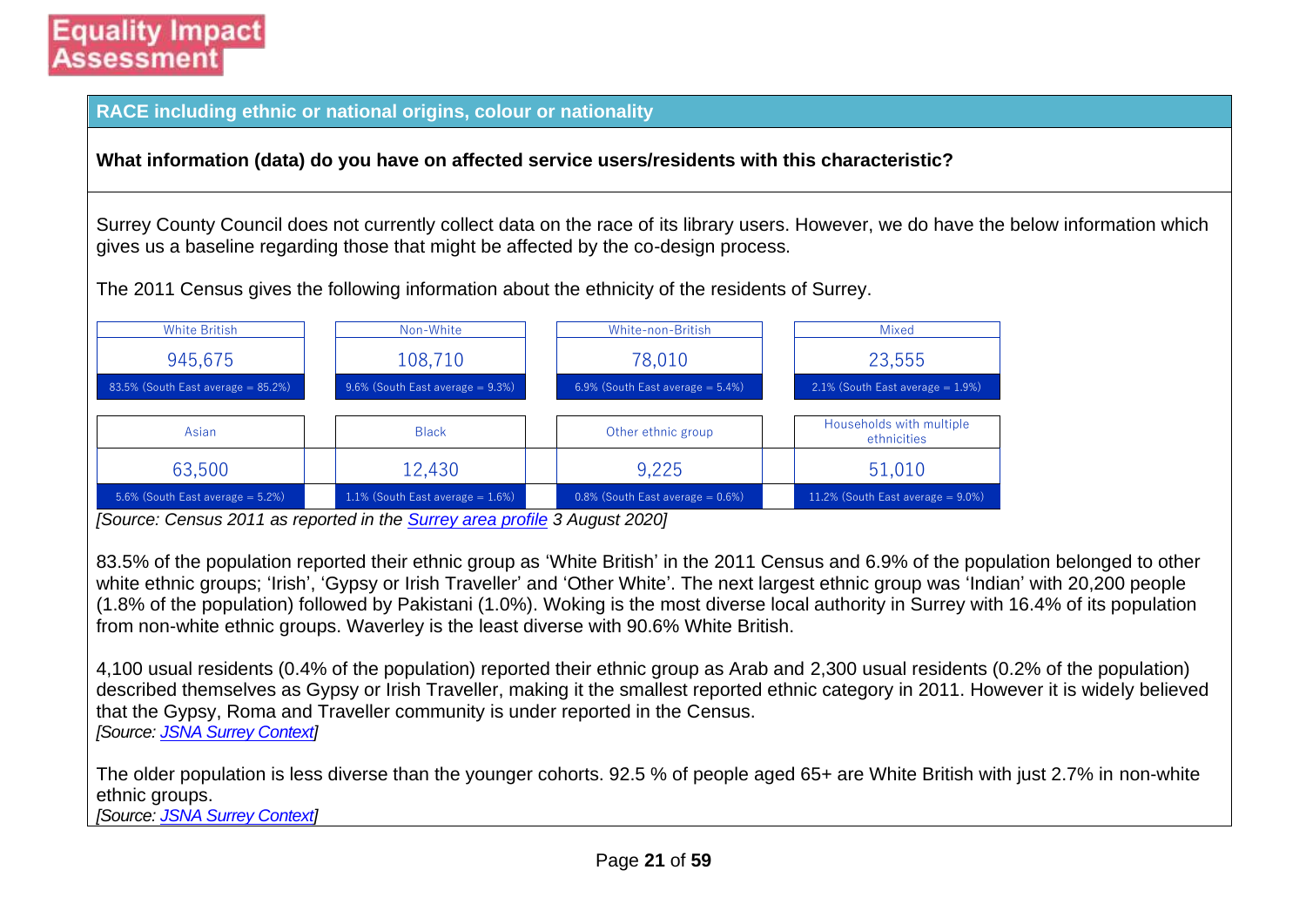**Equality Impact Assessment**

## RACE including ethnic or national origins, colour or nationality

**What information (data) do you have on affected service users/residents with this characteristic?**

Surrey County Council does not currently collect data on the race of its library users. However, we do have the below information which gives us a baseline regarding those that might be affected by the co-design process.

The 2011 Census gives the following information about the ethnicity of the residents of Surrey.

| White British | Non-White | White-non-British | Mixed |
|---|---|---|---|
| 945,675 | 108,710 | 78,010 | 23,555 |
| 83.5% (South East average = 85.2%) | 9.6% (South East average = 9.3%) | 6.9% (South East average = 5.4%) | 2.1% (South East average = 1.9%) |

| Asian | Black | Other ethnic group | Households with multiple ethnicities |
|---|---|---|---|
| 63,500 | 12,430 | 9,225 | 51,010 |
| 5.6% (South East average = 5.2%) | 1.1% (South East average = 1.6%) | 0.8% (South East average = 0.6%) | 11.2% (South East average = 9.0%) |

*[Source: Census 2011 as reported in the Surrey area profile 3 August 2020]*

83.5% of the population reported their ethnic group as 'White British' in the 2011 Census and 6.9% of the population belonged to other white ethnic groups; 'Irish', 'Gypsy or Irish Traveller' and 'Other White'. The next largest ethnic group was 'Indian' with 20,200 people (1.8% of the population) followed by Pakistani (1.0%). Woking is the most diverse local authority in Surrey with 16.4% of its population from non-white ethnic groups. Waverley is the least diverse with 90.6% White British.

4,100 usual residents (0.4% of the population) reported their ethnic group as Arab and 2,300 usual residents (0.2% of the population) described themselves as Gypsy or Irish Traveller, making it the smallest reported ethnic category in 2011. However it is widely believed that the Gypsy, Roma and Traveller community is under reported in the Census.
*[Source: JSNA Surrey Context]*

The older population is less diverse than the younger cohorts. 92.5 % of people aged 65+ are White British with just 2.7% in non-white ethnic groups.
*[Source: JSNA Surrey Context]*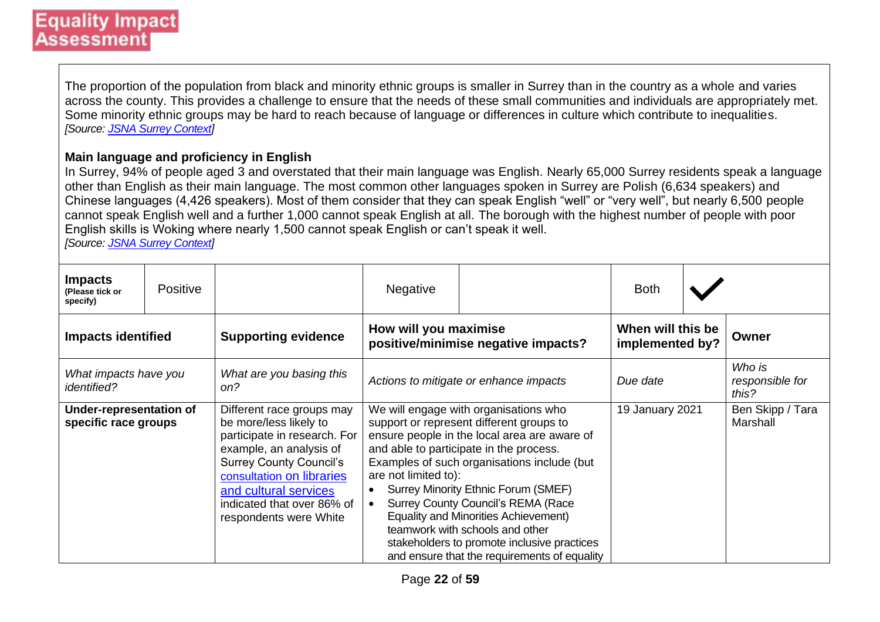The proportion of the population from black and minority ethnic groups is smaller in Surrey than in the country as a whole and varies across the county. This provides a challenge to ensure that the needs of these small communities and individuals are appropriately met. Some minority ethnic groups may be hard to reach because of language or differences in culture which contribute to inequalities.
*[Source: JSNA Surrey Context]*

**Main language and proficiency in English**
In Surrey, 94% of people aged 3 and overstated that their main language was English. Nearly 65,000 Surrey residents speak a language other than English as their main language. The most common other languages spoken in Surrey are Polish (6,634 speakers) and Chinese languages (4,426 speakers). Most of them consider that they can speak English "well" or "very well", but nearly 6,500 people cannot speak English well and a further 1,000 cannot speak English at all. The borough with the highest number of people with poor English skills is Woking where nearly 1,500 cannot speak English or can't speak it well.
*[Source: JSNA Surrey Context]*

| **Impacts** (Please tick or specify) | Positive | | Negative | | Both | ✓ |
|---|---|---|---|---|---|---|

| **Impacts identified** | **Supporting evidence** | **How will you maximise positive/minimise negative impacts?** | **When will this be implemented by?** | **Owner** |
|---|---|---|---|---|
| *What impacts have you identified?* | *What are you basing this on?* | *Actions to mitigate or enhance impacts* | *Due date* | *Who is responsible for this?* |
| **Under-representation of specific race groups** | Different race groups may be more/less likely to participate in research. For example, an analysis of Surrey County Council's consultation on libraries and cultural services indicated that over 86% of respondents were White | We will engage with organisations who support or represent different groups to ensure people in the local area are aware of and able to participate in the process. Examples of such organisations include (but are not limited to):<br>• Surrey Minority Ethnic Forum (SMEF)<br>• Surrey County Council's REMA (Race Equality and Minorities Achievement) teamwork with schools and other stakeholders to promote inclusive practices and ensure that the requirements of equality | 19 January 2021 | Ben Skipp / Tara Marshall |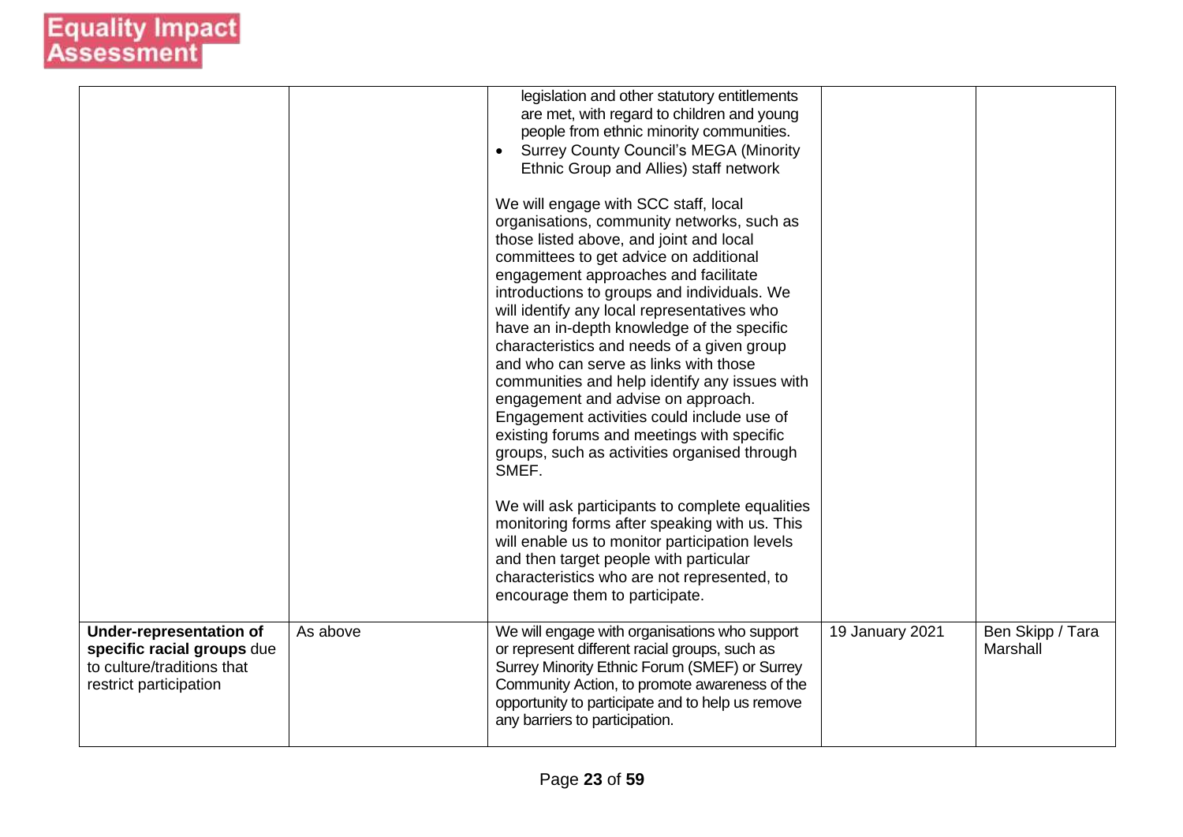| | | | | |
|---|---|---|---|---|
| | | legislation and other statutory entitlements are met, with regard to children and young people from ethnic minority communities.<br>• Surrey County Council's MEGA (Minority Ethnic Group and Allies) staff network<br><br>We will engage with SCC staff, local organisations, community networks, such as those listed above, and joint and local committees to get advice on additional engagement approaches and facilitate introductions to groups and individuals. We will identify any local representatives who have an in-depth knowledge of the specific characteristics and needs of a given group and who can serve as links with those communities and help identify any issues with engagement and advise on approach. Engagement activities could include use of existing forums and meetings with specific groups, such as activities organised through SMEF.<br><br>We will ask participants to complete equalities monitoring forms after speaking with us. This will enable us to monitor participation levels and then target people with particular characteristics who are not represented, to encourage them to participate. | | |
| **Under-representation of specific racial groups** due to culture/traditions that restrict participation | As above | We will engage with organisations who support or represent different racial groups, such as Surrey Minority Ethnic Forum (SMEF) or Surrey Community Action, to promote awareness of the opportunity to participate and to help us remove any barriers to participation. | 19 January 2021 | Ben Skipp / Tara Marshall |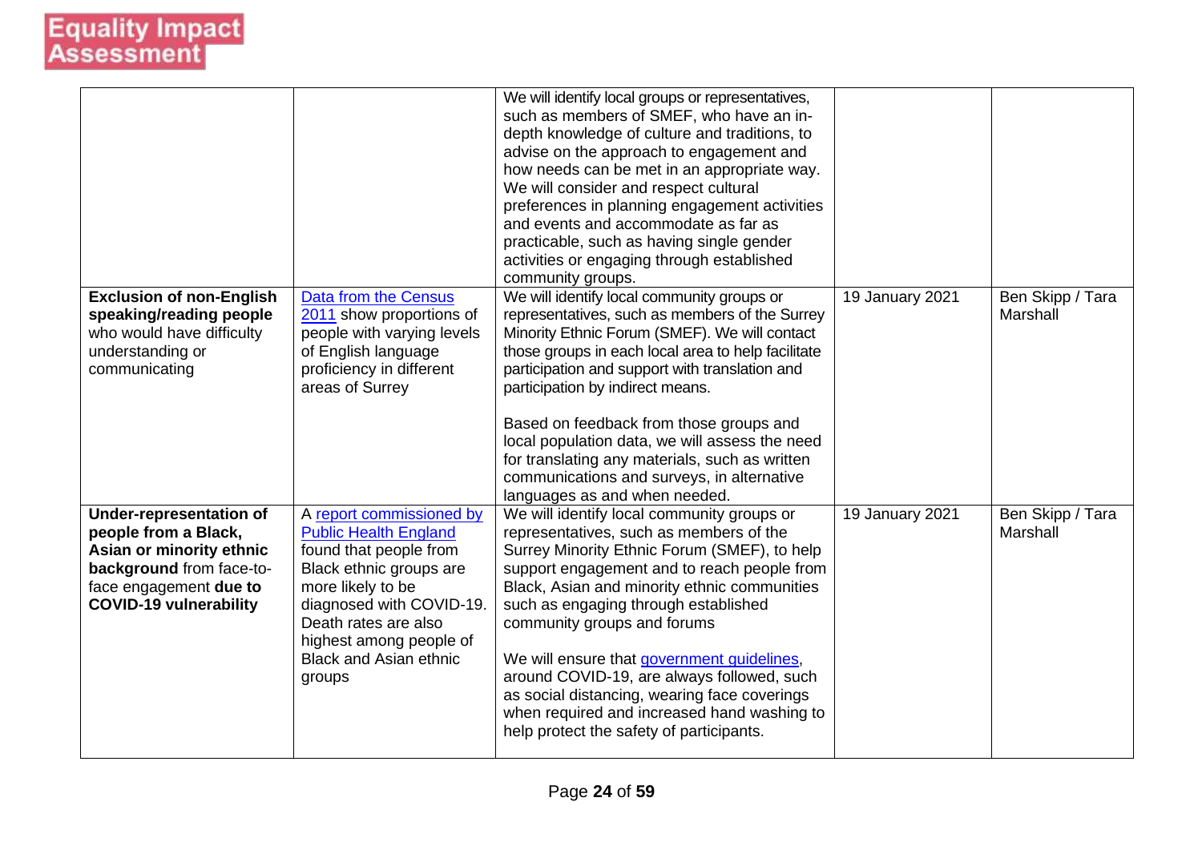# Equality Impact Assessment

| | | | | |
|---|---|---|---|---|
| | | We will identify local groups or representatives, such as members of SMEF, who have an in-depth knowledge of culture and traditions, to advise on the approach to engagement and how needs can be met in an appropriate way. We will consider and respect cultural preferences in planning engagement activities and events and accommodate as far as practicable, such as having single gender activities or engaging through established community groups. | | |
| **Exclusion of non-English speaking/reading people** who would have difficulty understanding or communicating | [Data from the Census 2011]() show proportions of people with varying levels of English language proficiency in different areas of Surrey | We will identify local community groups or representatives, such as members of the Surrey Minority Ethnic Forum (SMEF). We will contact those groups in each local area to help facilitate participation and support with translation and participation by indirect means.<br><br>Based on feedback from those groups and local population data, we will assess the need for translating any materials, such as written communications and surveys, in alternative languages as and when needed. | 19 January 2021 | Ben Skipp / Tara Marshall |
| **Under-representation of people from a Black, Asian or minority ethnic background** from face-to-face engagement **due to COVID-19 vulnerability** | A [report commissioned by Public Health England]() found that people from Black ethnic groups are more likely to be diagnosed with COVID-19. Death rates are also highest among people of Black and Asian ethnic groups | We will identify local community groups or representatives, such as members of the Surrey Minority Ethnic Forum (SMEF), to help support engagement and to reach people from Black, Asian and minority ethnic communities such as engaging through established community groups and forums<br><br>We will ensure that [government guidelines](), around COVID-19, are always followed, such as social distancing, wearing face coverings when required and increased hand washing to help protect the safety of participants. | 19 January 2021 | Ben Skipp / Tara Marshall |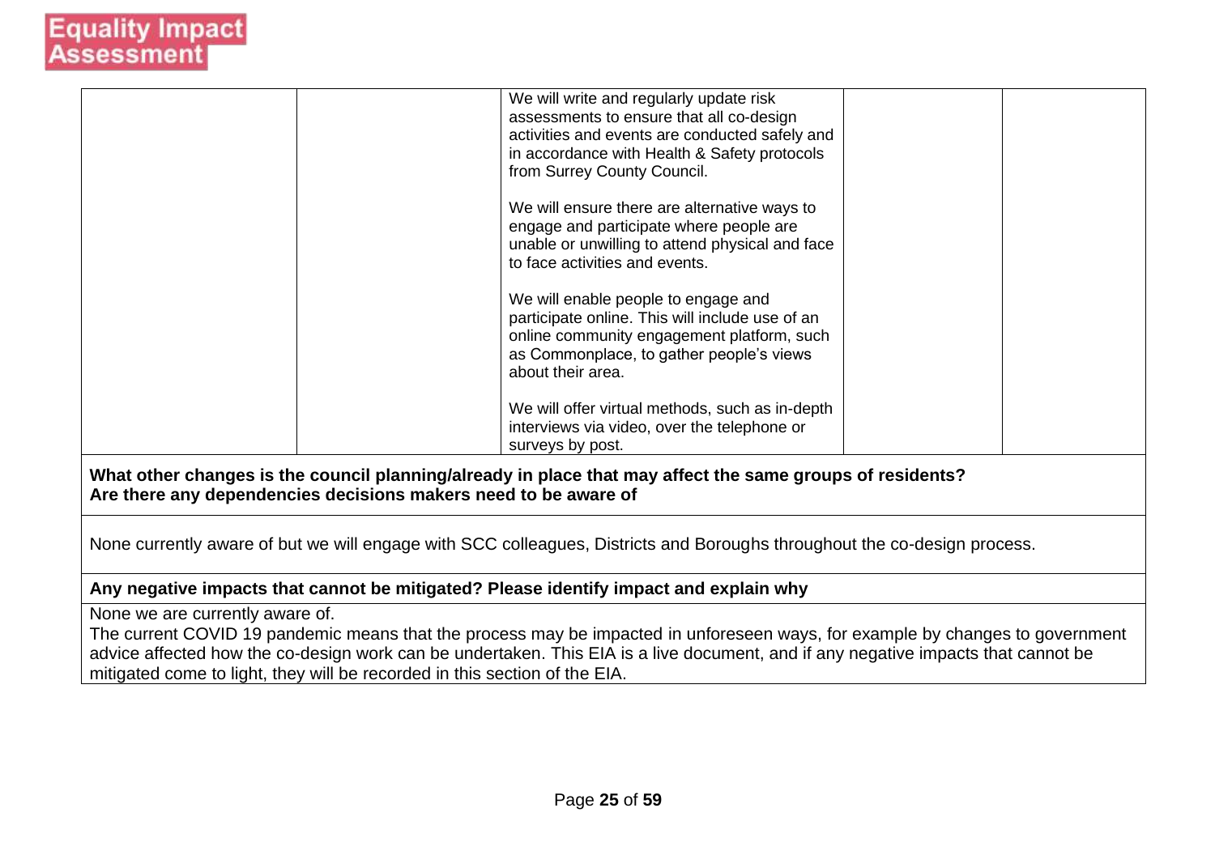| | | | | |
|---|---|---|---|---|
| | | We will write and regularly update risk assessments to ensure that all co-design activities and events are conducted safely and in accordance with Health & Safety protocols from Surrey County Council.<br><br>We will ensure there are alternative ways to engage and participate where people are unable or unwilling to attend physical and face to face activities and events.<br><br>We will enable people to engage and participate online. This will include use of an online community engagement platform, such as Commonplace, to gather people's views about their area.<br><br>We will offer virtual methods, such as in-depth interviews via video, over the telephone or surveys by post. | | |

**What other changes is the council planning/already in place that may affect the same groups of residents? Are there any dependencies decisions makers need to be aware of**

None currently aware of but we will engage with SCC colleagues, Districts and Boroughs throughout the co-design process.

**Any negative impacts that cannot be mitigated? Please identify impact and explain why**

None we are currently aware of.

The current COVID 19 pandemic means that the process may be impacted in unforeseen ways, for example by changes to government advice affected how the co-design work can be undertaken. This EIA is a live document, and if any negative impacts that cannot be mitigated come to light, they will be recorded in this section of the EIA.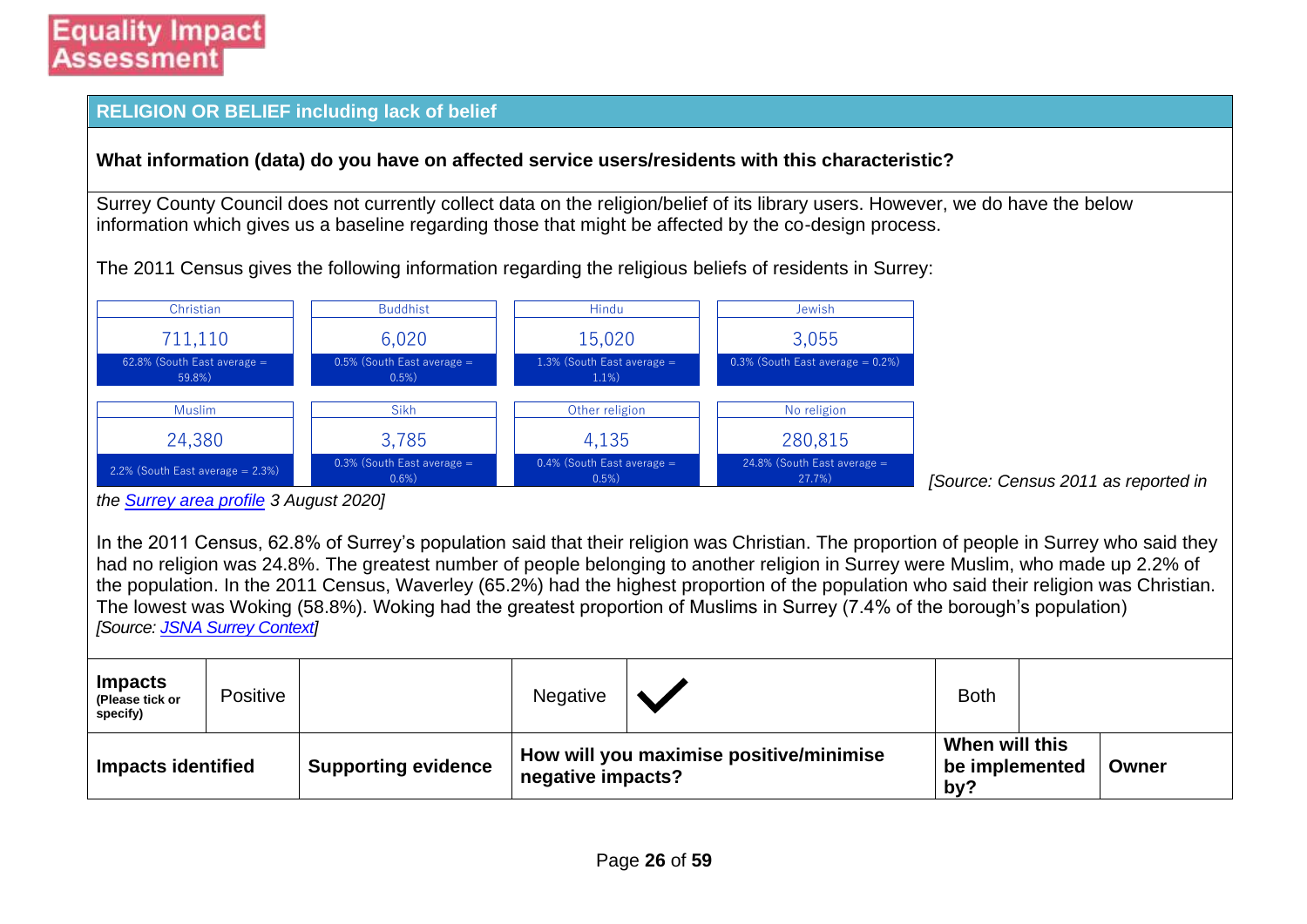Equality Impact Assessment

## RELIGION OR BELIEF including lack of belief

**What information (data) do you have on affected service users/residents with this characteristic?**

Surrey County Council does not currently collect data on the religion/belief of its library users. However, we do have the below information which gives us a baseline regarding those that might be affected by the co-design process.

The 2011 Census gives the following information regarding the religious beliefs of residents in Surrey:

| Christian | Buddhist | Hindu | Jewish |
|---|---|---|---|
| 711,110 | 6,020 | 15,020 | 3,055 |
| 62.8% (South East average = 59.8%) | 0.5% (South East average = 0.5%) | 1.3% (South East average = 1.1%) | 0.3% (South East average = 0.2%) |

| Muslim | Sikh | Other religion | No religion |
|---|---|---|---|
| 24,380 | 3,785 | 4,135 | 280,815 |
| 2.2% (South East average = 2.3%) | 0.3% (South East average = 0.6%) | 0.4% (South East average = 0.5%) | 24.8% (South East average = 27.7%) |

*[Source: Census 2011 as reported in the [Surrey area profile]() 3 August 2020]*

In the 2011 Census, 62.8% of Surrey's population said that their religion was Christian. The proportion of people in Surrey who said they had no religion was 24.8%. The greatest number of people belonging to another religion in Surrey were Muslim, who made up 2.2% of the population. In the 2011 Census, Waverley (65.2%) had the highest proportion of the population who said their religion was Christian. The lowest was Woking (58.8%). Woking had the greatest proportion of Muslims in Surrey (7.4% of the borough's population)
*[Source: [JSNA Surrey Context]()]*

| **Impacts** (Please tick or specify) | Positive | | Negative | ✓ | Both | |
|---|---|---|---|---|---|---|

| **Impacts identified** | **Supporting evidence** | **How will you maximise positive/minimise negative impacts?** | **When will this be implemented by?** | **Owner** |
|---|---|---|---|---|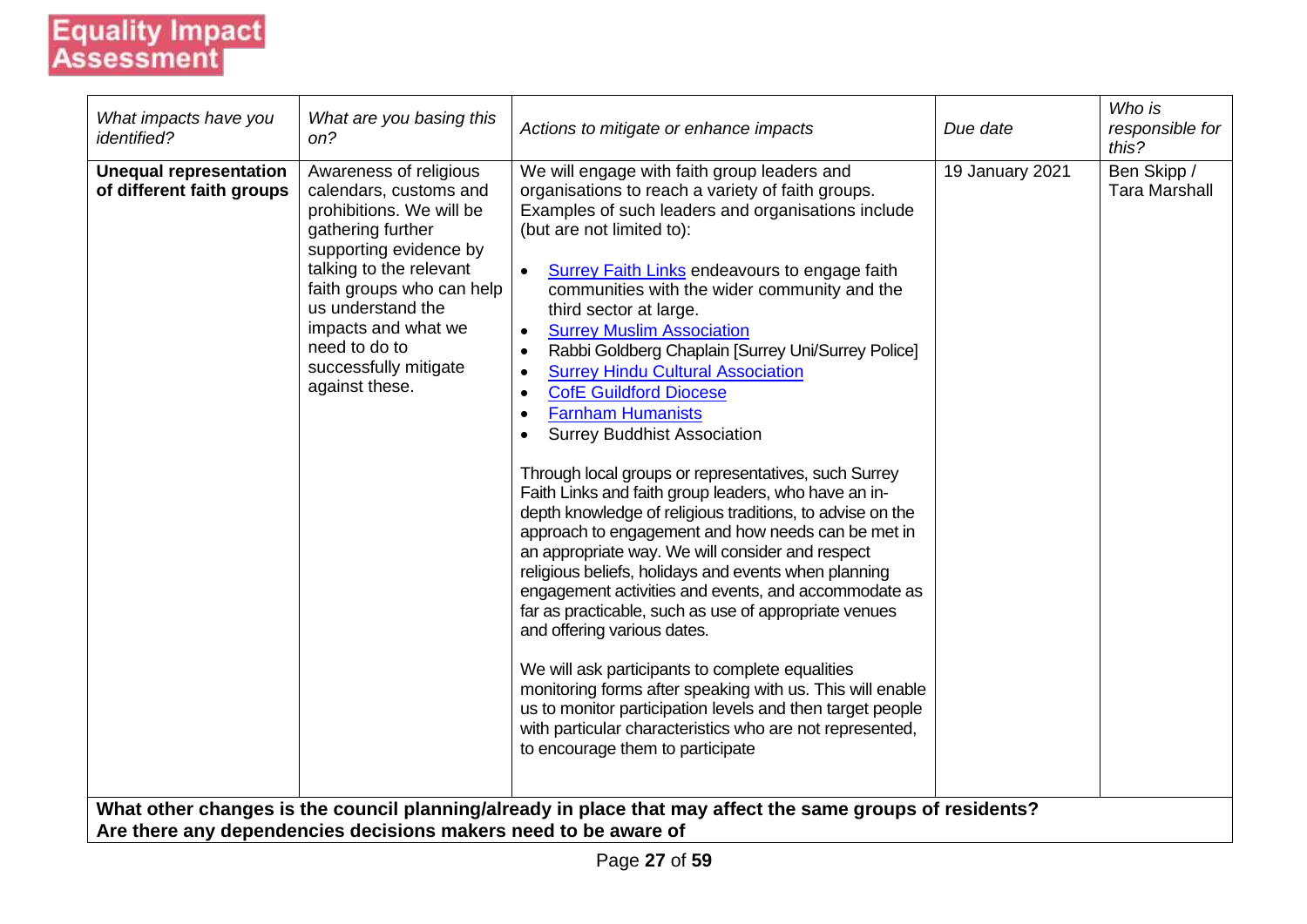**Equality Impact Assessment**

| *What impacts have you identified?* | *What are you basing this on?* | *Actions to mitigate or enhance impacts* | *Due date* | *Who is responsible for this?* |
|---|---|---|---|---|
| **Unequal representation of different faith groups** | Awareness of religious calendars, customs and prohibitions. We will be gathering further supporting evidence by talking to the relevant faith groups who can help us understand the impacts and what we need to do to successfully mitigate against these. | We will engage with faith group leaders and organisations to reach a variety of faith groups. Examples of such leaders and organisations include (but are not limited to):<br><br>• Surrey Faith Links endeavours to engage faith communities with the wider community and the third sector at large.<br>• Surrey Muslim Association<br>• Rabbi Goldberg Chaplain [Surrey Uni/Surrey Police]<br>• Surrey Hindu Cultural Association<br>• CofE Guildford Diocese<br>• Farnham Humanists<br>• Surrey Buddhist Association<br><br>Through local groups or representatives, such Surrey Faith Links and faith group leaders, who have an in-depth knowledge of religious traditions, to advise on the approach to engagement and how needs can be met in an appropriate way. We will consider and respect religious beliefs, holidays and events when planning engagement activities and events, and accommodate as far as practicable, such as use of appropriate venues and offering various dates.<br><br>We will ask participants to complete equalities monitoring forms after speaking with us. This will enable us to monitor participation levels and then target people with particular characteristics who are not represented, to encourage them to participate | 19 January 2021 | Ben Skipp / Tara Marshall |

**What other changes is the council planning/already in place that may affect the same groups of residents? Are there any dependencies decisions makers need to be aware of**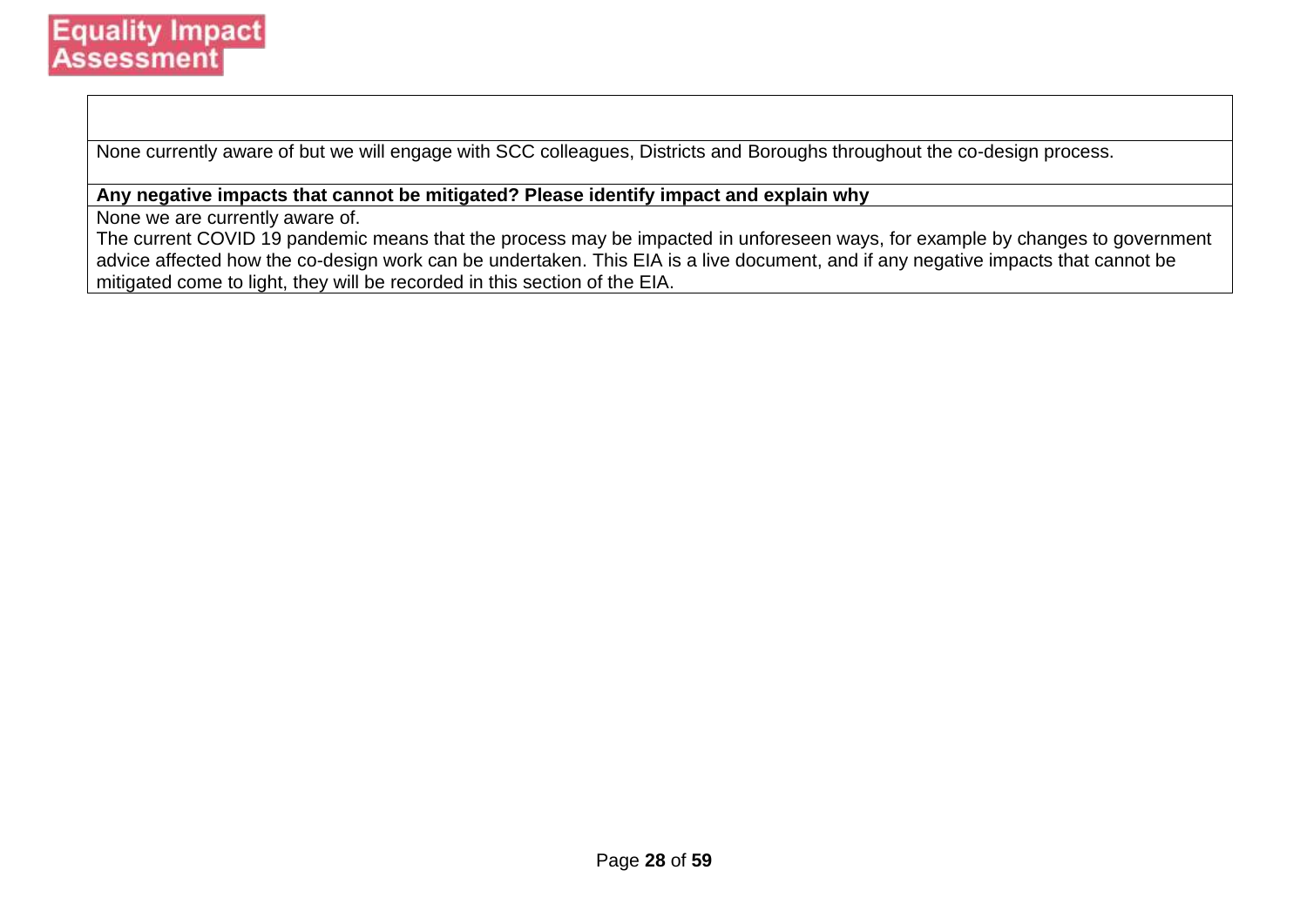| |
|---|
| None currently aware of but we will engage with SCC colleagues, Districts and Boroughs throughout the co-design process. |
| **Any negative impacts that cannot be mitigated? Please identify impact and explain why** |
| None we are currently aware of.<br>The current COVID 19 pandemic means that the process may be impacted in unforeseen ways, for example by changes to government advice affected how the co-design work can be undertaken. This EIA is a live document, and if any negative impacts that cannot be mitigated come to light, they will be recorded in this section of the EIA. |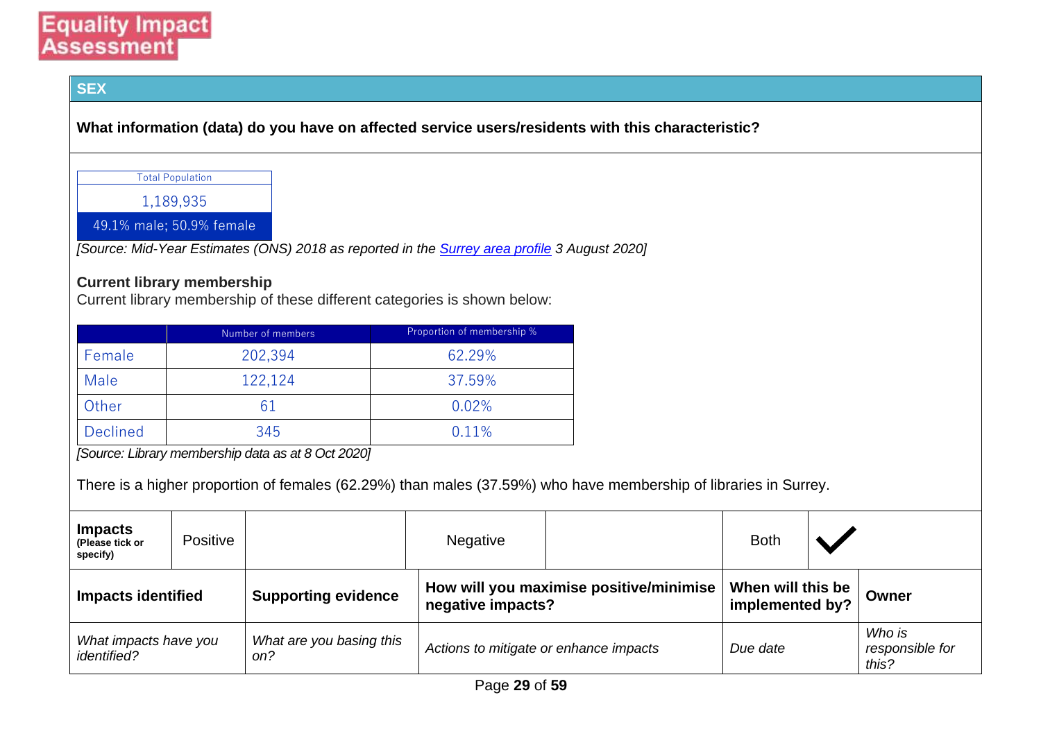## SEX

**What information (data) do you have on affected service users/residents with this characteristic?**

| Total Population |
|---|
| 1,189,935 |
| 49.1% male; 50.9% female |

*[Source: Mid-Year Estimates (ONS) 2018 as reported in the Surrey area profile 3 August 2020]*

**Current library membership**

Current library membership of these different categories is shown below:

| | Number of members | Proportion of membership % |
|---|---|---|
| Female | 202,394 | 62.29% |
| Male | 122,124 | 37.59% |
| Other | 61 | 0.02% |
| Declined | 345 | 0.11% |

*[Source: Library membership data as at 8 Oct 2020]*

There is a higher proportion of females (62.29%) than males (37.59%) who have membership of libraries in Surrey.

| **Impacts** (Please tick or specify) | Positive | | Negative | | Both | ✓ |
|---|---|---|---|---|---|---|

| **Impacts identified** | **Supporting evidence** | **How will you maximise positive/minimise negative impacts?** | **When will this be implemented by?** | **Owner** |
|---|---|---|---|---|
| *What impacts have you identified?* | *What are you basing this on?* | *Actions to mitigate or enhance impacts* | *Due date* | *Who is responsible for this?* |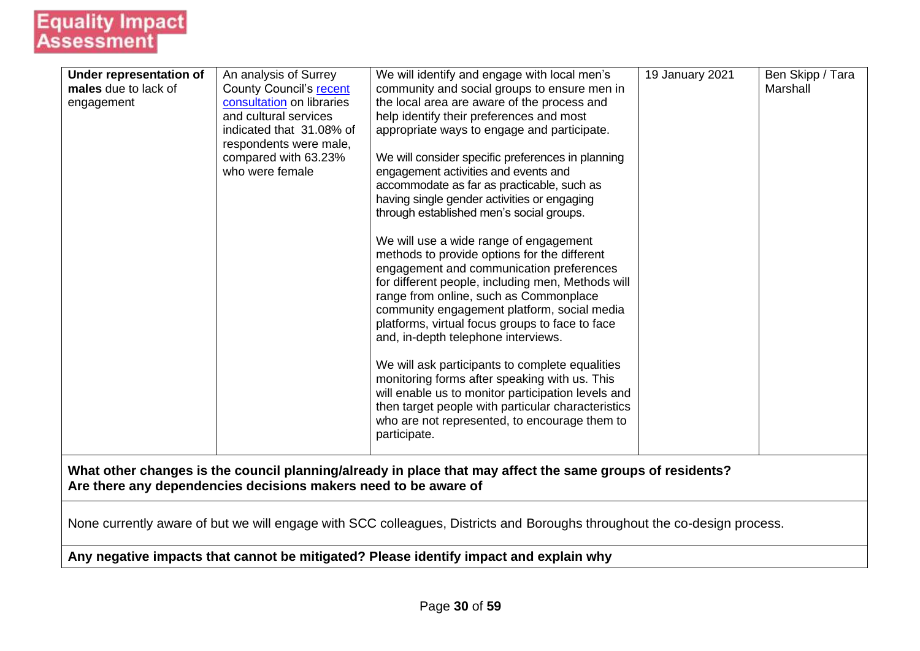Equality Impact Assessment

| | | | | |
|---|---|---|---|---|
| **Under representation of males** due to lack of engagement | An analysis of Surrey County Council's recent consultation on libraries and cultural services indicated that 31.08% of respondents were male, compared with 63.23% who were female | We will identify and engage with local men's community and social groups to ensure men in the local area are aware of the process and help identify their preferences and most appropriate ways to engage and participate.<br><br>We will consider specific preferences in planning engagement activities and events and accommodate as far as practicable, such as having single gender activities or engaging through established men's social groups.<br><br>We will use a wide range of engagement methods to provide options for the different engagement and communication preferences for different people, including men, Methods will range from online, such as Commonplace community engagement platform, social media platforms, virtual focus groups to face to face and, in-depth telephone interviews.<br><br>We will ask participants to complete equalities monitoring forms after speaking with us. This will enable us to monitor participation levels and then target people with particular characteristics who are not represented, to encourage them to participate. | 19 January 2021 | Ben Skipp / Tara Marshall |

**What other changes is the council planning/already in place that may affect the same groups of residents? Are there any dependencies decisions makers need to be aware of**

None currently aware of but we will engage with SCC colleagues, Districts and Boroughs throughout the co-design process.

**Any negative impacts that cannot be mitigated? Please identify impact and explain why**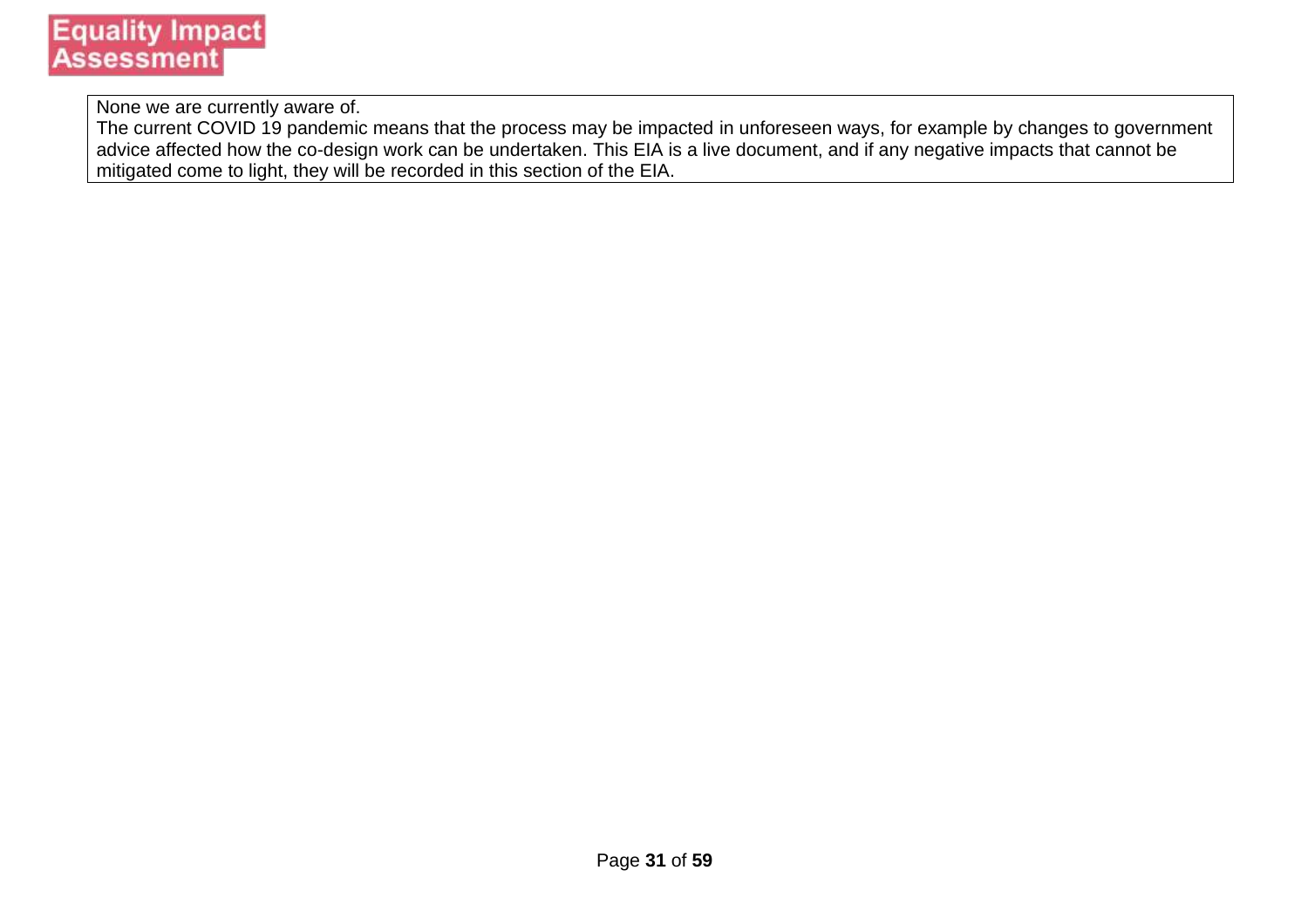| None we are currently aware of.<br>The current COVID 19 pandemic means that the process may be impacted in unforeseen ways, for example by changes to government advice affected how the co-design work can be undertaken. This EIA is a live document, and if any negative impacts that cannot be mitigated come to light, they will be recorded in this section of the EIA. |
| --- |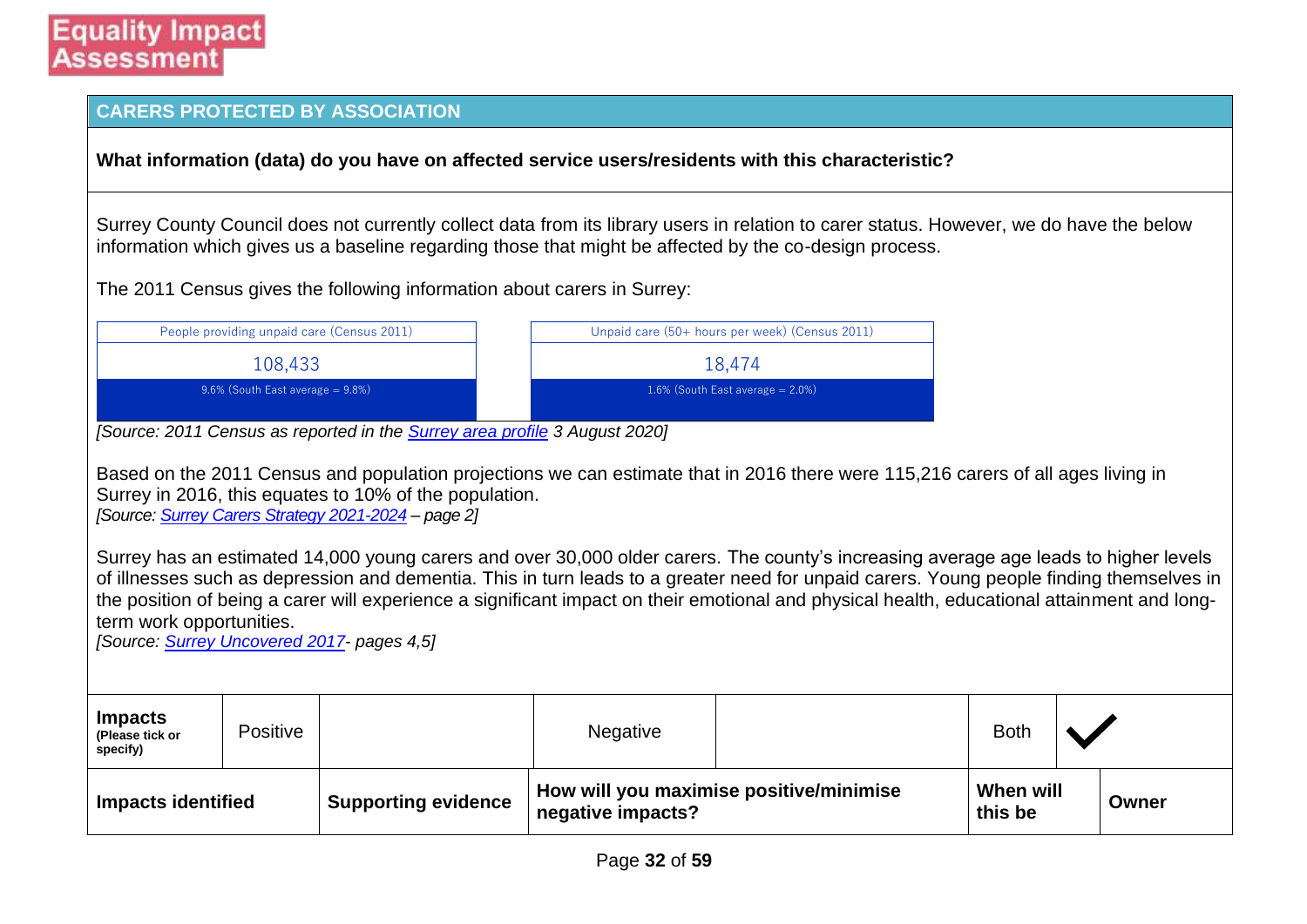# Equality Impact Assessment

## CARERS PROTECTED BY ASSOCIATION

**What information (data) do you have on affected service users/residents with this characteristic?**

Surrey County Council does not currently collect data from its library users in relation to carer status. However, we do have the below information which gives us a baseline regarding those that might be affected by the co-design process.

The 2011 Census gives the following information about carers in Surrey:

| People providing unpaid care (Census 2011) | Unpaid care (50+ hours per week) (Census 2011) |
|---|---|
| 108,433 | 18,474 |
| 9.6% (South East average = 9.8%) | 1.6% (South East average = 2.0%) |

*[Source: 2011 Census as reported in the Surrey area profile 3 August 2020]*

Based on the 2011 Census and population projections we can estimate that in 2016 there were 115,216 carers of all ages living in Surrey in 2016, this equates to 10% of the population.
*[Source: Surrey Carers Strategy 2021-2024 – page 2]*

Surrey has an estimated 14,000 young carers and over 30,000 older carers. The county's increasing average age leads to higher levels of illnesses such as depression and dementia. This in turn leads to a greater need for unpaid carers. Young people finding themselves in the position of being a carer will experience a significant impact on their emotional and physical health, educational attainment and long-term work opportunities.
*[Source: Surrey Uncovered 2017- pages 4,5]*

| **Impacts** (Please tick or specify) | Positive | | Negative | | Both | ✓ |
|---|---|---|---|---|---|---|

| **Impacts identified** | **Supporting evidence** | **How will you maximise positive/minimise negative impacts?** | **When will this be** | **Owner** |
|---|---|---|---|---|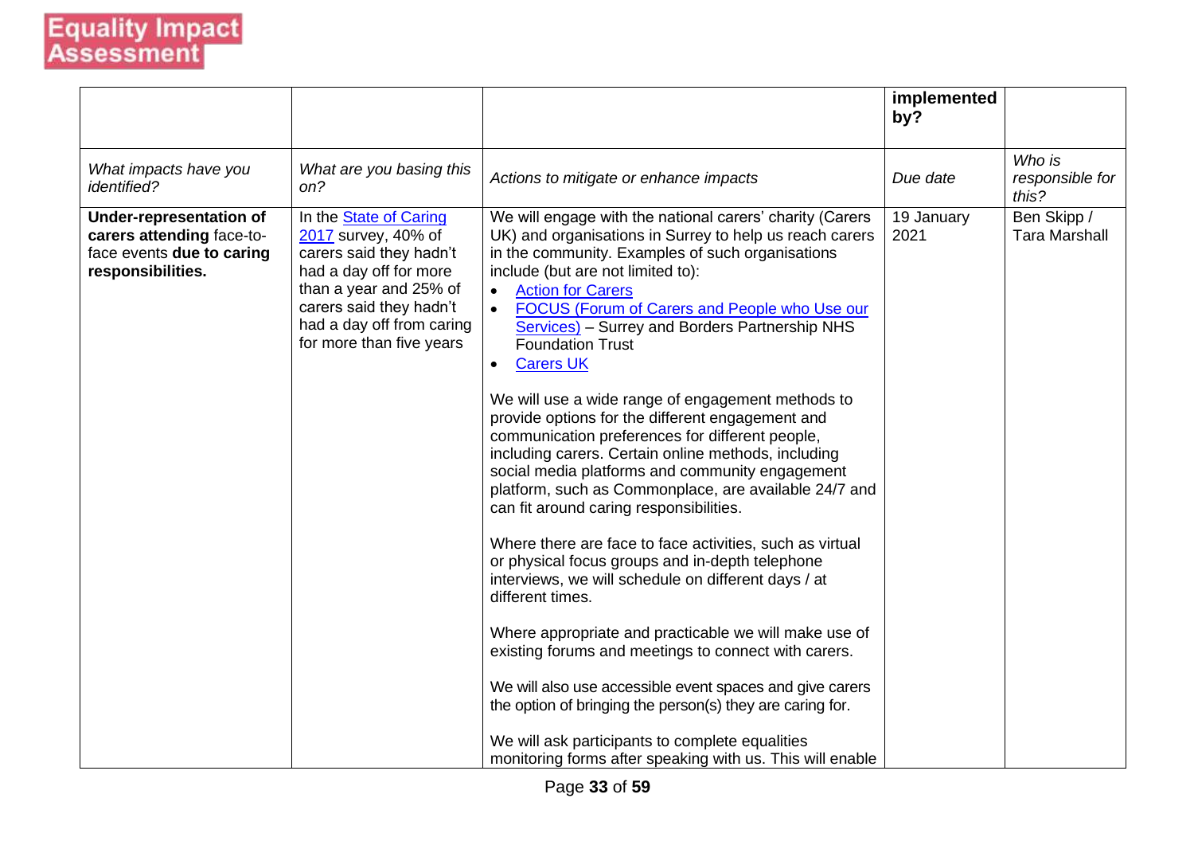Equality Impact Assessment

| | | | implemented by? | |
|---|---|---|---|---|
| *What impacts have you identified?* | *What are you basing this on?* | *Actions to mitigate or enhance impacts* | *Due date* | *Who is responsible for this?* |
| **Under-representation of carers attending** face-to-face events **due to caring responsibilities.** | In the State of Caring 2017 survey, 40% of carers said they hadn't had a day off for more than a year and 25% of carers said they hadn't had a day off from caring for more than five years | We will engage with the national carers' charity (Carers UK) and organisations in Surrey to help us reach carers in the community. Examples of such organisations include (but are not limited to):<br>• Action for Carers<br>• FOCUS (Forum of Carers and People who Use our Services) – Surrey and Borders Partnership NHS Foundation Trust<br>• Carers UK<br><br>We will use a wide range of engagement methods to provide options for the different engagement and communication preferences for different people, including carers. Certain online methods, including social media platforms and community engagement platform, such as Commonplace, are available 24/7 and can fit around caring responsibilities.<br><br>Where there are face to face activities, such as virtual or physical focus groups and in-depth telephone interviews, we will schedule on different days / at different times.<br><br>Where appropriate and practicable we will make use of existing forums and meetings to connect with carers.<br><br>We will also use accessible event spaces and give carers the option of bringing the person(s) they are caring for.<br><br>We will ask participants to complete equalities monitoring forms after speaking with us. This will enable | 19 January 2021 | Ben Skipp / Tara Marshall |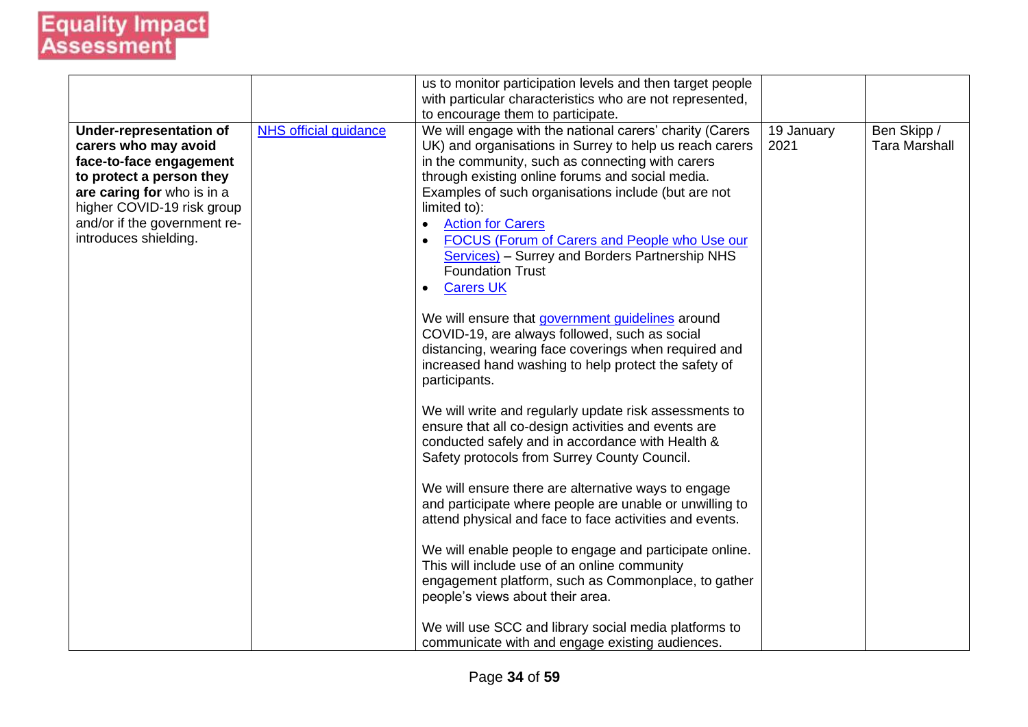# Equality Impact Assessment

| | | | | |
|---|---|---|---|---|
| | | us to monitor participation levels and then target people with particular characteristics who are not represented, to encourage them to participate. | | |
| **Under-representation of carers who may avoid face-to-face engagement to protect a person they are caring for** who is in a higher COVID-19 risk group and/or if the government re-introduces shielding. | NHS official guidance | We will engage with the national carers' charity (Carers UK) and organisations in Surrey to help us reach carers in the community, such as connecting with carers through existing online forums and social media. Examples of such organisations include (but are not limited to):<br>• Action for Carers<br>• FOCUS (Forum of Carers and People who Use our Services) – Surrey and Borders Partnership NHS Foundation Trust<br>• Carers UK<br><br>We will ensure that government guidelines around COVID-19, are always followed, such as social distancing, wearing face coverings when required and increased hand washing to help protect the safety of participants.<br><br>We will write and regularly update risk assessments to ensure that all co-design activities and events are conducted safely and in accordance with Health & Safety protocols from Surrey County Council.<br><br>We will ensure there are alternative ways to engage and participate where people are unable or unwilling to attend physical and face to face activities and events.<br><br>We will enable people to engage and participate online. This will include use of an online community engagement platform, such as Commonplace, to gather people's views about their area.<br><br>We will use SCC and library social media platforms to communicate with and engage existing audiences. | 19 January 2021 | Ben Skipp / Tara Marshall |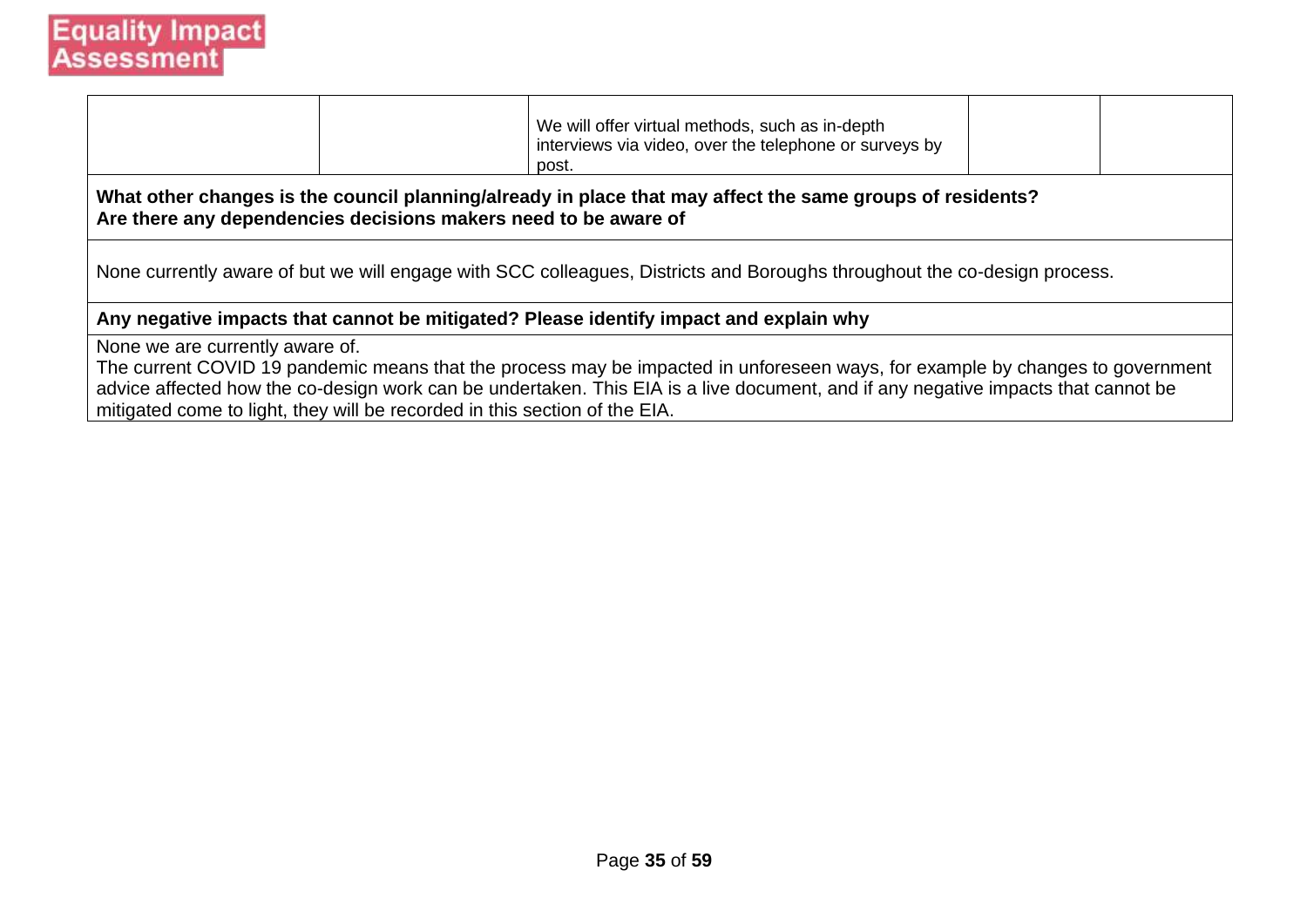| | | | | |
|---|---|---|---|---|
| | | We will offer virtual methods, such as in-depth interviews via video, over the telephone or surveys by post. | | |

**What other changes is the council planning/already in place that may affect the same groups of residents? Are there any dependencies decisions makers need to be aware of**

None currently aware of but we will engage with SCC colleagues, Districts and Boroughs throughout the co-design process.

**Any negative impacts that cannot be mitigated? Please identify impact and explain why**

None we are currently aware of.
The current COVID 19 pandemic means that the process may be impacted in unforeseen ways, for example by changes to government advice affected how the co-design work can be undertaken. This EIA is a live document, and if any negative impacts that cannot be mitigated come to light, they will be recorded in this section of the EIA.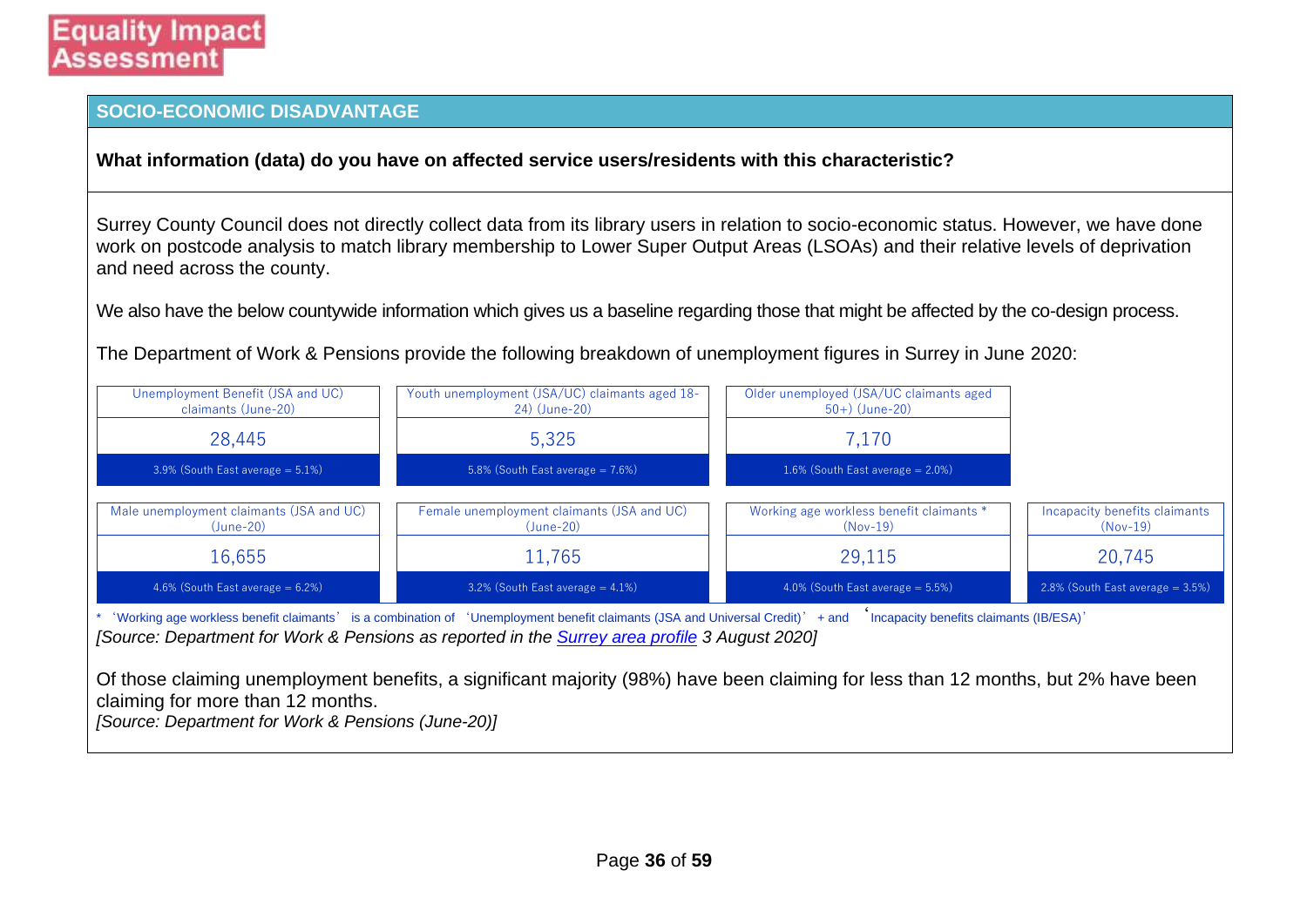Equality Impact Assessment

## SOCIO-ECONOMIC DISADVANTAGE

**What information (data) do you have on affected service users/residents with this characteristic?**

Surrey County Council does not directly collect data from its library users in relation to socio-economic status. However, we have done work on postcode analysis to match library membership to Lower Super Output Areas (LSOAs) and their relative levels of deprivation and need across the county.

We also have the below countywide information which gives us a baseline regarding those that might be affected by the co-design process.

The Department of Work & Pensions provide the following breakdown of unemployment figures in Surrey in June 2020:

| Unemployment Benefit (JSA and UC) claimants (June-20) | Youth unemployment (JSA/UC) claimants aged 18-24) (June-20) | Older unemployed (JSA/UC claimants aged 50+) (June-20) |
|---|---|---|
| 28,445 | 5,325 | 7,170 |
| 3.9% (South East average = 5.1%) | 5.8% (South East average = 7.6%) | 1.6% (South East average = 2.0%) |

| Male unemployment claimants (JSA and UC) (June-20) | Female unemployment claimants (JSA and UC) (June-20) | Working age workless benefit claimants * (Nov-19) | Incapacity benefits claimants (Nov-19) |
|---|---|---|---|
| 16,655 | 11,765 | 29,115 | 20,745 |
| 4.6% (South East average = 6.2%) | 3.2% (South East average = 4.1%) | 4.0% (South East average = 5.5%) | 2.8% (South East average = 3.5%) |

* 'Working age workless benefit claimants' is a combination of 'Unemployment benefit claimants (JSA and Universal Credit)' + and 'Incapacity benefits claimants (IB/ESA)'

*[Source: Department for Work & Pensions as reported in the Surrey area profile 3 August 2020]*

Of those claiming unemployment benefits, a significant majority (98%) have been claiming for less than 12 months, but 2% have been claiming for more than 12 months.

*[Source: Department for Work & Pensions (June-20)]*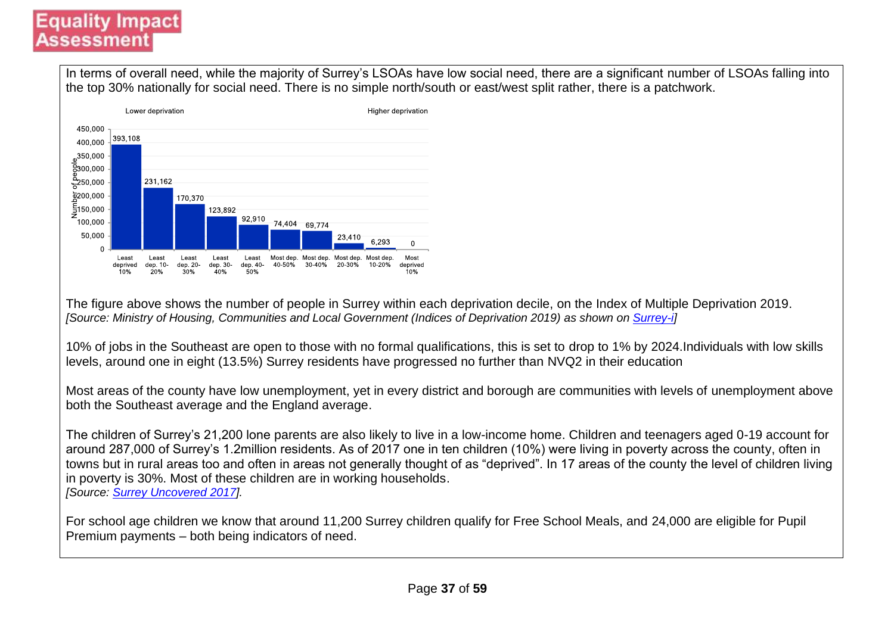In terms of overall need, while the majority of Surrey's LSOAs have low social need, there are a significant number of LSOAs falling into the top 30% nationally for social need. There is no simple north/south or east/west split rather, there is a patchwork.

| Deprivation decile | Number of people |
|---|---|
| Least deprived 10% | 393,108 |
| Least dep. 10-20% | 231,162 |
| Least dep. 20-30% | 170,370 |
| Least dep. 30-40% | 123,892 |
| Least dep. 40-50% | 92,910 |
| Most dep. 40-50% | 74,404 |
| Most dep. 30-40% | 69,774 |
| Most dep. 20-30% | 23,410 |
| Most dep. 10-20% | 6,293 |
| Most deprived 10% | 0 |

The figure above shows the number of people in Surrey within each deprivation decile, on the Index of Multiple Deprivation 2019.
*[Source: Ministry of Housing, Communities and Local Government (Indices of Deprivation 2019) as shown on Surrey-i]*

10% of jobs in the Southeast are open to those with no formal qualifications, this is set to drop to 1% by 2024.Individuals with low skills levels, around one in eight (13.5%) Surrey residents have progressed no further than NVQ2 in their education

Most areas of the county have low unemployment, yet in every district and borough are communities with levels of unemployment above both the Southeast average and the England average.

The children of Surrey's 21,200 lone parents are also likely to live in a low-income home. Children and teenagers aged 0-19 account for around 287,000 of Surrey's 1.2million residents. As of 2017 one in ten children (10%) were living in poverty across the county, often in towns but in rural areas too and often in areas not generally thought of as "deprived". In 17 areas of the county the level of children living in poverty is 30%. Most of these children are in working households.
*[Source: Surrey Uncovered 2017].*

For school age children we know that around 11,200 Surrey children qualify for Free School Meals, and 24,000 are eligible for Pupil Premium payments – both being indicators of need.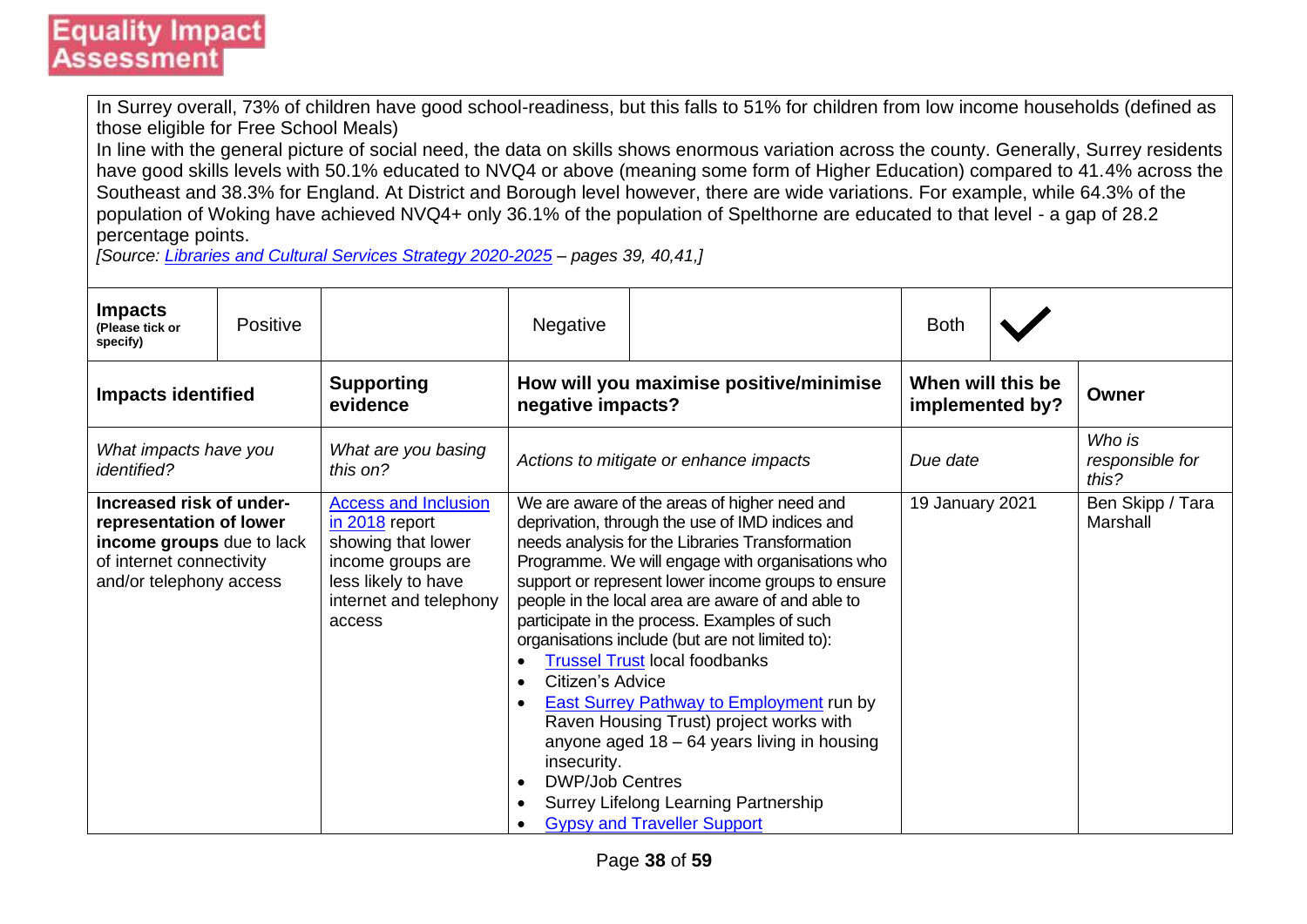# Equality Impact Assessment

In Surrey overall, 73% of children have good school-readiness, but this falls to 51% for children from low income households (defined as those eligible for Free School Meals)

In line with the general picture of social need, the data on skills shows enormous variation across the county. Generally, Surrey residents have good skills levels with 50.1% educated to NVQ4 or above (meaning some form of Higher Education) compared to 41.4% across the Southeast and 38.3% for England. At District and Borough level however, there are wide variations. For example, while 64.3% of the population of Woking have achieved NVQ4+ only 36.1% of the population of Spelthorne are educated to that level - a gap of 28.2 percentage points.

*[Source: Libraries and Cultural Services Strategy 2020-2025 – pages 39, 40,41,]*

| **Impacts** (Please tick or specify) | Positive | | Negative | | Both | ✓ |
|---|---|---|---|---|---|---|

| **Impacts identified** | **Supporting evidence** | **How will you maximise positive/minimise negative impacts?** | **When will this be implemented by?** | **Owner** |
|---|---|---|---|---|
| *What impacts have you identified?* | *What are you basing this on?* | *Actions to mitigate or enhance impacts* | *Due date* | *Who is responsible for this?* |
| **Increased risk of under-representation of lower income groups** due to lack of internet connectivity and/or telephony access | Access and Inclusion in 2018 report showing that lower income groups are less likely to have internet and telephony access | We are aware of the areas of higher need and deprivation, through the use of IMD indices and needs analysis for the Libraries Transformation Programme. We will engage with organisations who support or represent lower income groups to ensure people in the local area are aware of and able to participate in the process. Examples of such organisations include (but are not limited to):<br>• Trussel Trust local foodbanks<br>• Citizen's Advice<br>• East Surrey Pathway to Employment run by Raven Housing Trust) project works with anyone aged 18 – 64 years living in housing insecurity.<br>• DWP/Job Centres<br>• Surrey Lifelong Learning Partnership<br>• Gypsy and Traveller Support | 19 January 2021 | Ben Skipp / Tara Marshall |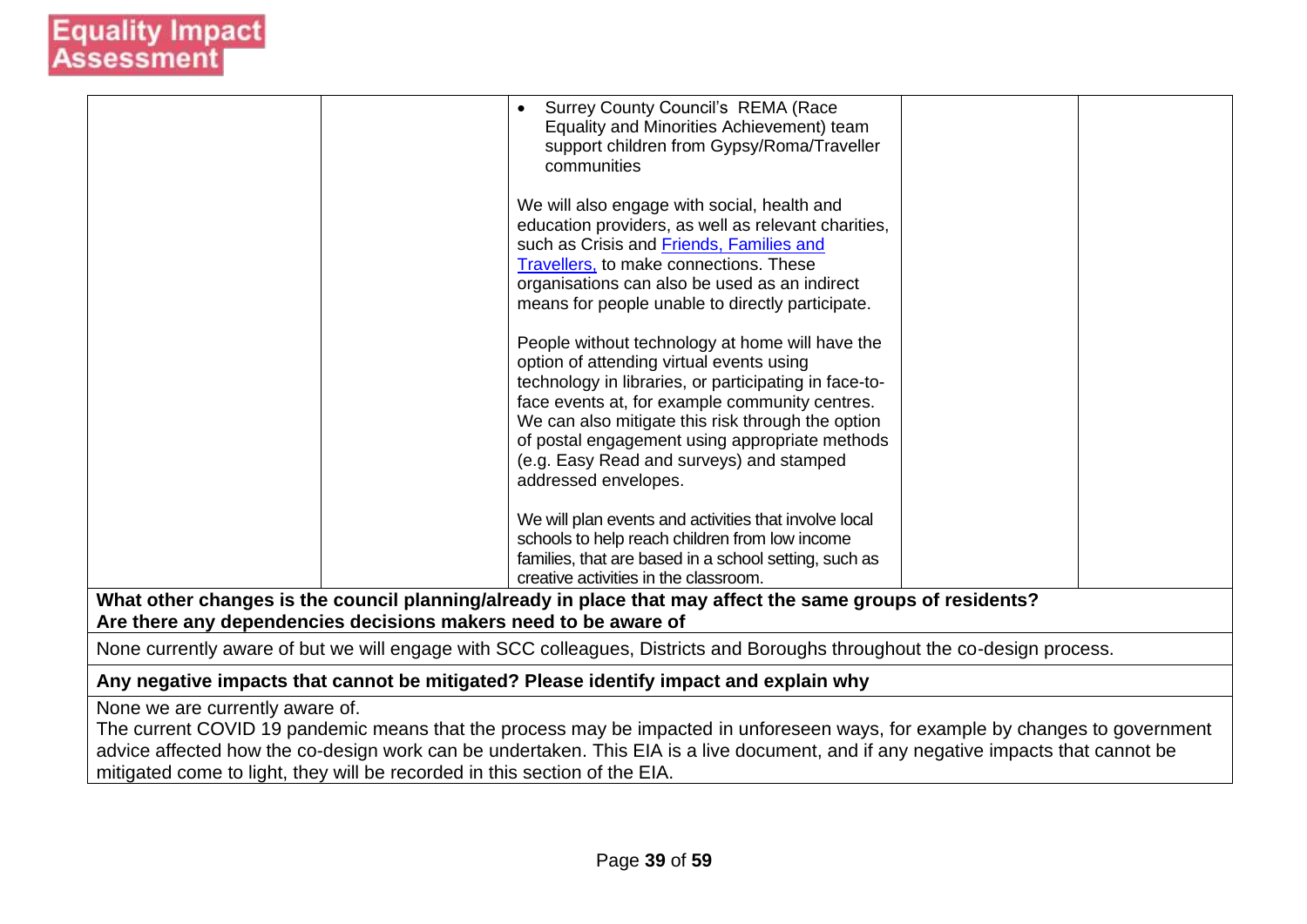| | | | | |
|---|---|---|---|---|
| | | <ul><li>Surrey County Council's REMA (Race Equality and Minorities Achievement) team support children from Gypsy/Roma/Traveller communities</li></ul>We will also engage with social, health and education providers, as well as relevant charities, such as Crisis and Friends, Families and Travellers, to make connections. These organisations can also be used as an indirect means for people unable to directly participate.<br><br>People without technology at home will have the option of attending virtual events using technology in libraries, or participating in face-to-face events at, for example community centres. We can also mitigate this risk through the option of postal engagement using appropriate methods (e.g. Easy Read and surveys) and stamped addressed envelopes.<br><br>We will plan events and activities that involve local schools to help reach children from low income families, that are based in a school setting, such as creative activities in the classroom. | | |

**What other changes is the council planning/already in place that may affect the same groups of residents? Are there any dependencies decisions makers need to be aware of**

None currently aware of but we will engage with SCC colleagues, Districts and Boroughs throughout the co-design process.

**Any negative impacts that cannot be mitigated? Please identify impact and explain why**

None we are currently aware of.
The current COVID 19 pandemic means that the process may be impacted in unforeseen ways, for example by changes to government advice affected how the co-design work can be undertaken. This EIA is a live document, and if any negative impacts that cannot be mitigated come to light, they will be recorded in this section of the EIA.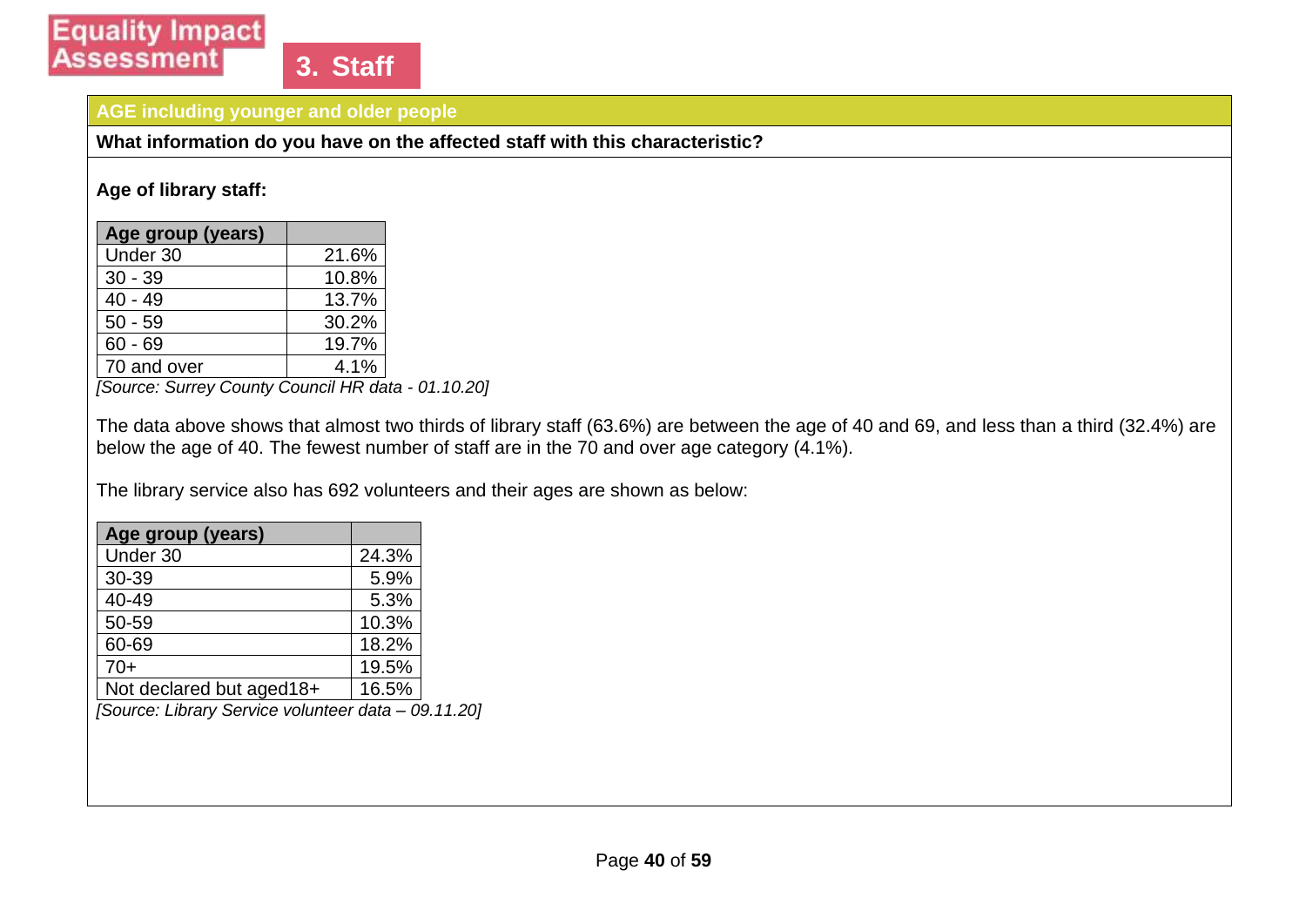**Equality Impact Assessment**

## 3. Staff

### AGE including younger and older people

**What information do you have on the affected staff with this characteristic?**

**Age of library staff:**

| Age group (years) | |
|---|---|
| Under 30 | 21.6% |
| 30 - 39 | 10.8% |
| 40 - 49 | 13.7% |
| 50 - 59 | 30.2% |
| 60 - 69 | 19.7% |
| 70 and over | 4.1% |

*[Source: Surrey County Council HR data - 01.10.20]*

The data above shows that almost two thirds of library staff (63.6%) are between the age of 40 and 69, and less than a third (32.4%) are below the age of 40. The fewest number of staff are in the 70 and over age category (4.1%).

The library service also has 692 volunteers and their ages are shown as below:

| Age group (years) | |
|---|---|
| Under 30 | 24.3% |
| 30-39 | 5.9% |
| 40-49 | 5.3% |
| 50-59 | 10.3% |
| 60-69 | 18.2% |
| 70+ | 19.5% |
| Not declared but aged18+ | 16.5% |

*[Source: Library Service volunteer data – 09.11.20]*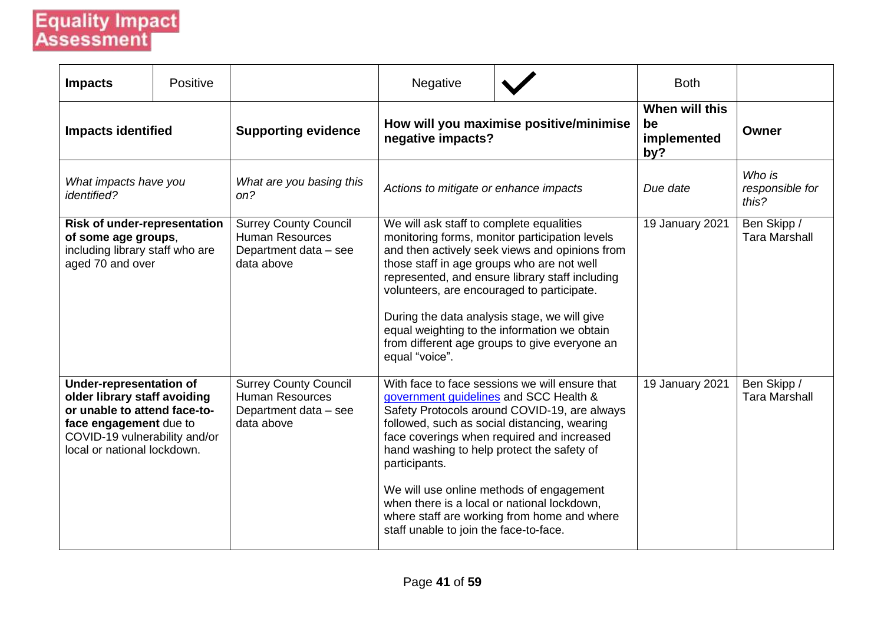# Equality Impact Assessment

| Impacts | Positive | | Negative | ✓ | Both | |
|---|---|---|---|---|---|---|
| **Impacts identified** | | **Supporting evidence** | **How will you maximise positive/minimise negative impacts?** | | **When will this be implemented by?** | **Owner** |
| *What impacts have you identified?* | | *What are you basing this on?* | *Actions to mitigate or enhance impacts* | | *Due date* | *Who is responsible for this?* |
| **Risk of under-representation of some age groups**, including library staff who are aged 70 and over | | Surrey County Council Human Resources Department data – see data above | We will ask staff to complete equalities monitoring forms, monitor participation levels and then actively seek views and opinions from those staff in age groups who are not well represented, and ensure library staff including volunteers, are encouraged to participate.<br><br>During the data analysis stage, we will give equal weighting to the information we obtain from different age groups to give everyone an equal "voice". | | 19 January 2021 | Ben Skipp / Tara Marshall |
| **Under-representation of older library staff avoiding or unable to attend face-to-face engagement** due to COVID-19 vulnerability and/or local or national lockdown. | | Surrey County Council Human Resources Department data – see data above | With face to face sessions we will ensure that government guidelines and SCC Health & Safety Protocols around COVID-19, are always followed, such as social distancing, wearing face coverings when required and increased hand washing to help protect the safety of participants.<br><br>We will use online methods of engagement when there is a local or national lockdown, where staff are working from home and where staff unable to join the face-to-face. | | 19 January 2021 | Ben Skipp / Tara Marshall |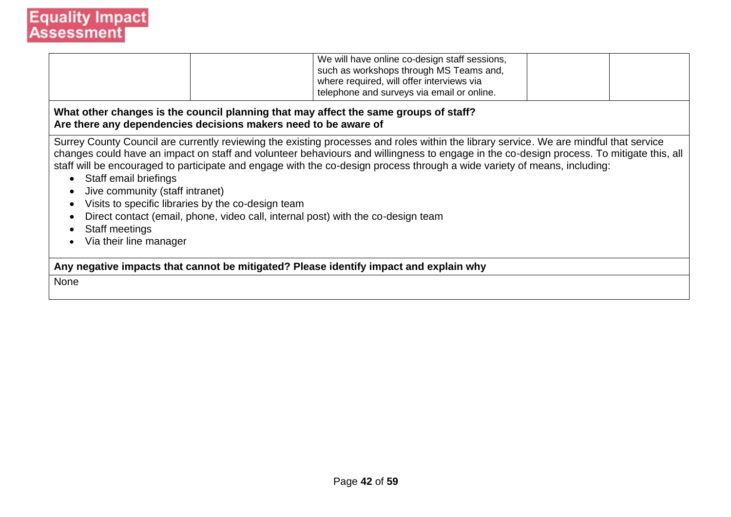**Equality Impact Assessment**

| | | | | |
|---|---|---|---|---|
| | | We will have online co-design staff sessions, such as workshops through MS Teams and, where required, will offer interviews via telephone and surveys via email or online. | | |

**What other changes is the council planning that may affect the same groups of staff?**
**Are there any dependencies decisions makers need to be aware of**

Surrey County Council are currently reviewing the existing processes and roles within the library service. We are mindful that service changes could have an impact on staff and volunteer behaviours and willingness to engage in the co-design process. To mitigate this, all staff will be encouraged to participate and engage with the co-design process through a wide variety of means, including:

- Staff email briefings
- Jive community (staff intranet)
- Visits to specific libraries by the co-design team
- Direct contact (email, phone, video call, internal post) with the co-design team
- Staff meetings
- Via their line manager

**Any negative impacts that cannot be mitigated? Please identify impact and explain why**

None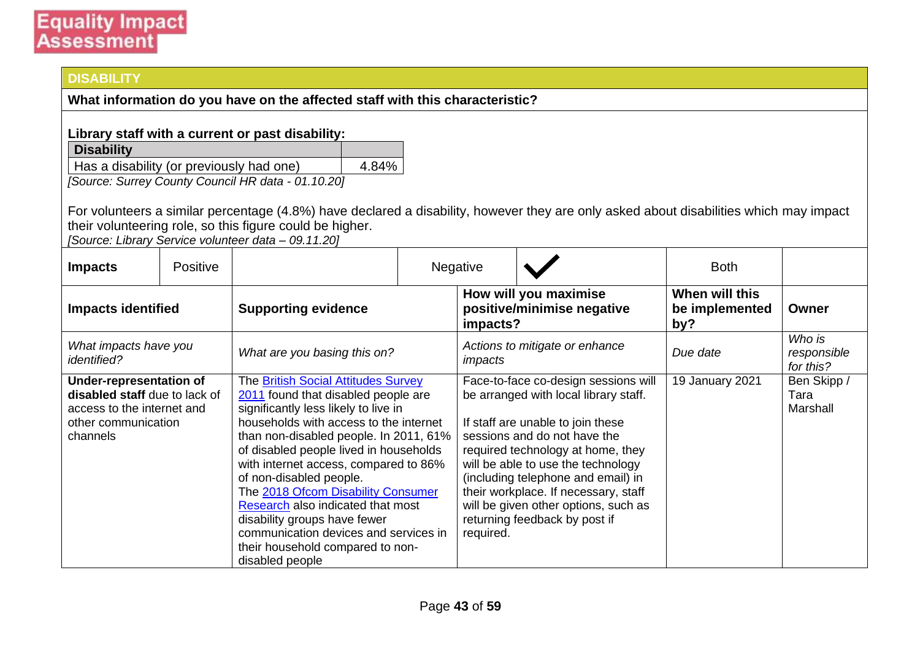## DISABILITY

**What information do you have on the affected staff with this characteristic?**

**Library staff with a current or past disability:**

| Disability | |
|---|---|
| Has a disability (or previously had one) | 4.84% |

*[Source: Surrey County Council HR data - 01.10.20]*

For volunteers a similar percentage (4.8%) have declared a disability, however they are only asked about disabilities which may impact their volunteering role, so this figure could be higher.

*[Source: Library Service volunteer data – 09.11.20]*

| **Impacts** | Positive | | Negative | ✓ | Both | |
|---|---|---|---|---|---|---|

| **Impacts identified** | **Supporting evidence** | **How will you maximise positive/minimise negative impacts?** | **When will this be implemented by?** | **Owner** |
|---|---|---|---|---|
| *What impacts have you identified?* | *What are you basing this on?* | *Actions to mitigate or enhance impacts* | *Due date* | *Who is responsible for this?* |
| **Under-representation of disabled staff** due to lack of access to the internet and other communication channels | The British Social Attitudes Survey 2011 found that disabled people are significantly less likely to live in households with access to the internet than non-disabled people. In 2011, 61% of disabled people lived in households with internet access, compared to 86% of non-disabled people. The 2018 Ofcom Disability Consumer Research also indicated that most disability groups have fewer communication devices and services in their household compared to non-disabled people | Face-to-face co-design sessions will be arranged with local library staff.<br><br>If staff are unable to join these sessions and do not have the required technology at home, they will be able to use the technology (including telephone and email) in their workplace. If necessary, staff will be given other options, such as returning feedback by post if required. | 19 January 2021 | Ben Skipp / Tara Marshall |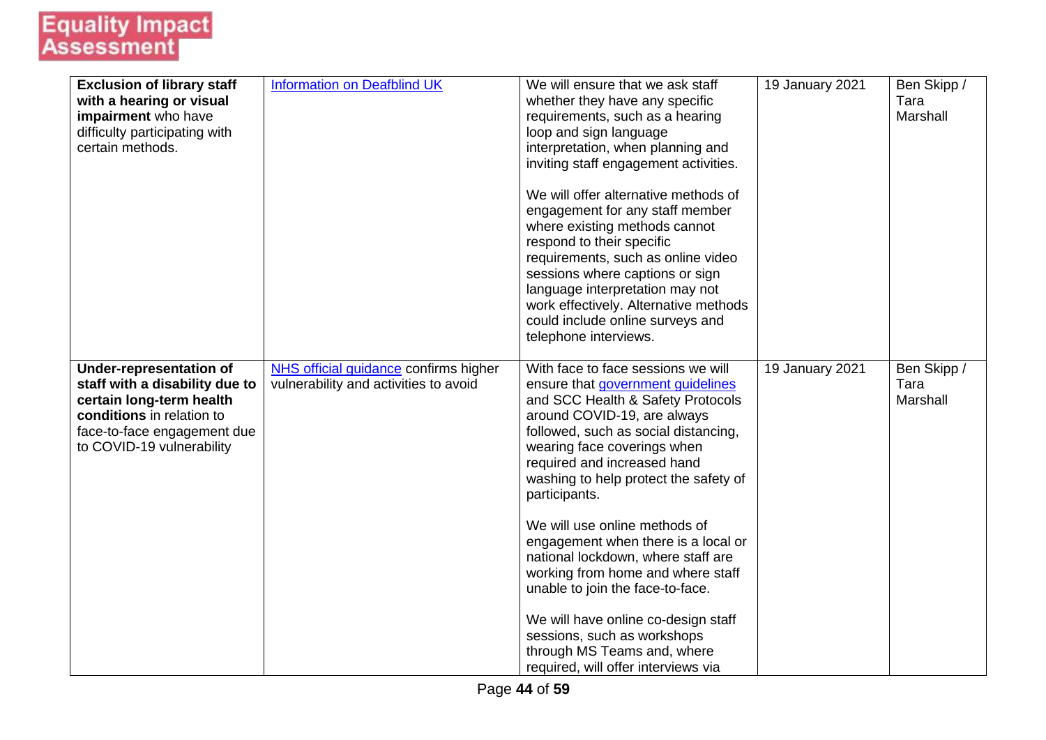# Equality Impact Assessment

| | | | | |
|---|---|---|---|---|
| **Exclusion of library staff with a hearing or visual impairment** who have difficulty participating with certain methods. | Information on Deafblind UK | We will ensure that we ask staff whether they have any specific requirements, such as a hearing loop and sign language interpretation, when planning and inviting staff engagement activities.<br><br>We will offer alternative methods of engagement for any staff member where existing methods cannot respond to their specific requirements, such as online video sessions where captions or sign language interpretation may not work effectively. Alternative methods could include online surveys and telephone interviews. | 19 January 2021 | Ben Skipp / Tara Marshall |
| **Under-representation of staff with a disability due to certain long-term health conditions** in relation to face-to-face engagement due to COVID-19 vulnerability | NHS official guidance confirms higher vulnerability and activities to avoid | With face to face sessions we will ensure that government guidelines and SCC Health & Safety Protocols around COVID-19, are always followed, such as social distancing, wearing face coverings when required and increased hand washing to help protect the safety of participants.<br><br>We will use online methods of engagement when there is a local or national lockdown, where staff are working from home and where staff unable to join the face-to-face.<br><br>We will have online co-design staff sessions, such as workshops through MS Teams and, where required, will offer interviews via | 19 January 2021 | Ben Skipp / Tara Marshall |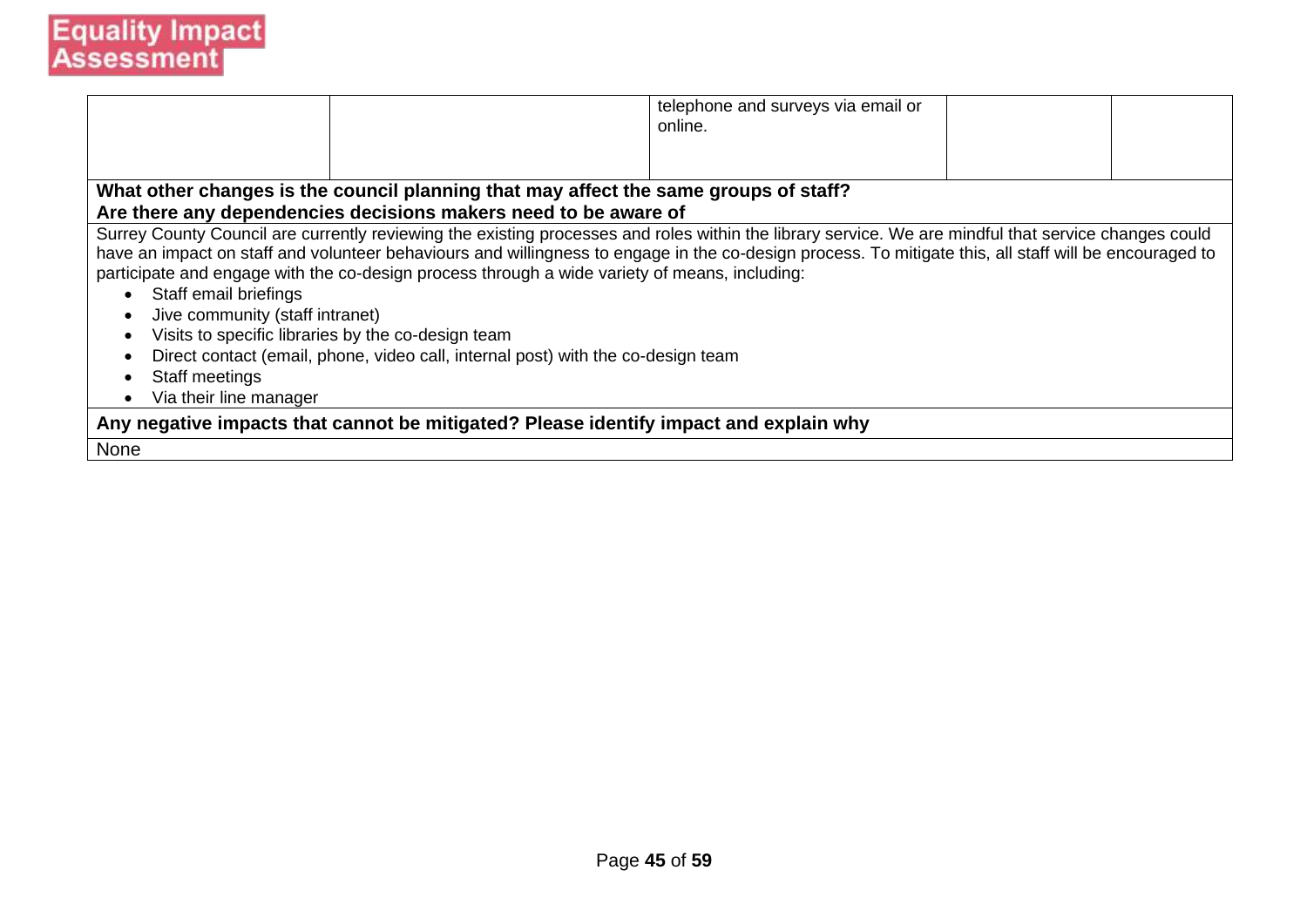| | | | | |
|---|---|---|---|---|
| | | telephone and surveys via email or online. | | |

**What other changes is the council planning that may affect the same groups of staff?**
**Are there any dependencies decisions makers need to be aware of**

Surrey County Council are currently reviewing the existing processes and roles within the library service. We are mindful that service changes could have an impact on staff and volunteer behaviours and willingness to engage in the co-design process. To mitigate this, all staff will be encouraged to participate and engage with the co-design process through a wide variety of means, including:

- Staff email briefings
- Jive community (staff intranet)
- Visits to specific libraries by the co-design team
- Direct contact (email, phone, video call, internal post) with the co-design team
- Staff meetings
- Via their line manager

**Any negative impacts that cannot be mitigated? Please identify impact and explain why**

None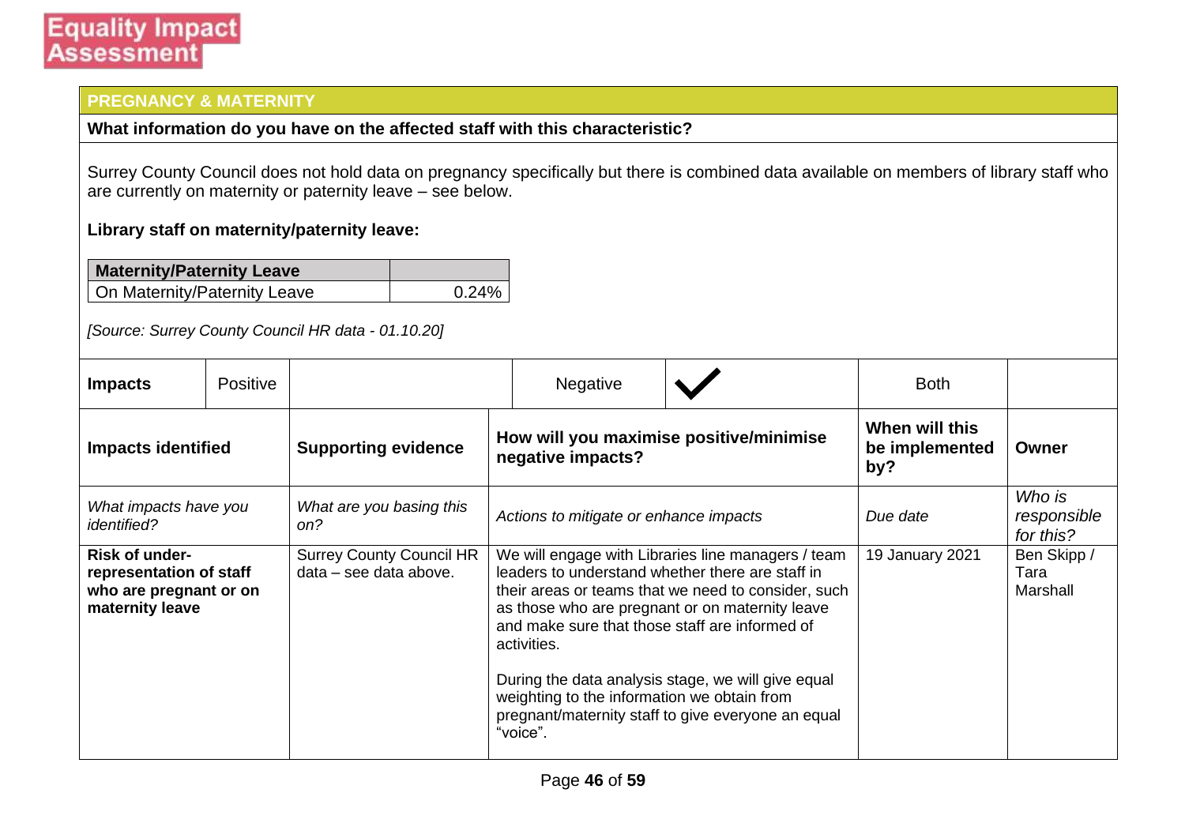Equality Impact Assessment

## PREGNANCY & MATERNITY

**What information do you have on the affected staff with this characteristic?**

Surrey County Council does not hold data on pregnancy specifically but there is combined data available on members of library staff who are currently on maternity or paternity leave – see below.

**Library staff on maternity/paternity leave:**

| Maternity/Paternity Leave | |
|---|---|
| On Maternity/Paternity Leave | 0.24% |

*[Source: Surrey County Council HR data - 01.10.20]*

| Impacts | Positive | | Negative | ✓ | Both | |
|---|---|---|---|---|---|---|

| Impacts identified | Supporting evidence | How will you maximise positive/minimise negative impacts? | When will this be implemented by? | Owner |
|---|---|---|---|---|
| *What impacts have you identified?* | *What are you basing this on?* | *Actions to mitigate or enhance impacts* | *Due date* | *Who is responsible for this?* |
| **Risk of under-representation of staff who are pregnant or on maternity leave** | Surrey County Council HR data – see data above. | We will engage with Libraries line managers / team leaders to understand whether there are staff in their areas or teams that we need to consider, such as those who are pregnant or on maternity leave and make sure that those staff are informed of activities.<br><br>During the data analysis stage, we will give equal weighting to the information we obtain from pregnant/maternity staff to give everyone an equal "voice". | 19 January 2021 | Ben Skipp / Tara Marshall |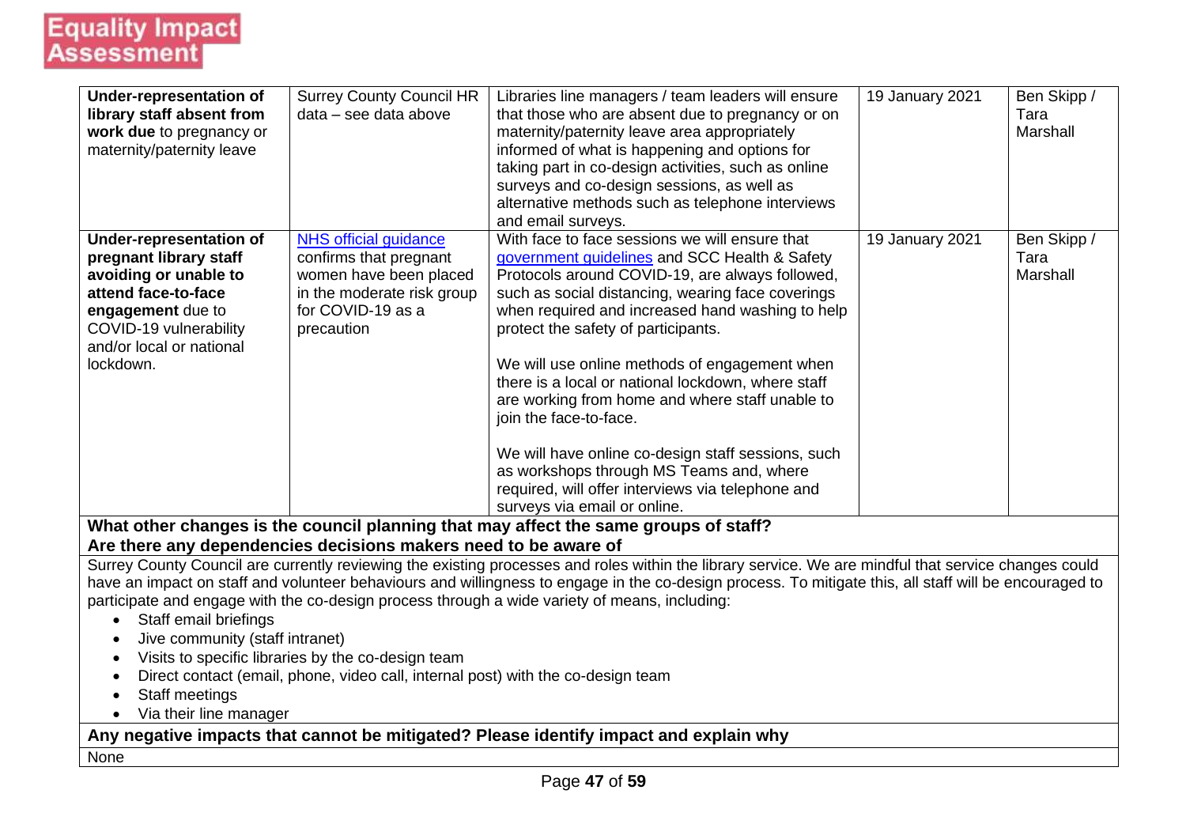# Equality Impact Assessment

| | | | | |
|---|---|---|---|---|
| **Under-representation of library staff absent from work due** to pregnancy or maternity/paternity leave | Surrey County Council HR data – see data above | Libraries line managers / team leaders will ensure that those who are absent due to pregnancy or on maternity/paternity leave area appropriately informed of what is happening and options for taking part in co-design activities, such as online surveys and co-design sessions, as well as alternative methods such as telephone interviews and email surveys. | 19 January 2021 | Ben Skipp / Tara Marshall |
| **Under-representation of pregnant library staff avoiding or unable to attend face-to-face engagement** due to COVID-19 vulnerability and/or local or national lockdown. | [NHS official guidance]() confirms that pregnant women have been placed in the moderate risk group for COVID-19 as a precaution | With face to face sessions we will ensure that [government guidelines]() and SCC Health & Safety Protocols around COVID-19, are always followed, such as social distancing, wearing face coverings when required and increased hand washing to help protect the safety of participants.<br><br>We will use online methods of engagement when there is a local or national lockdown, where staff are working from home and where staff unable to join the face-to-face.<br><br>We will have online co-design staff sessions, such as workshops through MS Teams and, where required, will offer interviews via telephone and surveys via email or online. | 19 January 2021 | Ben Skipp / Tara Marshall |

**What other changes is the council planning that may affect the same groups of staff? Are there any dependencies decisions makers need to be aware of**

Surrey County Council are currently reviewing the existing processes and roles within the library service. We are mindful that service changes could have an impact on staff and volunteer behaviours and willingness to engage in the co-design process. To mitigate this, all staff will be encouraged to participate and engage with the co-design process through a wide variety of means, including:

- Staff email briefings
- Jive community (staff intranet)
- Visits to specific libraries by the co-design team
- Direct contact (email, phone, video call, internal post) with the co-design team
- Staff meetings
- Via their line manager

**Any negative impacts that cannot be mitigated? Please identify impact and explain why**

None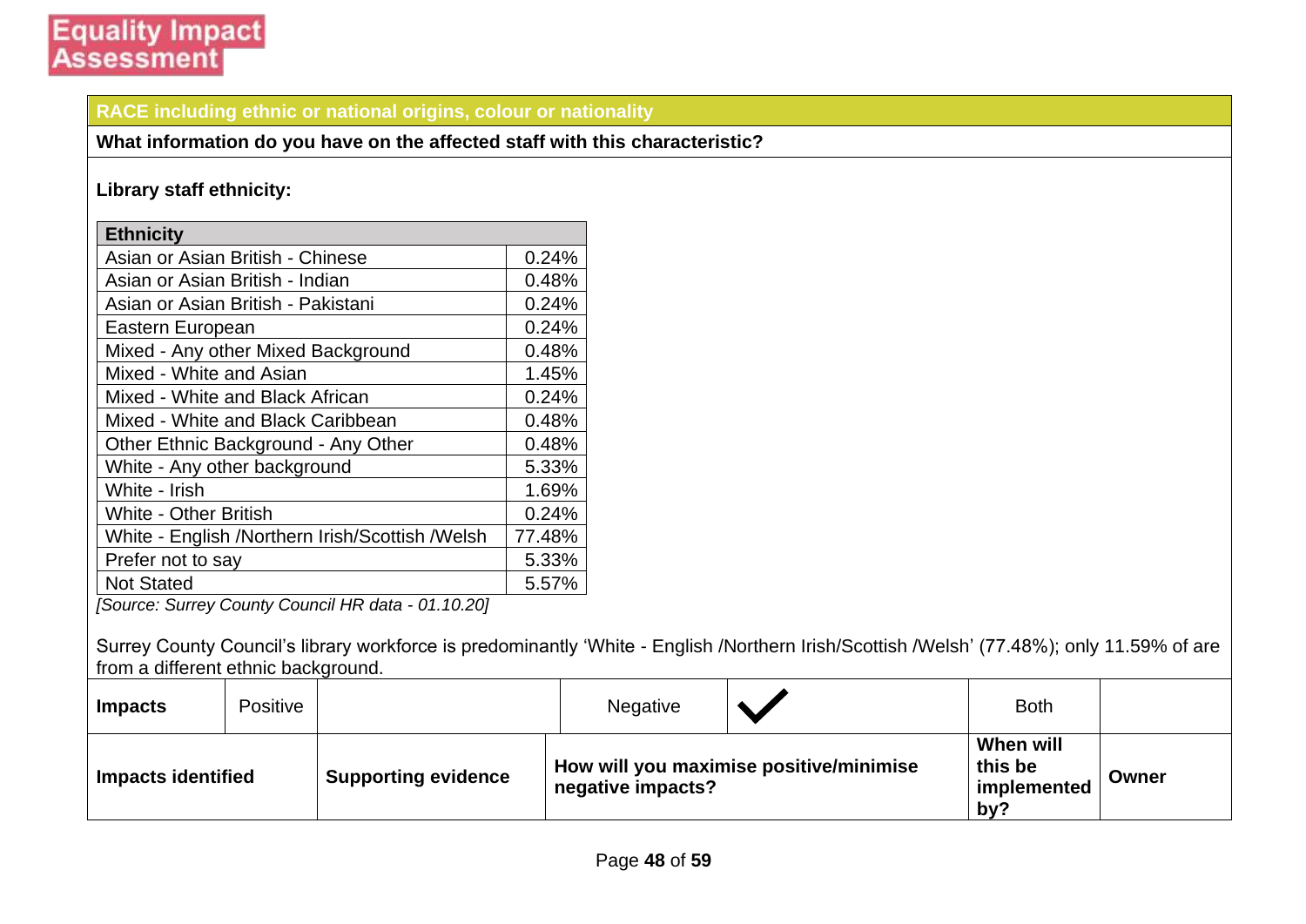## RACE including ethnic or national origins, colour or nationality

**What information do you have on the affected staff with this characteristic?**

**Library staff ethnicity:**

| Ethnicity | |
|---|---|
| Asian or Asian British - Chinese | 0.24% |
| Asian or Asian British - Indian | 0.48% |
| Asian or Asian British - Pakistani | 0.24% |
| Eastern European | 0.24% |
| Mixed - Any other Mixed Background | 0.48% |
| Mixed - White and Asian | 1.45% |
| Mixed - White and Black African | 0.24% |
| Mixed - White and Black Caribbean | 0.48% |
| Other Ethnic Background - Any Other | 0.48% |
| White - Any other background | 5.33% |
| White - Irish | 1.69% |
| White - Other British | 0.24% |
| White - English /Northern Irish/Scottish /Welsh | 77.48% |
| Prefer not to say | 5.33% |
| Not Stated | 5.57% |

*[Source: Surrey County Council HR data - 01.10.20]*

Surrey County Council's library workforce is predominantly 'White - English /Northern Irish/Scottish /Welsh' (77.48%); only 11.59% of are from a different ethnic background.

| Impacts | Positive | | Negative | ✓ | Both | |
|---|---|---|---|---|---|---|
| **Impacts identified** | | **Supporting evidence** | **How will you maximise positive/minimise negative impacts?** | | **When will this be implemented by?** | **Owner** |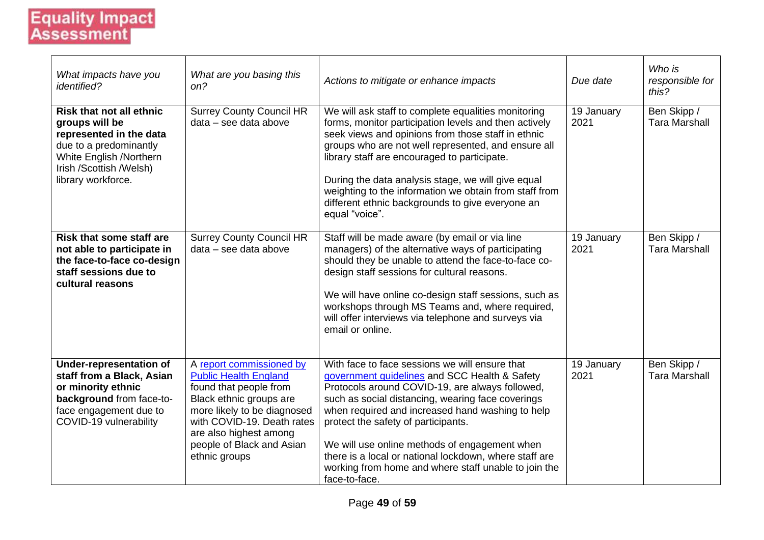# Equality Impact Assessment

| *What impacts have you identified?* | *What are you basing this on?* | *Actions to mitigate or enhance impacts* | *Due date* | *Who is responsible for this?* |
|---|---|---|---|---|
| **Risk that not all ethnic groups will be represented in the data** due to a predominantly White English /Northern Irish /Scottish /Welsh) library workforce. | Surrey County Council HR data – see data above | We will ask staff to complete equalities monitoring forms, monitor participation levels and then actively seek views and opinions from those staff in ethnic groups who are not well represented, and ensure all library staff are encouraged to participate.<br><br>During the data analysis stage, we will give equal weighting to the information we obtain from staff from different ethnic backgrounds to give everyone an equal "voice". | 19 January 2021 | Ben Skipp / Tara Marshall |
| **Risk that some staff are not able to participate in the face-to-face co-design staff sessions due to cultural reasons** | Surrey County Council HR data – see data above | Staff will be made aware (by email or via line managers) of the alternative ways of participating should they be unable to attend the face-to-face co-design staff sessions for cultural reasons.<br><br>We will have online co-design staff sessions, such as workshops through MS Teams and, where required, will offer interviews via telephone and surveys via email or online. | 19 January 2021 | Ben Skipp / Tara Marshall |
| **Under-representation of staff from a Black, Asian or minority ethnic background** from face-to-face engagement due to COVID-19 vulnerability | A report commissioned by Public Health England found that people from Black ethnic groups are more likely to be diagnosed with COVID-19. Death rates are also highest among people of Black and Asian ethnic groups | With face to face sessions we will ensure that government guidelines and SCC Health & Safety Protocols around COVID-19, are always followed, such as social distancing, wearing face coverings when required and increased hand washing to help protect the safety of participants.<br><br>We will use online methods of engagement when there is a local or national lockdown, where staff are working from home and where staff unable to join the face-to-face. | 19 January 2021 | Ben Skipp / Tara Marshall |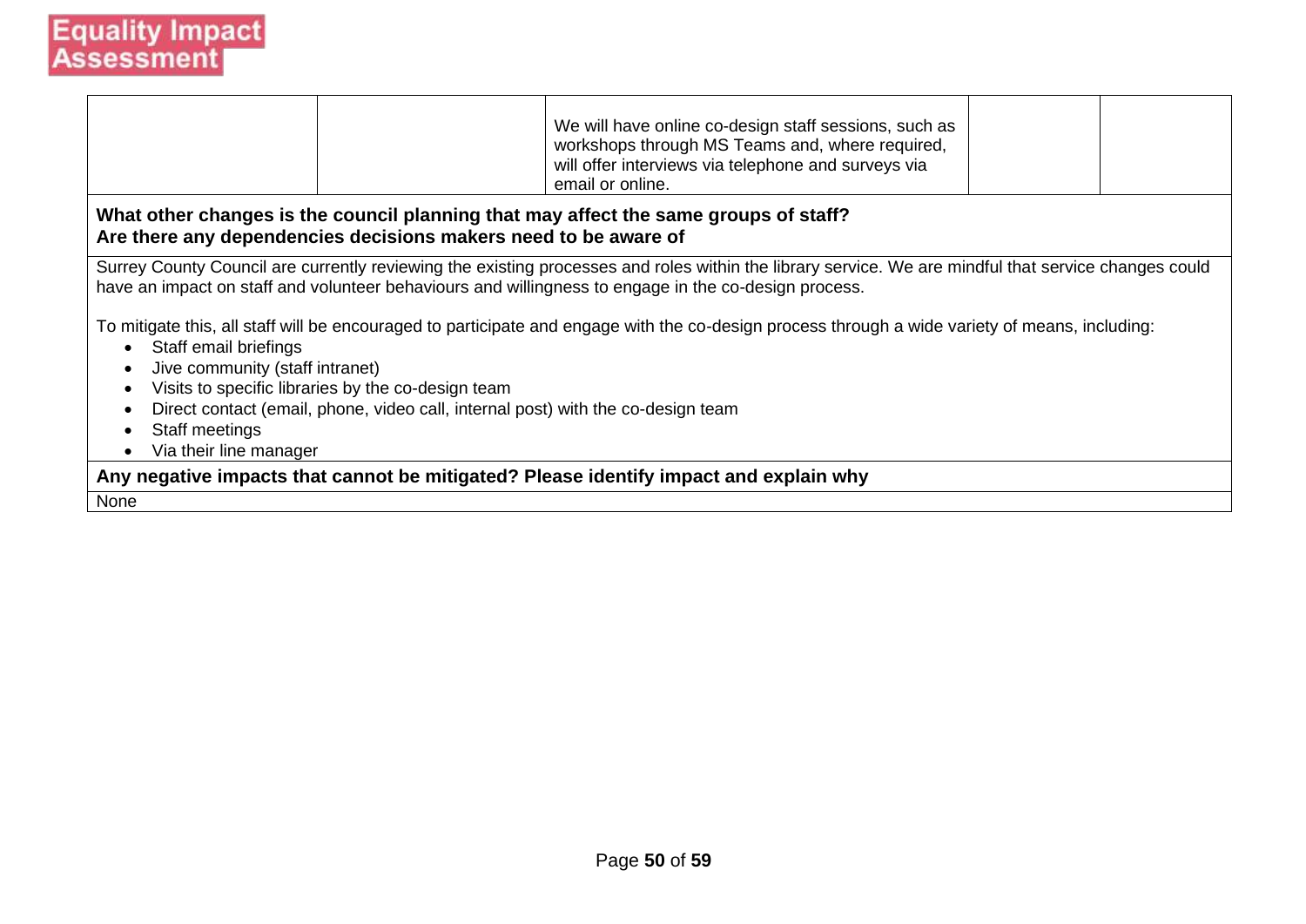| | | | | |
|---|---|---|---|---|
| | | We will have online co-design staff sessions, such as workshops through MS Teams and, where required, will offer interviews via telephone and surveys via email or online. | | |

**What other changes is the council planning that may affect the same groups of staff?**
**Are there any dependencies decisions makers need to be aware of**

Surrey County Council are currently reviewing the existing processes and roles within the library service. We are mindful that service changes could have an impact on staff and volunteer behaviours and willingness to engage in the co-design process.

To mitigate this, all staff will be encouraged to participate and engage with the co-design process through a wide variety of means, including:

- Staff email briefings
- Jive community (staff intranet)
- Visits to specific libraries by the co-design team
- Direct contact (email, phone, video call, internal post) with the co-design team
- Staff meetings
- Via their line manager

**Any negative impacts that cannot be mitigated? Please identify impact and explain why**

None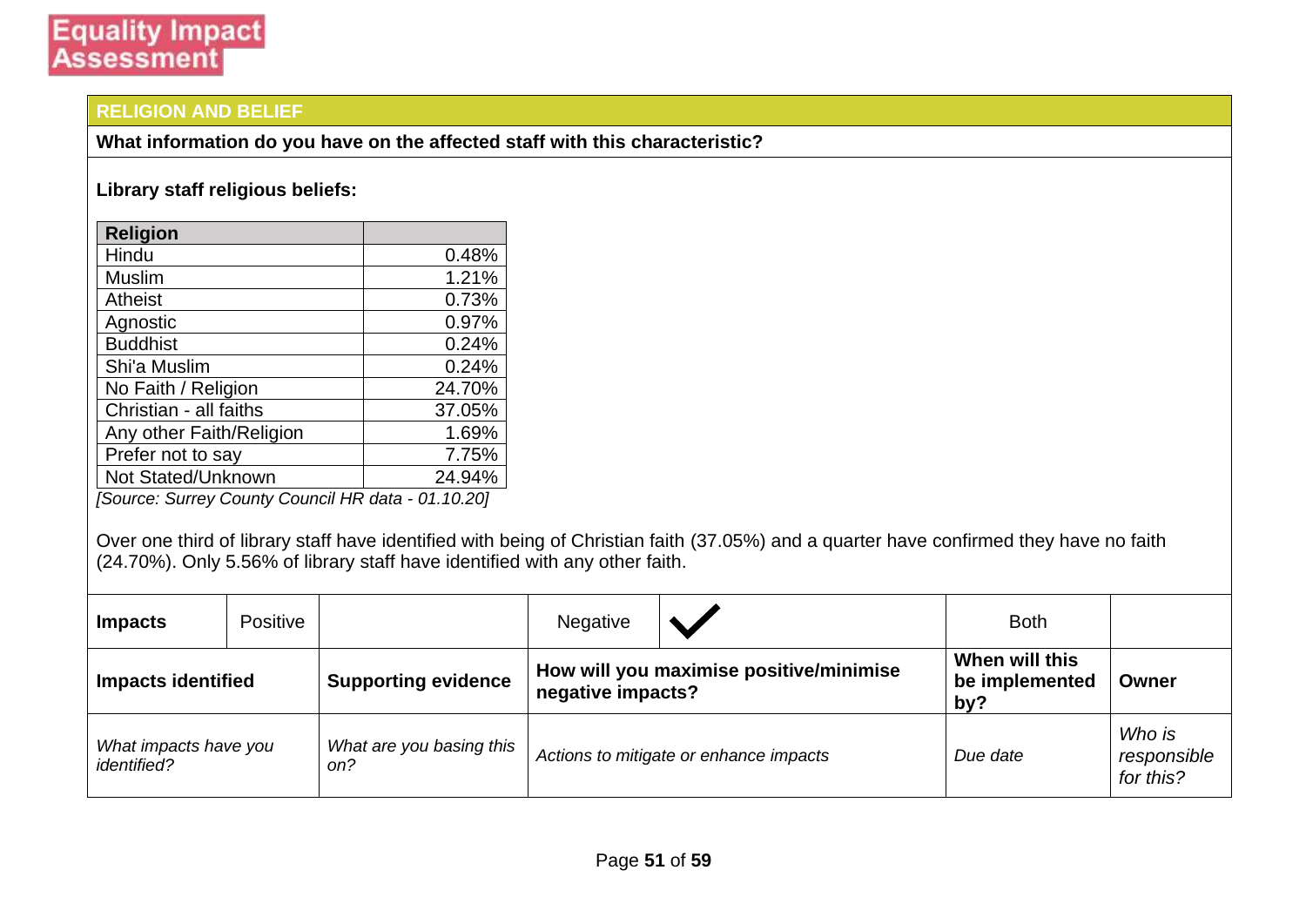Equality Impact Assessment

## RELIGION AND BELIEF

**What information do you have on the affected staff with this characteristic?**

**Library staff religious beliefs:**

| Religion | |
|---|---|
| Hindu | 0.48% |
| Muslim | 1.21% |
| Atheist | 0.73% |
| Agnostic | 0.97% |
| Buddhist | 0.24% |
| Shi'a Muslim | 0.24% |
| No Faith / Religion | 24.70% |
| Christian - all faiths | 37.05% |
| Any other Faith/Religion | 1.69% |
| Prefer not to say | 7.75% |
| Not Stated/Unknown | 24.94% |

*[Source: Surrey County Council HR data - 01.10.20]*

Over one third of library staff have identified with being of Christian faith (37.05%) and a quarter have confirmed they have no faith (24.70%). Only 5.56% of library staff have identified with any other faith.

| **Impacts** | Positive | | Negative | ✓ | Both | |
|---|---|---|---|---|---|---|
| **Impacts identified** | | **Supporting evidence** | **How will you maximise positive/minimise negative impacts?** | | **When will this be implemented by?** | **Owner** |
| *What impacts have you identified?* | | *What are you basing this on?* | *Actions to mitigate or enhance impacts* | | *Due date* | *Who is responsible for this?* |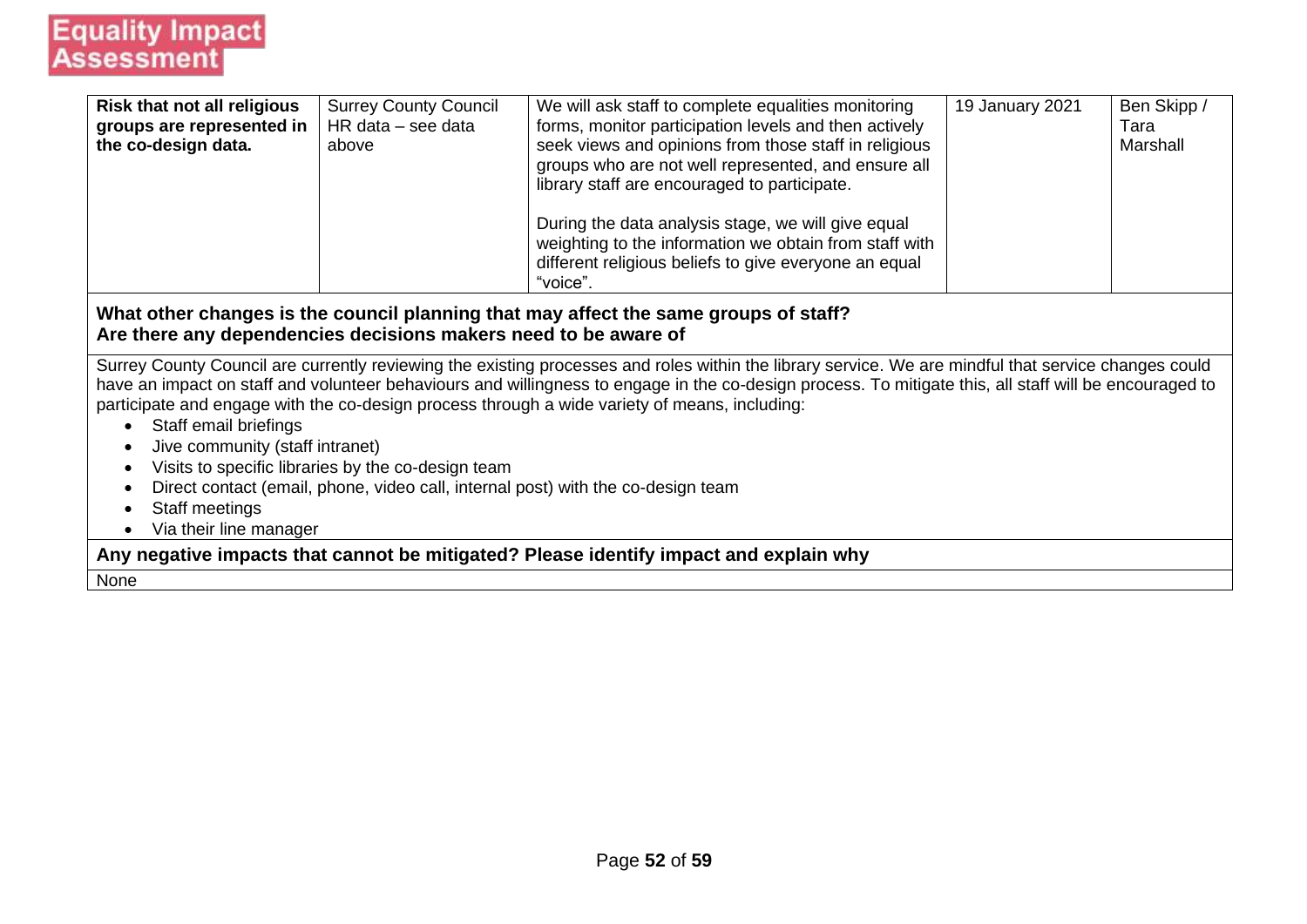| **Risk that not all religious groups are represented in the co-design data.** | Surrey County Council HR data – see data above | We will ask staff to complete equalities monitoring forms, monitor participation levels and then actively seek views and opinions from those staff in religious groups who are not well represented, and ensure all library staff are encouraged to participate.<br><br>During the data analysis stage, we will give equal weighting to the information we obtain from staff with different religious beliefs to give everyone an equal "voice". | 19 January 2021 | Ben Skipp / Tara Marshall |
|---|---|---|---|---|

**What other changes is the council planning that may affect the same groups of staff?**
**Are there any dependencies decisions makers need to be aware of**

Surrey County Council are currently reviewing the existing processes and roles within the library service. We are mindful that service changes could have an impact on staff and volunteer behaviours and willingness to engage in the co-design process. To mitigate this, all staff will be encouraged to participate and engage with the co-design process through a wide variety of means, including:

- Staff email briefings
- Jive community (staff intranet)
- Visits to specific libraries by the co-design team
- Direct contact (email, phone, video call, internal post) with the co-design team
- Staff meetings
- Via their line manager

**Any negative impacts that cannot be mitigated? Please identify impact and explain why**

None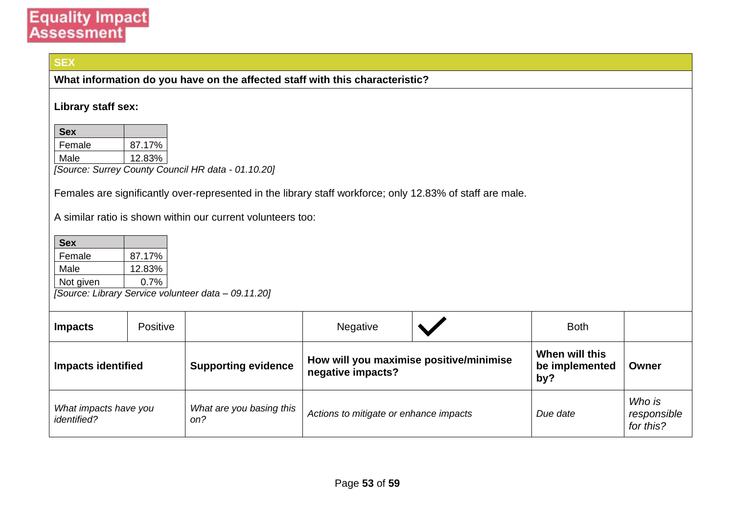**Equality Impact Assessment**

## SEX

**What information do you have on the affected staff with this characteristic?**

**Library staff sex:**

| Sex | |
|---|---|
| Female | 87.17% |
| Male | 12.83% |

*[Source: Surrey County Council HR data - 01.10.20]*

Females are significantly over-represented in the library staff workforce; only 12.83% of staff are male.

A similar ratio is shown within our current volunteers too:

| Sex | |
|---|---|
| Female | 87.17% |
| Male | 12.83% |
| Not given | 0.7% |

*[Source: Library Service volunteer data – 09.11.20]*

| **Impacts** | Positive | | Negative | ✓ | Both | |
|---|---|---|---|---|---|---|

| **Impacts identified** | **Supporting evidence** | **How will you maximise positive/minimise negative impacts?** | **When will this be implemented by?** | **Owner** |
|---|---|---|---|---|
| *What impacts have you identified?* | *What are you basing this on?* | *Actions to mitigate or enhance impacts* | *Due date* | *Who is responsible for this?* |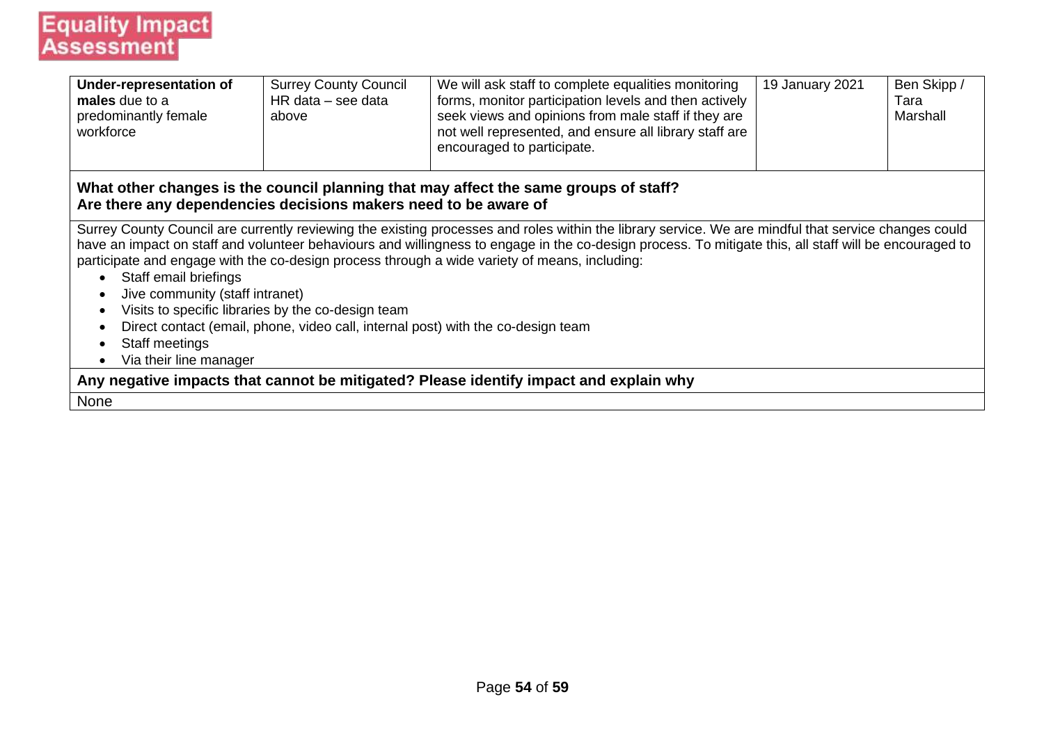| | | | | |
|---|---|---|---|---|
| **Under-representation of males** due to a predominantly female workforce | Surrey County Council HR data – see data above | We will ask staff to complete equalities monitoring forms, monitor participation levels and then actively seek views and opinions from male staff if they are not well represented, and ensure all library staff are encouraged to participate. | 19 January 2021 | Ben Skipp / Tara Marshall |

**What other changes is the council planning that may affect the same groups of staff?**
**Are there any dependencies decisions makers need to be aware of**

Surrey County Council are currently reviewing the existing processes and roles within the library service. We are mindful that service changes could have an impact on staff and volunteer behaviours and willingness to engage in the co-design process. To mitigate this, all staff will be encouraged to participate and engage with the co-design process through a wide variety of means, including:

- Staff email briefings
- Jive community (staff intranet)
- Visits to specific libraries by the co-design team
- Direct contact (email, phone, video call, internal post) with the co-design team
- Staff meetings
- Via their line manager

**Any negative impacts that cannot be mitigated? Please identify impact and explain why**

None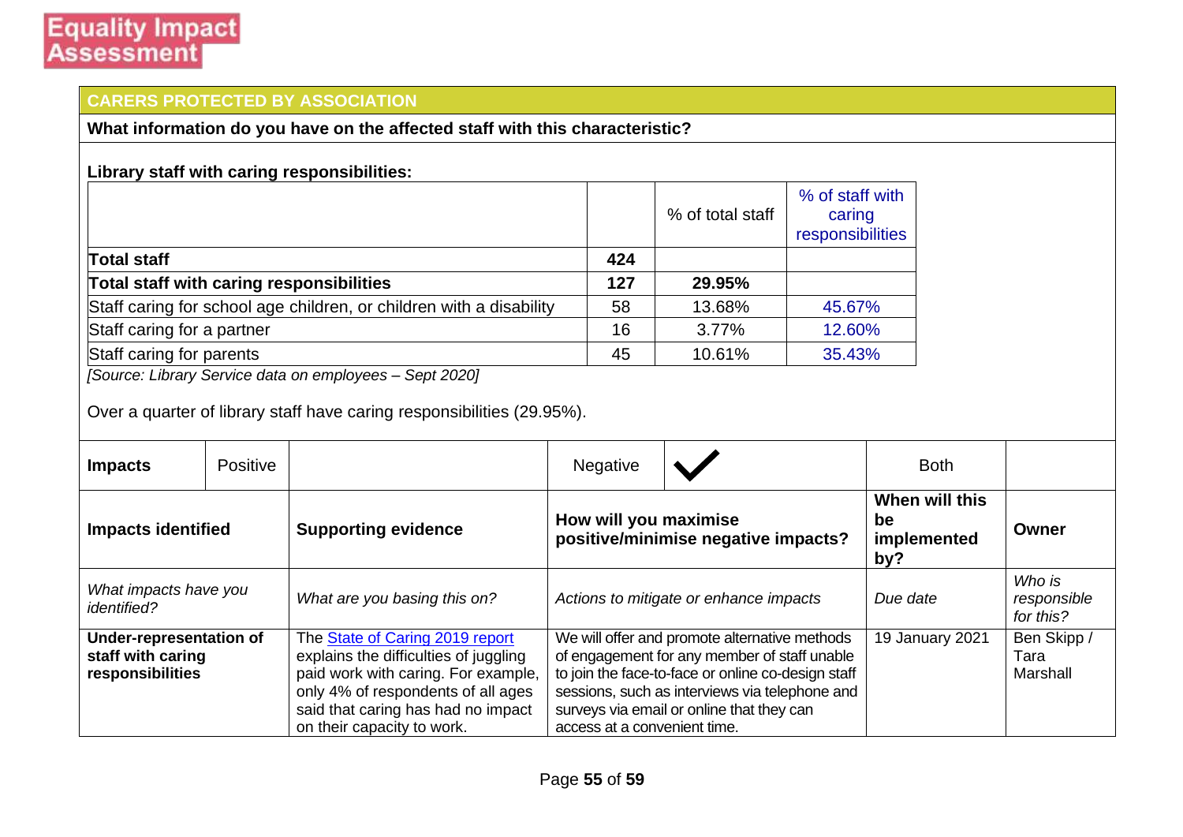**Equality Impact Assessment**

## CARERS PROTECTED BY ASSOCIATION

**What information do you have on the affected staff with this characteristic?**

**Library staff with caring responsibilities:**

| | | % of total staff | % of staff with caring responsibilities |
|---|---|---|---|
| **Total staff** | **424** | | |
| **Total staff with caring responsibilities** | **127** | **29.95%** | |
| Staff caring for school age children, or children with a disability | 58 | 13.68% | 45.67% |
| Staff caring for a partner | 16 | 3.77% | 12.60% |
| Staff caring for parents | 45 | 10.61% | 35.43% |

*[Source: Library Service data on employees – Sept 2020]*

Over a quarter of library staff have caring responsibilities (29.95%).

| **Impacts** | Positive | | Negative | ✓ | Both | |
|---|---|---|---|---|---|---|

| **Impacts identified** | **Supporting evidence** | **How will you maximise positive/minimise negative impacts?** | **When will this be implemented by?** | **Owner** |
|---|---|---|---|---|
| *What impacts have you identified?* | *What are you basing this on?* | *Actions to mitigate or enhance impacts* | *Due date* | *Who is responsible for this?* |
| **Under-representation of staff with caring responsibilities** | The State of Caring 2019 report explains the difficulties of juggling paid work with caring. For example, only 4% of respondents of all ages said that caring has had no impact on their capacity to work. | We will offer and promote alternative methods of engagement for any member of staff unable to join the face-to-face or online co-design staff sessions, such as interviews via telephone and surveys via email or online that they can access at a convenient time. | 19 January 2021 | Ben Skipp / Tara Marshall |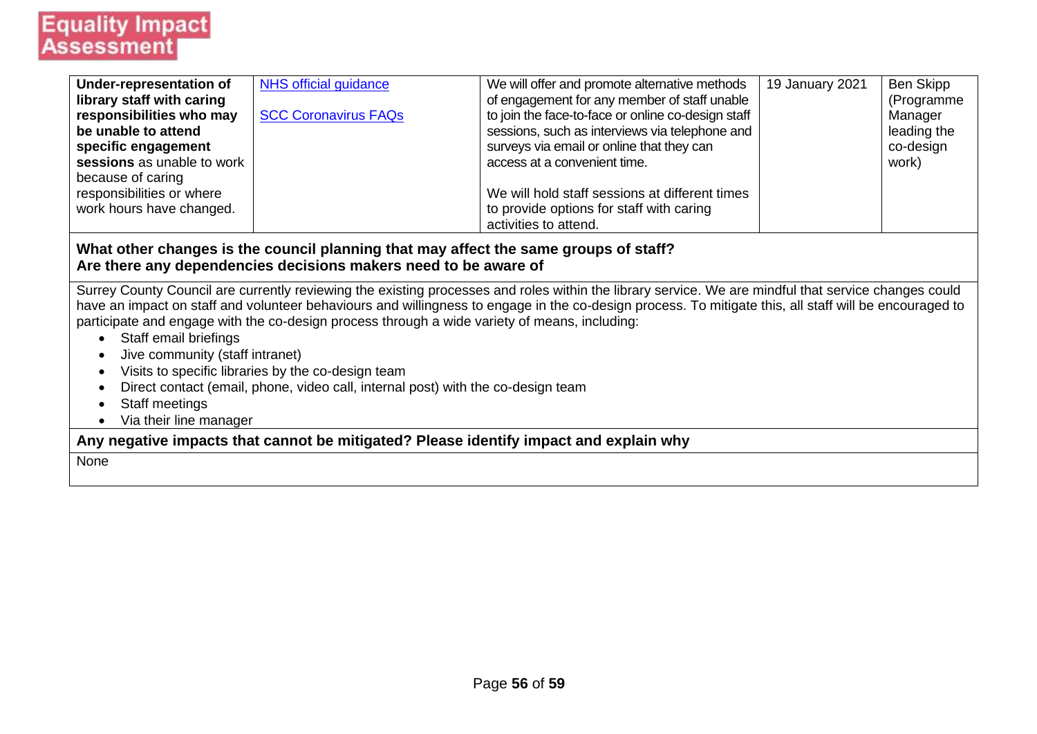| | | | | |
|---|---|---|---|---|
| **Under-representation of library staff with caring responsibilities who may be unable to attend specific engagement sessions** as unable to work because of caring responsibilities or where work hours have changed. | NHS official guidance<br><br>SCC Coronavirus FAQs | We will offer and promote alternative methods of engagement for any member of staff unable to join the face-to-face or online co-design staff sessions, such as interviews via telephone and surveys via email or online that they can access at a convenient time.<br><br>We will hold staff sessions at different times to provide options for staff with caring activities to attend. | 19 January 2021 | Ben Skipp (Programme Manager leading the co-design work) |

**What other changes is the council planning that may affect the same groups of staff?**
**Are there any dependencies decisions makers need to be aware of**

Surrey County Council are currently reviewing the existing processes and roles within the library service. We are mindful that service changes could have an impact on staff and volunteer behaviours and willingness to engage in the co-design process. To mitigate this, all staff will be encouraged to participate and engage with the co-design process through a wide variety of means, including:

- Staff email briefings
- Jive community (staff intranet)
- Visits to specific libraries by the co-design team
- Direct contact (email, phone, video call, internal post) with the co-design team
- Staff meetings
- Via their line manager

**Any negative impacts that cannot be mitigated? Please identify impact and explain why**

None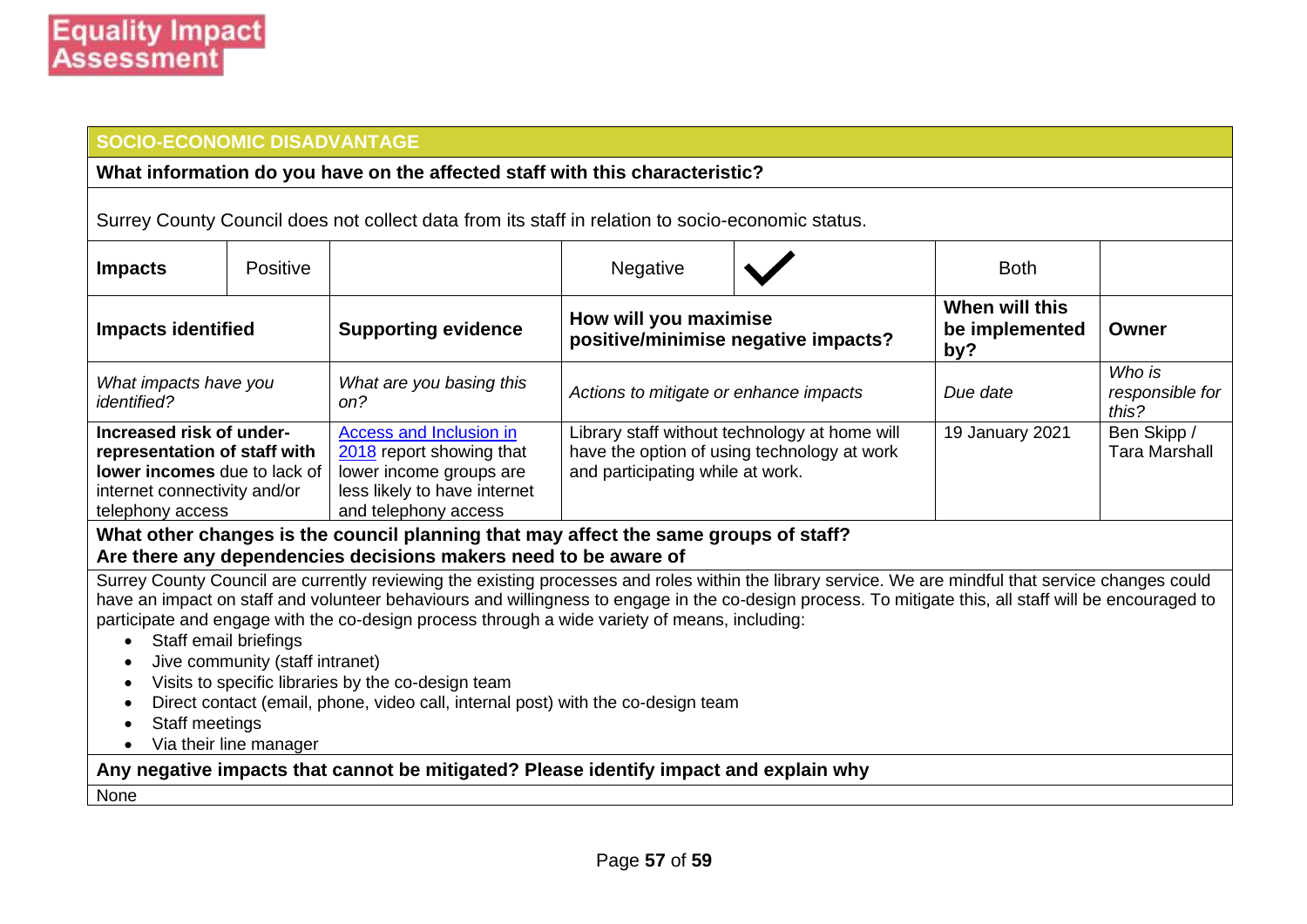**Equality Impact Assessment**

| SOCIO-ECONOMIC DISADVANTAGE | | | | | | |
|---|---|---|---|---|---|---|
| **What information do you have on the affected staff with this characteristic?** | | | | | | |
| Surrey County Council does not collect data from its staff in relation to socio-economic status. | | | | | | |
| **Impacts** | Positive | | Negative | ✓ | Both | |

| **Impacts identified** | **Supporting evidence** | **How will you maximise positive/minimise negative impacts?** | **When will this be implemented by?** | **Owner** |
|---|---|---|---|---|
| *What impacts have you identified?* | *What are you basing this on?* | *Actions to mitigate or enhance impacts* | *Due date* | *Who is responsible for this?* |
| **Increased risk of under-representation of staff with lower incomes** due to lack of internet connectivity and/or telephony access | [Access and Inclusion in 2018] report showing that lower income groups are less likely to have internet and telephony access | Library staff without technology at home will have the option of using technology at work and participating while at work. | 19 January 2021 | Ben Skipp / Tara Marshall |

**What other changes is the council planning that may affect the same groups of staff?**
**Are there any dependencies decisions makers need to be aware of**

Surrey County Council are currently reviewing the existing processes and roles within the library service. We are mindful that service changes could have an impact on staff and volunteer behaviours and willingness to engage in the co-design process. To mitigate this, all staff will be encouraged to participate and engage with the co-design process through a wide variety of means, including:

- Staff email briefings
- Jive community (staff intranet)
- Visits to specific libraries by the co-design team
- Direct contact (email, phone, video call, internal post) with the co-design team
- Staff meetings
- Via their line manager

**Any negative impacts that cannot be mitigated? Please identify impact and explain why**

None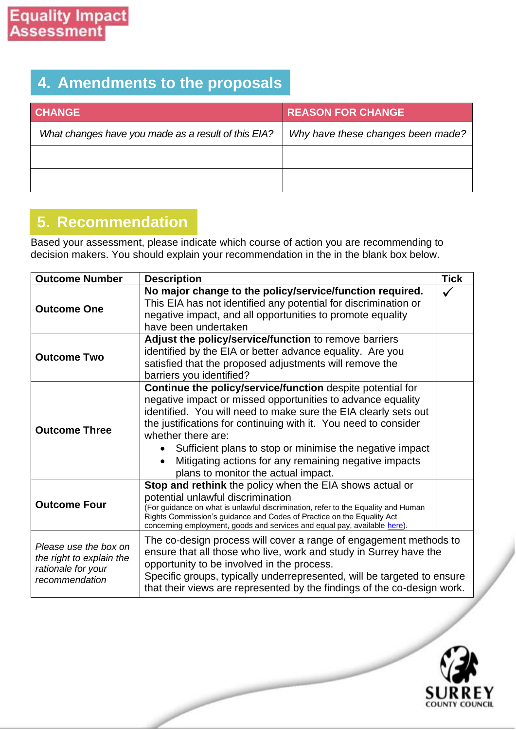## 4. Amendments to the proposals

| CHANGE | REASON FOR CHANGE |
|---|---|
| *What changes have you made as a result of this EIA?* | *Why have these changes been made?* |
| | |
| | |

## 5. Recommendation

Based your assessment, please indicate which course of action you are recommending to decision makers. You should explain your recommendation in the in the blank box below.

| Outcome Number | Description | Tick |
|---|---|---|
| **Outcome One** | **No major change to the policy/service/function required.** This EIA has not identified any potential for discrimination or negative impact, and all opportunities to promote equality have been undertaken | ✓ |
| **Outcome Two** | **Adjust the policy/service/function** to remove barriers identified by the EIA or better advance equality. Are you satisfied that the proposed adjustments will remove the barriers you identified? | |
| **Outcome Three** | **Continue the policy/service/function** despite potential for negative impact or missed opportunities to advance equality identified. You will need to make sure the EIA clearly sets out the justifications for continuing with it. You need to consider whether there are: <br>• Sufficient plans to stop or minimise the negative impact <br>• Mitigating actions for any remaining negative impacts plans to monitor the actual impact. | |
| **Outcome Four** | **Stop and rethink** the policy when the EIA shows actual or potential unlawful discrimination <br>(For guidance on what is unlawful discrimination, refer to the Equality and Human Rights Commission's guidance and Codes of Practice on the Equality Act concerning employment, goods and services and equal pay, available here). | |
| *Please use the box on the right to explain the rationale for your recommendation* | The co-design process will cover a range of engagement methods to ensure that all those who live, work and study in Surrey have the opportunity to be involved in the process. <br>Specific groups, typically underrepresented, will be targeted to ensure that their views are represented by the findings of the co-design work. | |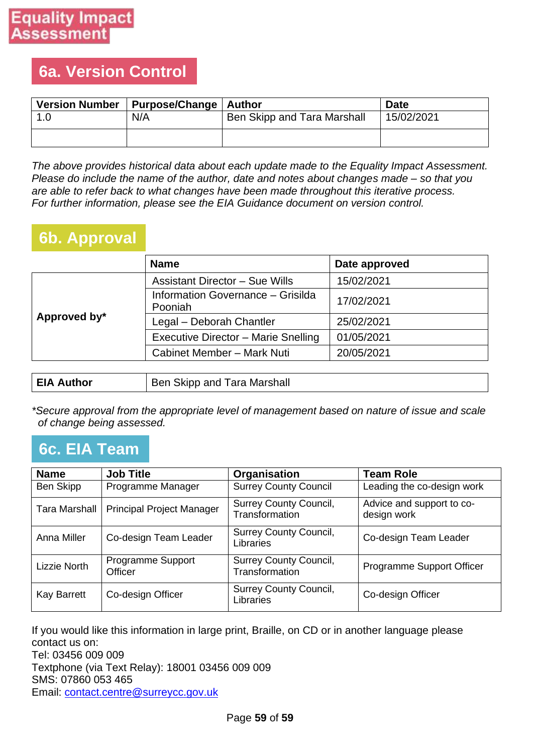Equality Impact Assessment

## 6a. Version Control

| Version Number | Purpose/Change | Author | Date |
|---|---|---|---|
| 1.0 | N/A | Ben Skipp and Tara Marshall | 15/02/2021 |
| | | | |

*The above provides historical data about each update made to the Equality Impact Assessment. Please do include the name of the author, date and notes about changes made – so that you are able to refer back to what changes have been made throughout this iterative process. For further information, please see the EIA Guidance document on version control.*

## 6b. Approval

| | Name | Date approved |
|---|---|---|
| **Approved by*** | Assistant Director – Sue Wills | 15/02/2021 |
| | Information Governance – Grisilda Pooniah | 17/02/2021 |
| | Legal – Deborah Chantler | 25/02/2021 |
| | Executive Director – Marie Snelling | 01/05/2021 |
| | Cabinet Member – Mark Nuti | 20/05/2021 |

| | |
|---|---|
| **EIA Author** | Ben Skipp and Tara Marshall |

*\*Secure approval from the appropriate level of management based on nature of issue and scale of change being assessed.*

## 6c. EIA Team

| Name | Job Title | Organisation | Team Role |
|---|---|---|---|
| Ben Skipp | Programme Manager | Surrey County Council | Leading the co-design work |
| Tara Marshall | Principal Project Manager | Surrey County Council, Transformation | Advice and support to co-design work |
| Anna Miller | Co-design Team Leader | Surrey County Council, Libraries | Co-design Team Leader |
| Lizzie North | Programme Support Officer | Surrey County Council, Transformation | Programme Support Officer |
| Kay Barrett | Co-design Officer | Surrey County Council, Libraries | Co-design Officer |

If you would like this information in large print, Braille, on CD or in another language please contact us on:
Tel: 03456 009 009
Textphone (via Text Relay): 18001 03456 009 009
SMS: 07860 053 465
Email: contact.centre@surreycc.gov.uk